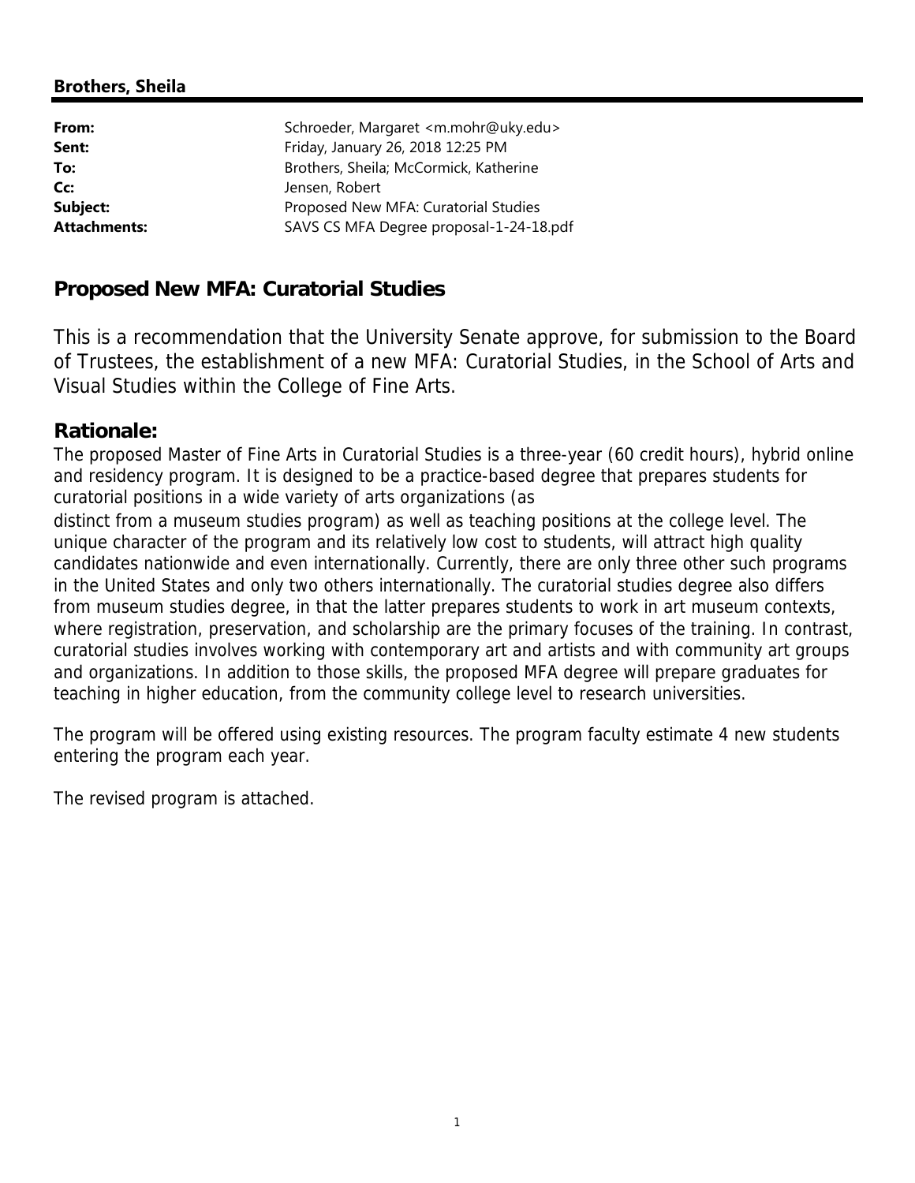**Brothers, Sheila**

| | |
|---|---|
| **From:** | Schroeder, Margaret <m.mohr@uky.edu> |
| **Sent:** | Friday, January 26, 2018 12:25 PM |
| **To:** | Brothers, Sheila; McCormick, Katherine |
| **Cc:** | Jensen, Robert |
| **Subject:** | Proposed New MFA: Curatorial Studies |
| **Attachments:** | SAVS CS MFA Degree proposal-1-24-18.pdf |

## Proposed New MFA: Curatorial Studies

This is a recommendation that the University Senate approve, for submission to the Board of Trustees, the establishment of a new MFA: Curatorial Studies, in the School of Arts and Visual Studies within the College of Fine Arts.

### Rationale:

The proposed Master of Fine Arts in Curatorial Studies is a three-year (60 credit hours), hybrid online and residency program. It is designed to be a practice-based degree that prepares students for curatorial positions in a wide variety of arts organizations (as distinct from a museum studies program) as well as teaching positions at the college level. The unique character of the program and its relatively low cost to students, will attract high quality candidates nationwide and even internationally. Currently, there are only three other such programs in the United States and only two others internationally. The curatorial studies degree also differs from museum studies degree, in that the latter prepares students to work in art museum contexts, where registration, preservation, and scholarship are the primary focuses of the training. In contrast, curatorial studies involves working with contemporary art and artists and with community art groups and organizations. In addition to those skills, the proposed MFA degree will prepare graduates for teaching in higher education, from the community college level to research universities.

The program will be offered using existing resources. The program faculty estimate 4 new students entering the program each year.

The revised program is attached.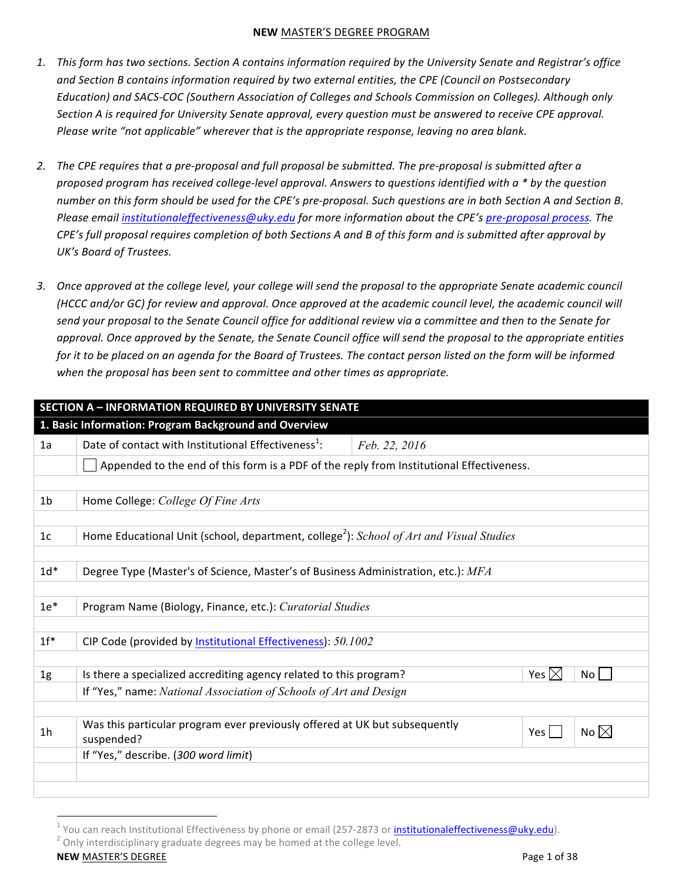**NEW** MASTER'S DEGREE PROGRAM

1. *This form has two sections. Section A contains information required by the University Senate and Registrar's office and Section B contains information required by two external entities, the CPE (Council on Postsecondary Education) and SACS-COC (Southern Association of Colleges and Schools Commission on Colleges). Although only Section A is required for University Senate approval, every question must be answered to receive CPE approval. Please write "not applicable" wherever that is the appropriate response, leaving no area blank.*

2. *The CPE requires that a pre-proposal and full proposal be submitted. The pre-proposal is submitted after a proposed program has received college-level approval. Answers to questions identified with a * by the question number on this form should be used for the CPE's pre-proposal. Such questions are in both Section A and Section B. Please email institutionaleffectiveness@uky.edu for more information about the CPE's pre-proposal process. The CPE's full proposal requires completion of both Sections A and B of this form and is submitted after approval by UK's Board of Trustees.*

3. *Once approved at the college level, your college will send the proposal to the appropriate Senate academic council (HCCC and/or GC) for review and approval. Once approved at the academic council level, the academic council will send your proposal to the Senate Council office for additional review via a committee and then to the Senate for approval. Once approved by the Senate, the Senate Council office will send the proposal to the appropriate entities for it to be placed on an agenda for the Board of Trustees. The contact person listed on the form will be informed when the proposal has been sent to committee and other times as appropriate.*

| **SECTION A – INFORMATION REQUIRED BY UNIVERSITY SENATE** | | | |
|---|---|---|---|
| **1. Basic Information: Program Background and Overview** | | | |
| 1a | Date of contact with Institutional Effectiveness[1]: *Feb. 22, 2016* | | |
| | ☐ Appended to the end of this form is a PDF of the reply from Institutional Effectiveness. | | |
| 1b | Home College: *College Of Fine Arts* | | |
| 1c | Home Educational Unit (school, department, college[2]): *School of Art and Visual Studies* | | |
| 1d* | Degree Type (Master's of Science, Master's of Business Administration, etc.): *MFA* | | |
| 1e* | Program Name (Biology, Finance, etc.): *Curatorial Studies* | | |
| 1f* | CIP Code (provided by Institutional Effectiveness): *50.1002* | | |
| 1g | Is there a specialized accrediting agency related to this program? | Yes ☒ | No ☐ |
| | If "Yes," name: *National Association of Schools of Art and Design* | | |
| 1h | Was this particular program ever previously offered at UK but subsequently suspended? | Yes ☐ | No ☒ |
| | If "Yes," describe. (*300 word limit*) | | |
| | | | |

[1] You can reach Institutional Effectiveness by phone or email (257-2873 or institutionaleffectiveness@uky.edu).
[2] Only interdisciplinary graduate degrees may be homed at the college level.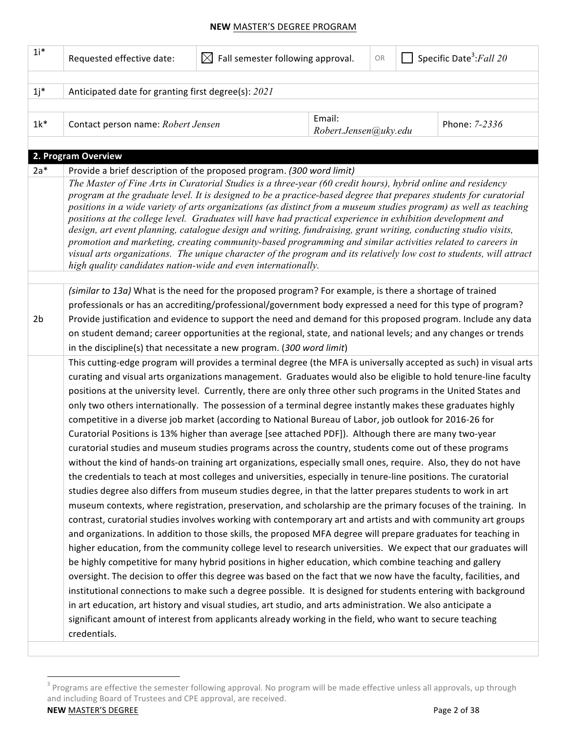**NEW** MASTER'S DEGREE PROGRAM

| | | | | |
|---|---|---|---|---|
| 1i* | Requested effective date: | ☒ Fall semester following approval. | OR | ☐ Specific Date[3]: *Fall 20* |
| 1j* | Anticipated date for granting first degree(s): *2021* | | | |
| 1k* | Contact person name: *Robert Jensen* | Email: *Robert.Jensen@uky.edu* | | Phone: *7-2336* |

## 2. Program Overview

**2a*** Provide a brief description of the proposed program. *(300 word limit)*

*The Master of Fine Arts in Curatorial Studies is a three-year (60 credit hours), hybrid online and residency program at the graduate level. It is designed to be a practice-based degree that prepares students for curatorial positions in a wide variety of arts organizations (as distinct from a museum studies program) as well as teaching positions at the college level. Graduates will have had practical experience in exhibition development and design, art event planning, catalogue design and writing, fundraising, grant writing, conducting studio visits, promotion and marketing, creating community-based programming and similar activities related to careers in visual arts organizations. The unique character of the program and its relatively low cost to students, will attract high quality candidates nation-wide and even internationally.*

**2b** *(similar to 13a)* What is the need for the proposed program? For example, is there a shortage of trained professionals or has an accrediting/professional/government body expressed a need for this type of program? Provide justification and evidence to support the need and demand for this proposed program. Include any data on student demand; career opportunities at the regional, state, and national levels; and any changes or trends in the discipline(s) that necessitate a new program. (*300 word limit*)

This cutting-edge program will provides a terminal degree (the MFA is universally accepted as such) in visual arts curating and visual arts organizations management. Graduates would also be eligible to hold tenure-line faculty positions at the university level. Currently, there are only three other such programs in the United States and only two others internationally. The possession of a terminal degree instantly makes these graduates highly competitive in a diverse job market (according to National Bureau of Labor, job outlook for 2016-26 for Curatorial Positions is 13% higher than average [see attached PDF]). Although there are many two-year curatorial studies and museum studies programs across the country, students come out of these programs without the kind of hands-on training art organizations, especially small ones, require. Also, they do not have the credentials to teach at most colleges and universities, especially in tenure-line positions. The curatorial studies degree also differs from museum studies degree, in that the latter prepares students to work in art museum contexts, where registration, preservation, and scholarship are the primary focuses of the training. In contrast, curatorial studies involves working with contemporary art and artists and with community art groups and organizations. In addition to those skills, the proposed MFA degree will prepare graduates for teaching in higher education, from the community college level to research universities. We expect that our graduates will be highly competitive for many hybrid positions in higher education, which combine teaching and gallery oversight. The decision to offer this degree was based on the fact that we now have the faculty, facilities, and institutional connections to make such a degree possible. It is designed for students entering with background in art education, art history and visual studies, art studio, and arts administration. We also anticipate a significant amount of interest from applicants already working in the field, who want to secure teaching credentials.

[3] Programs are effective the semester following approval. No program will be made effective unless all approvals, up through and including Board of Trustees and CPE approval, are received.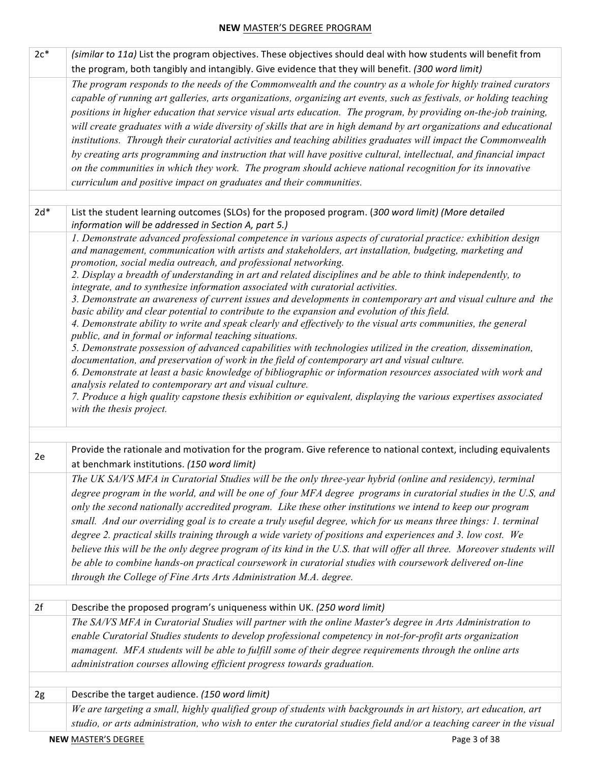| | |
|---|---|
| 2c* | *(similar to 11a)* List the program objectives. These objectives should deal with how students will benefit from the program, both tangibly and intangibly. Give evidence that they will benefit. *(300 word limit)* |
| | *The program responds to the needs of the Commonwealth and the country as a whole for highly trained curators capable of running art galleries, arts organizations, organizing art events, such as festivals, or holding teaching positions in higher education that service visual arts education. The program, by providing on-the-job training, will create graduates with a wide diversity of skills that are in high demand by art organizations and educational institutions. Through their curatorial activities and teaching abilities graduates will impact the Commonwealth by creating arts programming and instruction that will have positive cultural, intellectual, and financial impact on the communities in which they work. The program should achieve national recognition for its innovative curriculum and positive impact on graduates and their communities.* |
| | |
| 2d* | List the student learning outcomes (SLOs) for the proposed program. (*300 word limit) (More detailed information will be addressed in Section A, part 5.)* |
| | *1. Demonstrate advanced professional competence in various aspects of curatorial practice: exhibition design and management, communication with artists and stakeholders, art installation, budgeting, marketing and promotion, social media outreach, and professional networking.*<br>*2. Display a breadth of understanding in art and related disciplines and be able to think independently, to integrate, and to synthesize information associated with curatorial activities.*<br>*3. Demonstrate an awareness of current issues and developments in contemporary art and visual culture and the basic ability and clear potential to contribute to the expansion and evolution of this field.*<br>*4. Demonstrate ability to write and speak clearly and effectively to the visual arts communities, the general public, and in formal or informal teaching situations.*<br>*5. Demonstrate possession of advanced capabilities with technologies utilized in the creation, dissemination, documentation, and preservation of work in the field of contemporary art and visual culture.*<br>*6. Demonstrate at least a basic knowledge of bibliographic or information resources associated with work and analysis related to contemporary art and visual culture.*<br>*7. Produce a high quality capstone thesis exhibition or equivalent, displaying the various expertises associated with the thesis project.* |
| | |
| 2e | Provide the rationale and motivation for the program. Give reference to national context, including equivalents at benchmark institutions. *(150 word limit)* |
| | *The UK SA/VS MFA in Curatorial Studies will be the only three-year hybrid (online and residency), terminal degree program in the world, and will be one of four MFA degree programs in curatorial studies in the U.S, and only the second nationally accredited program. Like these other institutions we intend to keep our program small. And our overriding goal is to create a truly useful degree, which for us means three things: 1. terminal degree 2. practical skills training through a wide variety of positions and experiences and 3. low cost. We believe this will be the only degree program of its kind in the U.S. that will offer all three. Moreover students will be able to combine hands-on practical coursework in curatorial studies with coursework delivered on-line through the College of Fine Arts Arts Administration M.A. degree.* |
| | |
| 2f | Describe the proposed program's uniqueness within UK. *(250 word limit)* |
| | *The SA/VS MFA in Curatorial Studies will partner with the online Master's degree in Arts Administration to enable Curatorial Studies students to develop professional competency in not-for-profit arts organization mamagent. MFA students will be able to fulfill some of their degree requirements through the online arts administration courses allowing efficient progress towards graduation.* |
| | |
| 2g | Describe the target audience. *(150 word limit)* |
| | *We are targeting a small, highly qualified group of students with backgrounds in art history, art education, art studio, or arts administration, who wish to enter the curatorial studies field and/or a teaching career in the visual* |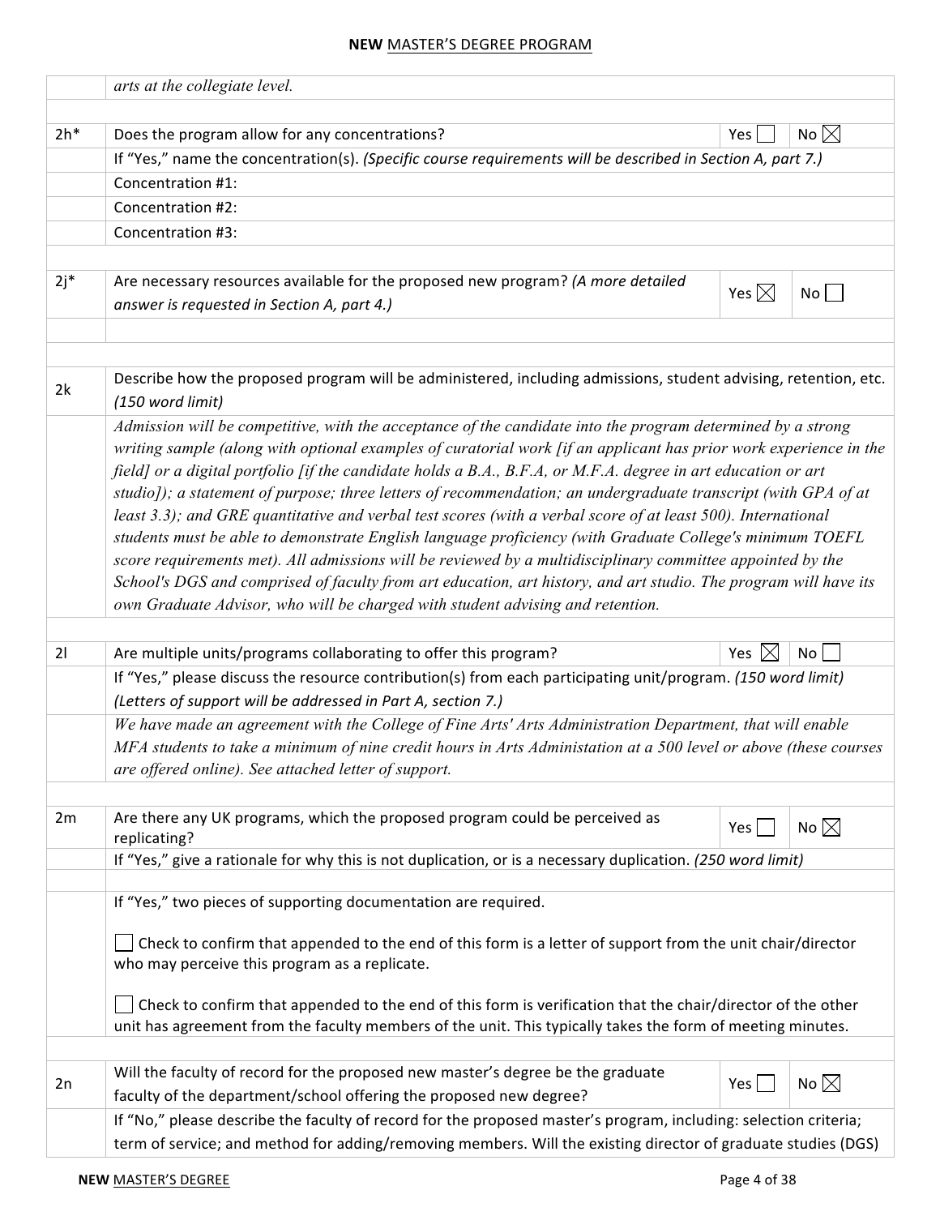| | | | |
|---|---|---|---|
| | *arts at the collegiate level.* | | |
| | | | |
| 2h* | Does the program allow for any concentrations? | Yes ☐ | No ☒ |
| | If "Yes," name the concentration(s). *(Specific course requirements will be described in Section A, part 7.)* | | |
| | Concentration #1: | | |
| | Concentration #2: | | |
| | Concentration #3: | | |
| | | | |
| 2j* | Are necessary resources available for the proposed new program? *(A more detailed answer is requested in Section A, part 4.)* | Yes ☒ | No ☐ |
| | | | |
| | | | |
| 2k | Describe how the proposed program will be administered, including admissions, student advising, retention, etc. *(150 word limit)* | | |
| | *Admission will be competitive, with the acceptance of the candidate into the program determined by a strong writing sample (along with optional examples of curatorial work [if an applicant has prior work experience in the field] or a digital portfolio [if the candidate holds a B.A., B.F.A, or M.F.A. degree in art education or art studio]); a statement of purpose; three letters of recommendation; an undergraduate transcript (with GPA of at least 3.3); and GRE quantitative and verbal test scores (with a verbal score of at least 500). International students must be able to demonstrate English language proficiency (with Graduate College's minimum TOEFL score requirements met). All admissions will be reviewed by a multidisciplinary committee appointed by the School's DGS and comprised of faculty from art education, art history, and art studio. The program will have its own Graduate Advisor, who will be charged with student advising and retention.* | | |
| | | | |
| 2l | Are multiple units/programs collaborating to offer this program? | Yes ☒ | No ☐ |
| | If "Yes," please discuss the resource contribution(s) from each participating unit/program. *(150 word limit)* *(Letters of support will be addressed in Part A, section 7.)* | | |
| | *We have made an agreement with the College of Fine Arts' Arts Administration Department, that will enable MFA students to take a minimum of nine credit hours in Arts Administation at a 500 level or above (these courses are offered online). See attached letter of support.* | | |
| | | | |
| 2m | Are there any UK programs, which the proposed program could be perceived as replicating? | Yes ☐ | No ☒ |
| | If "Yes," give a rationale for why this is not duplication, or is a necessary duplication. *(250 word limit)* | | |
| | | | |
| | If "Yes," two pieces of supporting documentation are required.<br><br>☐ Check to confirm that appended to the end of this form is a letter of support from the unit chair/director who may perceive this program as a replicate.<br><br>☐ Check to confirm that appended to the end of this form is verification that the chair/director of the other unit has agreement from the faculty members of the unit. This typically takes the form of meeting minutes. | | |
| | | | |
| 2n | Will the faculty of record for the proposed new master's degree be the graduate faculty of the department/school offering the proposed new degree? | Yes ☐ | No ☒ |
| | If "No," please describe the faculty of record for the proposed master's program, including: selection criteria; term of service; and method for adding/removing members. Will the existing director of graduate studies (DGS) | | |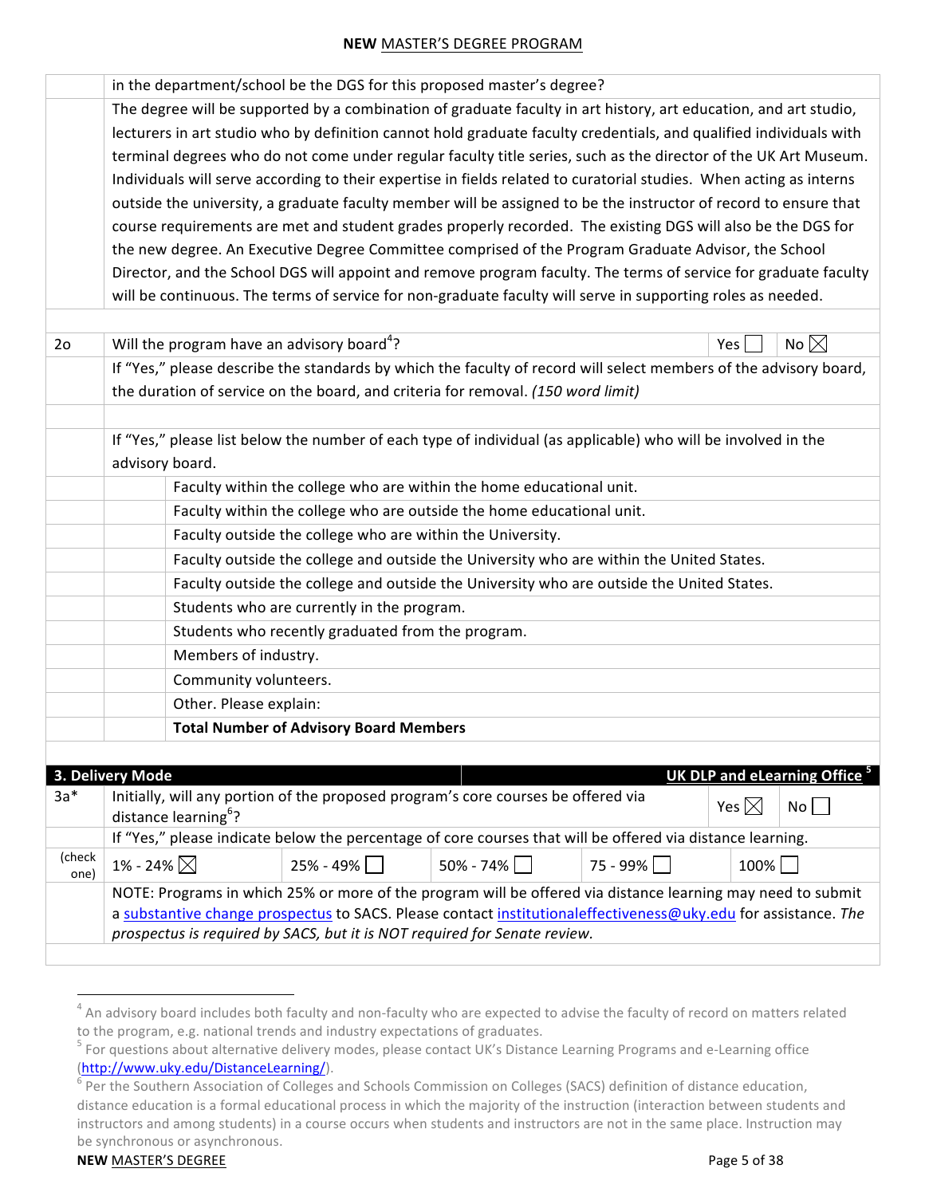| | |
|---|---|
| | in the department/school be the DGS for this proposed master's degree? |
| | The degree will be supported by a combination of graduate faculty in art history, art education, and art studio, lecturers in art studio who by definition cannot hold graduate faculty credentials, and qualified individuals with terminal degrees who do not come under regular faculty title series, such as the director of the UK Art Museum. Individuals will serve according to their expertise in fields related to curatorial studies. When acting as interns outside the university, a graduate faculty member will be assigned to be the instructor of record to ensure that course requirements are met and student grades properly recorded. The existing DGS will also be the DGS for the new degree. An Executive Degree Committee comprised of the Program Graduate Advisor, the School Director, and the School DGS will appoint and remove program faculty. The terms of service for graduate faculty will be continuous. The terms of service for non-graduate faculty will serve in supporting roles as needed. |

| | | |
|---|---|---|
| 2o | Will the program have an advisory board[4]? | Yes ☐ No ☒ |
| | If "Yes," please describe the standards by which the faculty of record will select members of the advisory board, the duration of service on the board, and criteria for removal. *(150 word limit)* | |
| | | |
| | If "Yes," please list below the number of each type of individual (as applicable) who will be involved in the advisory board. | |

| | |
|---|---|
| | Faculty within the college who are within the home educational unit. |
| | Faculty within the college who are outside the home educational unit. |
| | Faculty outside the college who are within the University. |
| | Faculty outside the college and outside the University who are within the United States. |
| | Faculty outside the college and outside the University who are outside the United States. |
| | Students who are currently in the program. |
| | Students who recently graduated from the program. |
| | Members of industry. |
| | Community volunteers. |
| | Other. Please explain: |
| | **Total Number of Advisory Board Members** |

## 3. Delivery Mode

**UK DLP and eLearning Office**[5]

| | | | | | |
|---|---|---|---|---|---|
| 3a* | Initially, will any portion of the proposed program's core courses be offered via distance learning[6]? | | | Yes ☒ | No ☐ |
| | If "Yes," please indicate below the percentage of core courses that will be offered via distance learning. | | | | |
| (check one) | 1% - 24% ☒ | 25% - 49% ☐ | 50% - 74% ☐ | 75 - 99% ☐ | 100% ☐ |
| | NOTE: Programs in which 25% or more of the program will be offered via distance learning may need to submit a substantive change prospectus to SACS. Please contact institutionaleffectiveness@uky.edu for assistance. *The prospectus is required by SACS, but it is NOT required for Senate review.* | | | | |

[4] An advisory board includes both faculty and non-faculty who are expected to advise the faculty of record on matters related to the program, e.g. national trends and industry expectations of graduates.

[5] For questions about alternative delivery modes, please contact UK's Distance Learning Programs and e-Learning office (http://www.uky.edu/DistanceLearning/).

[6] Per the Southern Association of Colleges and Schools Commission on Colleges (SACS) definition of distance education, distance education is a formal educational process in which the majority of the instruction (interaction between students and instructors and among students) in a course occurs when students and instructors are not in the same place. Instruction may be synchronous or asynchronous.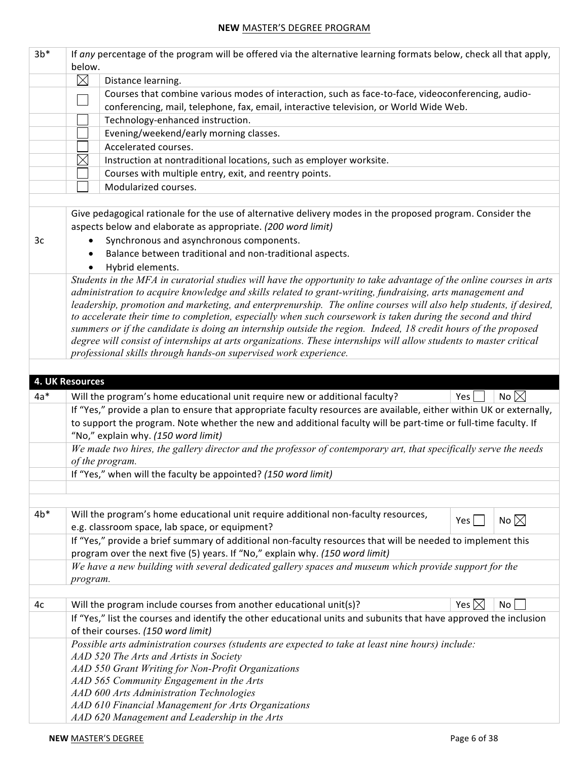| | | |
|---|---|---|
| 3b* | If *any* percentage of the program will be offered via the alternative learning formats below, check all that apply, below. | |
| | ☒ | Distance learning. |
| | ☐ | Courses that combine various modes of interaction, such as face-to-face, videoconferencing, audio-conferencing, mail, telephone, fax, email, interactive television, or World Wide Web. |
| | ☐ | Technology-enhanced instruction. |
| | ☐ | Evening/weekend/early morning classes. |
| | ☐ | Accelerated courses. |
| | ☒ | Instruction at nontraditional locations, such as employer worksite. |
| | ☐ | Courses with multiple entry, exit, and reentry points. |
| | ☐ | Modularized courses. |

**3c** Give pedagogical rationale for the use of alternative delivery modes in the proposed program. Consider the aspects below and elaborate as appropriate. *(200 word limit)*

- Synchronous and asynchronous components.
- Balance between traditional and non-traditional aspects.
- Hybrid elements.

*Students in the MFA in curatorial studies will have the opportunity to take advantage of the online courses in arts administration to acquire knowledge and skills related to grant-writing, fundraising, arts management and leadership, promotion and marketing, and enterprenurship. The online courses will also help students, if desired, to accelerate their time to completion, especially when such coursework is taken during the second and third summers or if the candidate is doing an internship outside the region. Indeed, 18 credit hours of the proposed degree will consist of internships at arts organizations. These internships will allow students to master critical professional skills through hands-on supervised work experience.*

## 4. UK Resources

**4a*** Will the program's home educational unit require new or additional faculty? Yes ☐ No ☒

If "Yes," provide a plan to ensure that appropriate faculty resources are available, either within UK or externally, to support the program. Note whether the new and additional faculty will be part-time or full-time faculty. If "No," explain why. *(150 word limit)*

*We made two hires, the gallery director and the professor of contemporary art, that specifically serve the needs of the program.*

If "Yes," when will the faculty be appointed? *(150 word limit)*

**4b*** Will the program's home educational unit require additional non-faculty resources, e.g. classroom space, lab space, or equipment? Yes ☐ No ☒

If "Yes," provide a brief summary of additional non-faculty resources that will be needed to implement this program over the next five (5) years. If "No," explain why. *(150 word limit)*

*We have a new building with several dedicated gallery spaces and museum which provide support for the program.*

**4c** Will the program include courses from another educational unit(s)? Yes ☒ No ☐

If "Yes," list the courses and identify the other educational units and subunits that have approved the inclusion of their courses. *(150 word limit)*

*Possible arts administration courses (students are expected to take at least nine hours) include:*
*AAD 520 The Arts and Artists in Society*
*AAD 550 Grant Writing for Non-Profit Organizations*
*AAD 565 Community Engagement in the Arts*
*AAD 600 Arts Administration Technologies*
*AAD 610 Financial Management for Arts Organizations*
*AAD 620 Management and Leadership in the Arts*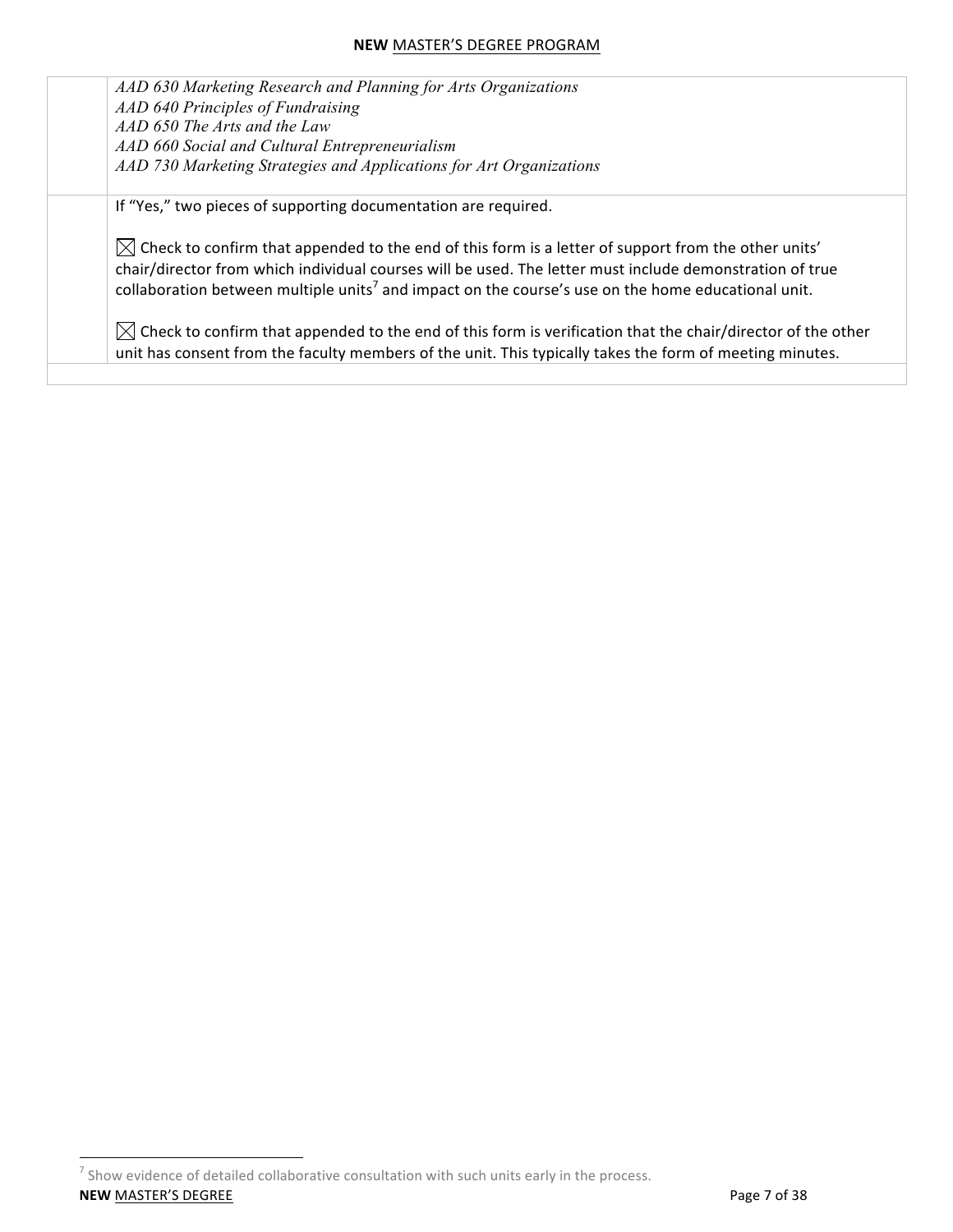| | |
|---|---|
| | *AAD 630 Marketing Research and Planning for Arts Organizations*<br>*AAD 640 Principles of Fundraising*<br>*AAD 650 The Arts and the Law*<br>*AAD 660 Social and Cultural Entrepreneurialism*<br>*AAD 730 Marketing Strategies and Applications for Art Organizations* |
| | If "Yes," two pieces of supporting documentation are required.<br><br>☒ Check to confirm that appended to the end of this form is a letter of support from the other units' chair/director from which individual courses will be used. The letter must include demonstration of true collaboration between multiple units[7] and impact on the course's use on the home educational unit.<br><br>☒ Check to confirm that appended to the end of this form is verification that the chair/director of the other unit has consent from the faculty members of the unit. This typically takes the form of meeting minutes. |
| | |

[7] Show evidence of detailed collaborative consultation with such units early in the process.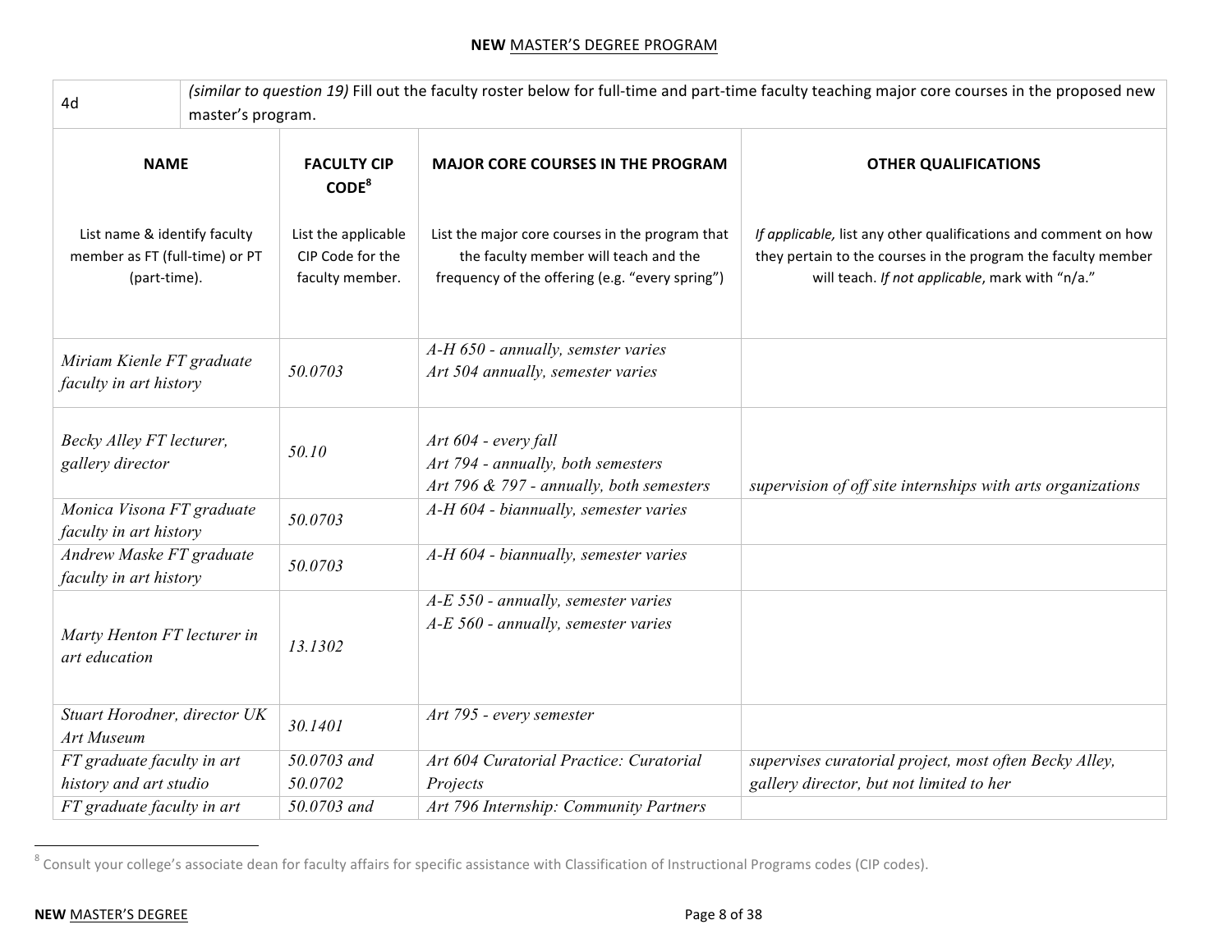| 4d | *(similar to question 19)* Fill out the faculty roster below for full-time and part-time faculty teaching major core courses in the proposed new master's program. | | |
|---|---|---|---|
| **NAME**<br><br>List name & identify faculty member as FT (full-time) or PT (part-time). | **FACULTY CIP CODE**[8]<br><br>List the applicable CIP Code for the faculty member. | **MAJOR CORE COURSES IN THE PROGRAM**<br><br>List the major core courses in the program that the faculty member will teach and the frequency of the offering (e.g. "every spring") | **OTHER QUALIFICATIONS**<br><br>*If applicable,* list any other qualifications and comment on how they pertain to the courses in the program the faculty member will teach. *If not applicable*, mark with "n/a." |
| *Miriam Kienle FT graduate faculty in art history* | *50.0703* | *A-H 650 - annually, semster varies*<br>*Art 504 annually, semester varies* | |
| *Becky Alley FT lecturer, gallery director* | *50.10* | *Art 604 - every fall*<br>*Art 794 - annually, both semesters*<br>*Art 796 & 797 - annually, both semesters* | *supervision of off site internships with arts organizations* |
| *Monica Visona FT graduate faculty in art history* | *50.0703* | *A-H 604 - biannually, semester varies* | |
| *Andrew Maske FT graduate faculty in art history* | *50.0703* | *A-H 604 - biannually, semester varies* | |
| *Marty Henton FT lecturer in art education* | *13.1302* | *A-E 550 - annually, semester varies*<br>*A-E 560 - annually, semester varies* | |
| *Stuart Horodner, director UK Art Museum* | *30.1401* | *Art 795 - every semester* | |
| *FT graduate faculty in art history and art studio* | *50.0703 and 50.0702* | *Art 604 Curatorial Practice: Curatorial Projects* | *supervises curatorial project, most often Becky Alley, gallery director, but not limited to her* |
| *FT graduate faculty in art* | *50.0703 and* | *Art 796 Internship: Community Partners* | |

[8] Consult your college's associate dean for faculty affairs for specific assistance with Classification of Instructional Programs codes (CIP codes).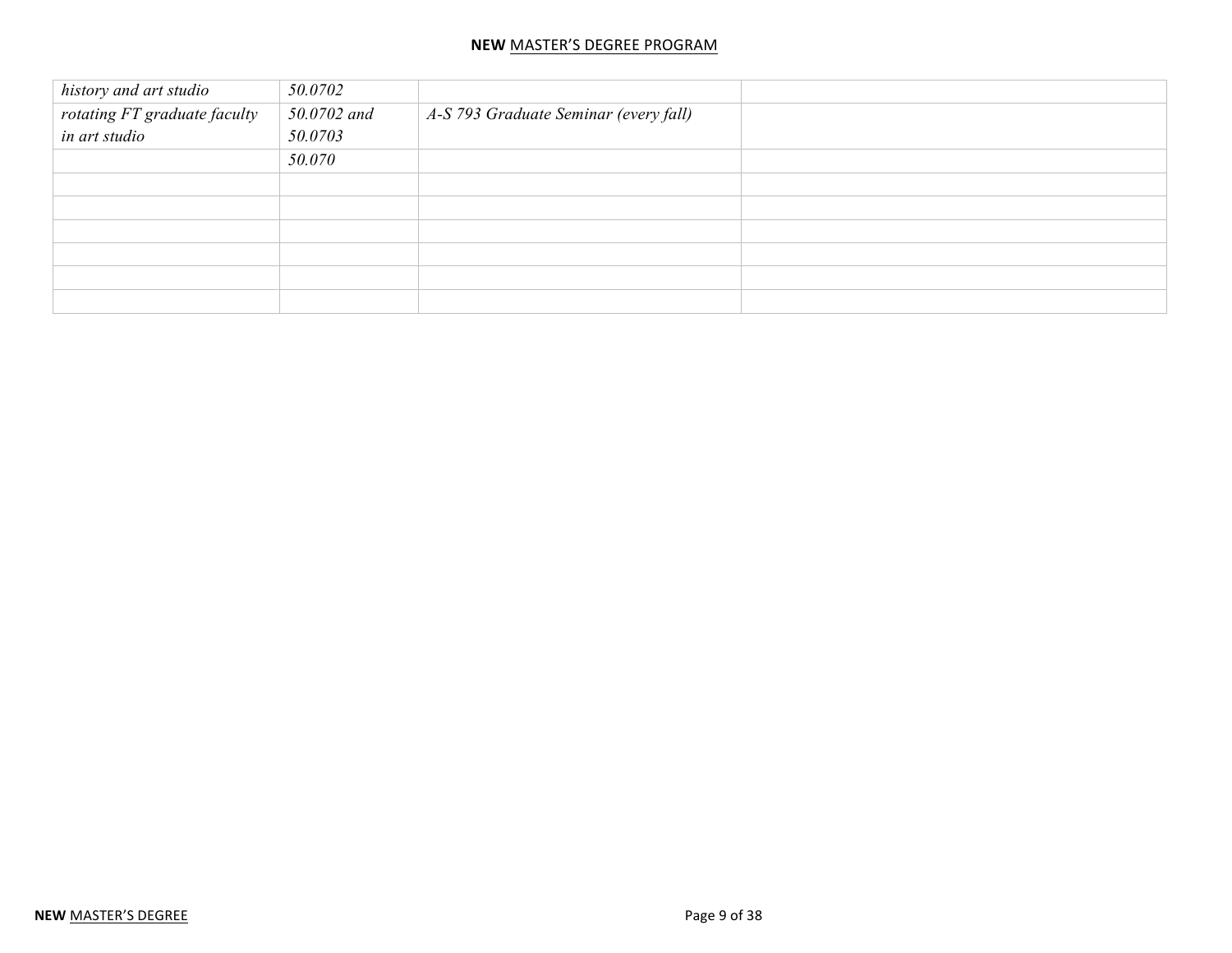| | | | |
|---|---|---|---|
| *history and art studio* | *50.0702* | | |
| *rotating FT graduate faculty in art studio* | *50.0702 and 50.0703* | *A-S 793 Graduate Seminar (every fall)* | |
| | *50.070* | | |
| | | | |
| | | | |
| | | | |
| | | | |
| | | | |
| | | | |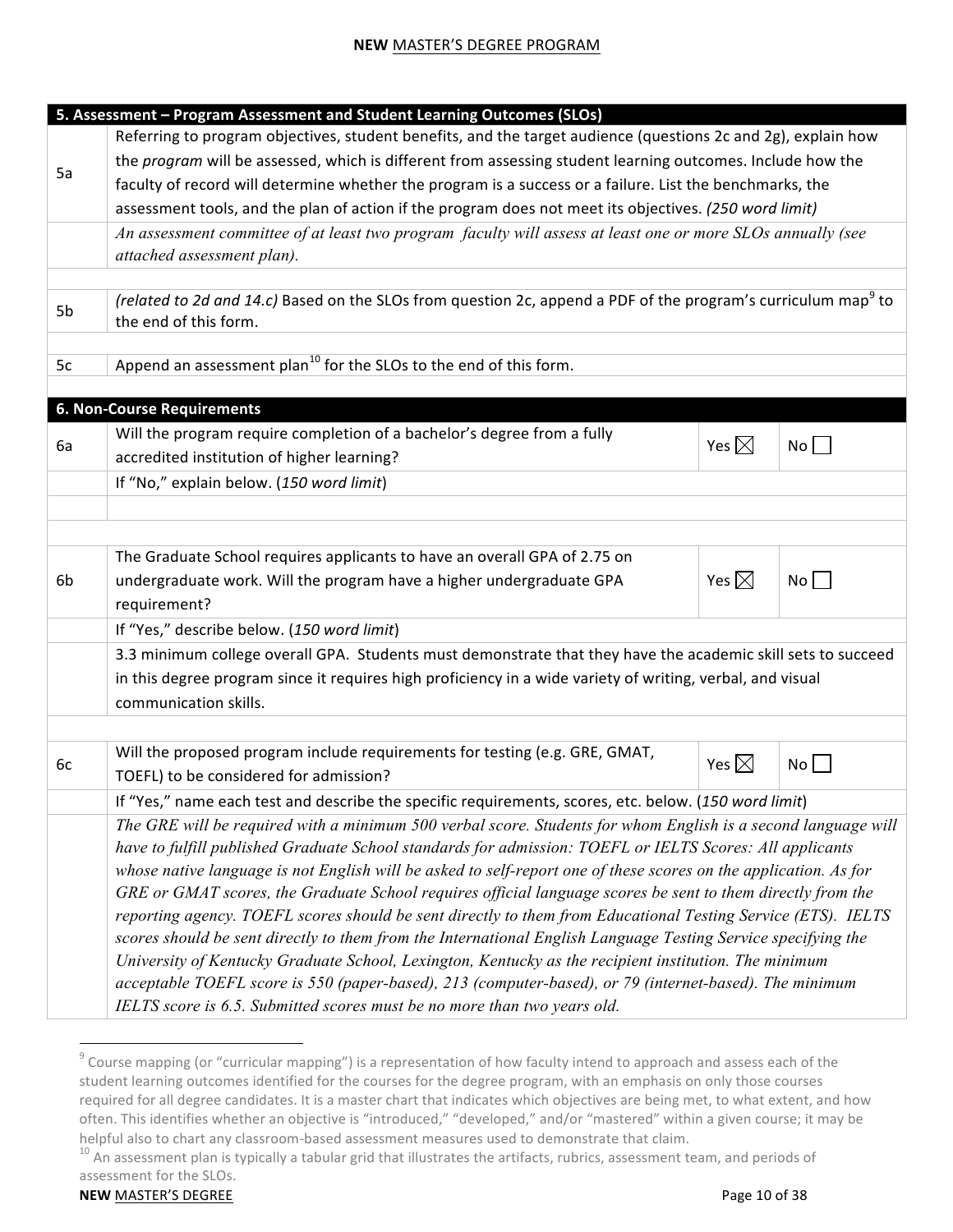| | **5. Assessment – Program Assessment and Student Learning Outcomes (SLOs)** | | |
|---|---|---|---|
| 5a | Referring to program objectives, student benefits, and the target audience (questions 2c and 2g), explain how the *program* will be assessed, which is different from assessing student learning outcomes. Include how the faculty of record will determine whether the program is a success or a failure. List the benchmarks, the assessment tools, and the plan of action if the program does not meet its objectives. *(250 word limit)* | | |
| | *An assessment committee of at least two program faculty will assess at least one or more SLOs annually (see attached assessment plan).* | | |
| 5b | *(related to 2d and 14.c)* Based on the SLOs from question 2c, append a PDF of the program's curriculum map[9] to the end of this form. | | |
| 5c | Append an assessment plan[10] for the SLOs to the end of this form. | | |

| | **6. Non-Course Requirements** | | |
|---|---|---|---|
| 6a | Will the program require completion of a bachelor's degree from a fully accredited institution of higher learning? | Yes ☒ | No ☐ |
| | If "No," explain below. (*150 word limit*) | | |
| | | | |
| 6b | The Graduate School requires applicants to have an overall GPA of 2.75 on undergraduate work. Will the program have a higher undergraduate GPA requirement? | Yes ☒ | No ☐ |
| | If "Yes," describe below. (*150 word limit*) | | |
| | 3.3 minimum college overall GPA. Students must demonstrate that they have the academic skill sets to succeed in this degree program since it requires high proficiency in a wide variety of writing, verbal, and visual communication skills. | | |
| 6c | Will the proposed program include requirements for testing (e.g. GRE, GMAT, TOEFL) to be considered for admission? | Yes ☒ | No ☐ |
| | If "Yes," name each test and describe the specific requirements, scores, etc. below. (*150 word limit*) | | |
| | *The GRE will be required with a minimum 500 verbal score. Students for whom English is a second language will have to fulfill published Graduate School standards for admission: TOEFL or IELTS Scores: All applicants whose native language is not English will be asked to self-report one of these scores on the application. As for GRE or GMAT scores, the Graduate School requires official language scores be sent to them directly from the reporting agency. TOEFL scores should be sent directly to them from Educational Testing Service (ETS). IELTS scores should be sent directly to them from the International English Language Testing Service specifying the University of Kentucky Graduate School, Lexington, Kentucky as the recipient institution. The minimum acceptable TOEFL score is 550 (paper-based), 213 (computer-based), or 79 (internet-based). The minimum IELTS score is 6.5. Submitted scores must be no more than two years old.* | | |

[9] Course mapping (or "curricular mapping") is a representation of how faculty intend to approach and assess each of the student learning outcomes identified for the courses for the degree program, with an emphasis on only those courses required for all degree candidates. It is a master chart that indicates which objectives are being met, to what extent, and how often. This identifies whether an objective is "introduced," "developed," and/or "mastered" within a given course; it may be helpful also to chart any classroom-based assessment measures used to demonstrate that claim.

[10] An assessment plan is typically a tabular grid that illustrates the artifacts, rubrics, assessment team, and periods of assessment for the SLOs.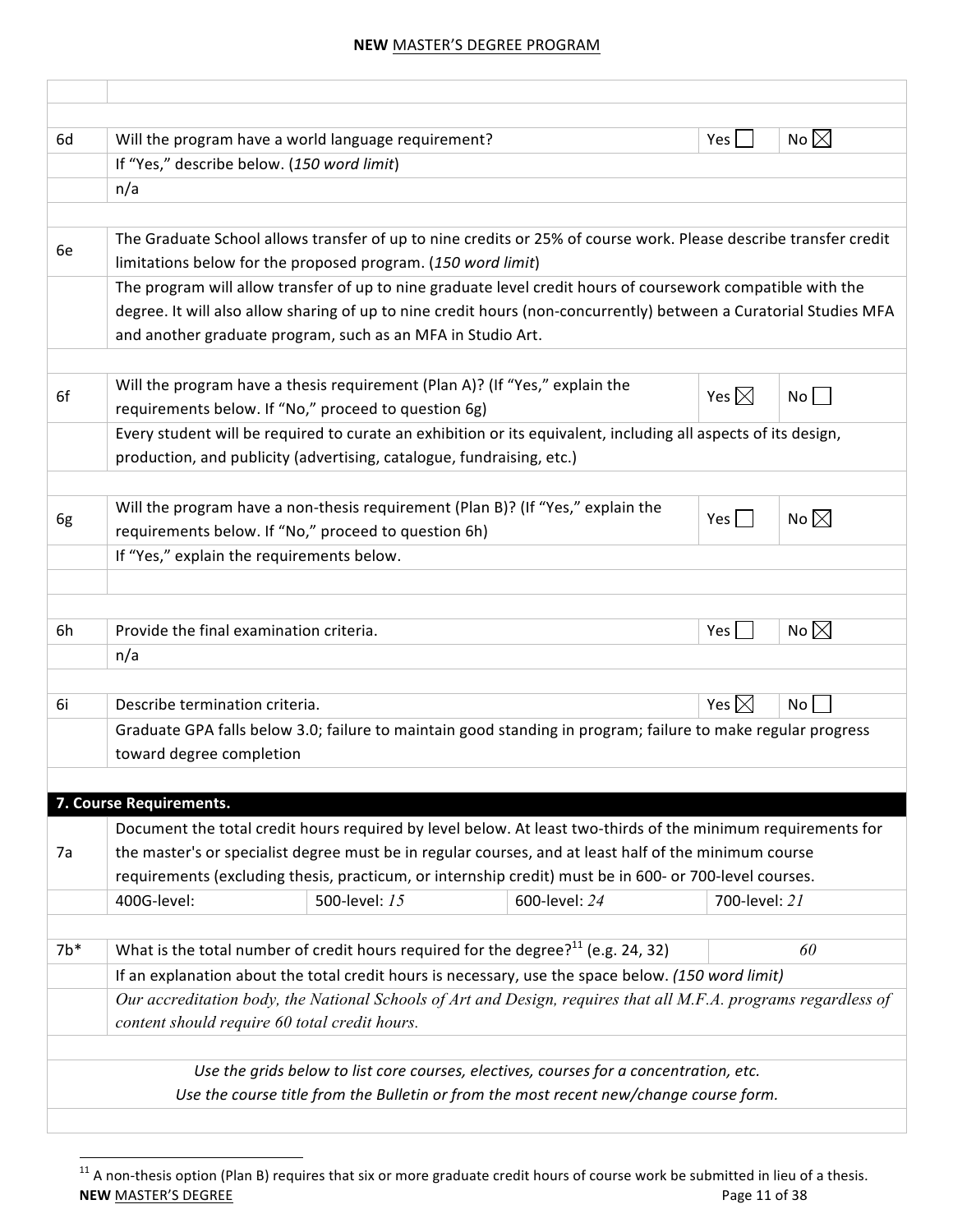| | | | | |
|---|---|---|---|---|
| 6d | Will the program have a world language requirement? | | Yes ☐ | No ☒ |
| | If "Yes," describe below. (*150 word limit*) | | | |
| | n/a | | | |
| 6e | The Graduate School allows transfer of up to nine credits or 25% of course work. Please describe transfer credit limitations below for the proposed program. (*150 word limit*) | | | |
| | The program will allow transfer of up to nine graduate level credit hours of coursework compatible with the degree. It will also allow sharing of up to nine credit hours (non-concurrently) between a Curatorial Studies MFA and another graduate program, such as an MFA in Studio Art. | | | |
| 6f | Will the program have a thesis requirement (Plan A)? (If "Yes," explain the requirements below. If "No," proceed to question 6g) | | Yes ☒ | No ☐ |
| | Every student will be required to curate an exhibition or its equivalent, including all aspects of its design, production, and publicity (advertising, catalogue, fundraising, etc.) | | | |
| 6g | Will the program have a non-thesis requirement (Plan B)? (If "Yes," explain the requirements below. If "No," proceed to question 6h) | | Yes ☐ | No ☒ |
| | If "Yes," explain the requirements below. | | | |
| 6h | Provide the final examination criteria. | | Yes ☐ | No ☒ |
| | n/a | | | |
| 6i | Describe termination criteria. | | Yes ☒ | No ☐ |
| | Graduate GPA falls below 3.0; failure to maintain good standing in program; failure to make regular progress toward degree completion | | | |

## 7. Course Requirements.

| | | | | |
|---|---|---|---|---|
| 7a | Document the total credit hours required by level below. At least two-thirds of the minimum requirements for the master's or specialist degree must be in regular courses, and at least half of the minimum course requirements (excluding thesis, practicum, or internship credit) must be in 600- or 700-level courses. | | | |
| | 400G-level: | 500-level: *15* | 600-level: *24* | 700-level: *21* |
| 7b* | What is the total number of credit hours required for the degree?[11] (e.g. 24, 32) | | | *60* |
| | If an explanation about the total credit hours is necessary, use the space below. *(150 word limit)* | | | |
| | *Our accreditation body, the National Schools of Art and Design, requires that all M.F.A. programs regardless of content should require 60 total credit hours.* | | | |

*Use the grids below to list core courses, electives, courses for a concentration, etc.*
*Use the course title from the Bulletin or from the most recent new/change course form.*

[11] A non-thesis option (Plan B) requires that six or more graduate credit hours of course work be submitted in lieu of a thesis.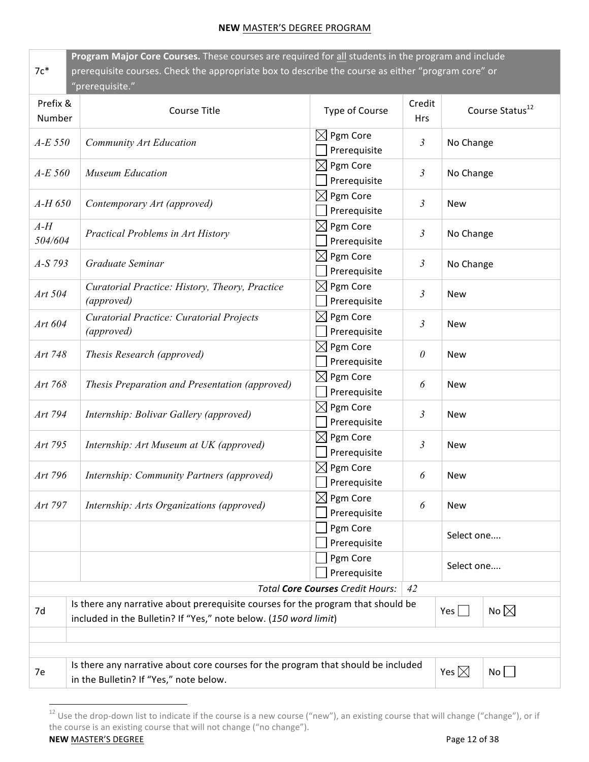## NEW MASTER'S DEGREE PROGRAM

| 7c* | **Program Major Core Courses.** These courses are required for all students in the program and include prerequisite courses. Check the appropriate box to describe the course as either "program core" or "prerequisite." | | | |
|---|---|---|---|---|
| Prefix & Number | Course Title | Type of Course | Credit Hrs | Course Status[12] |
| *A-E 550* | *Community Art Education* | ☒ Pgm Core ☐ Prerequisite | *3* | No Change |
| *A-E 560* | *Museum Education* | ☒ Pgm Core ☐ Prerequisite | *3* | No Change |
| *A-H 650* | *Contemporary Art (approved)* | ☒ Pgm Core ☐ Prerequisite | *3* | New |
| *A-H 504/604* | *Practical Problems in Art History* | ☒ Pgm Core ☐ Prerequisite | *3* | No Change |
| *A-S 793* | *Graduate Seminar* | ☒ Pgm Core ☐ Prerequisite | *3* | No Change |
| *Art 504* | *Curatorial Practice: History, Theory, Practice (approved)* | ☒ Pgm Core ☐ Prerequisite | *3* | New |
| *Art 604* | *Curatorial Practice: Curatorial Projects (approved)* | ☒ Pgm Core ☐ Prerequisite | *3* | New |
| *Art 748* | *Thesis Research (approved)* | ☒ Pgm Core ☐ Prerequisite | *0* | New |
| *Art 768* | *Thesis Preparation and Presentation (approved)* | ☒ Pgm Core ☐ Prerequisite | *6* | New |
| *Art 794* | *Internship: Bolivar Gallery (approved)* | ☒ Pgm Core ☐ Prerequisite | *3* | New |
| *Art 795* | *Internship: Art Museum at UK (approved)* | ☒ Pgm Core ☐ Prerequisite | *3* | New |
| *Art 796* | *Internship: Community Partners (approved)* | ☒ Pgm Core ☐ Prerequisite | *6* | New |
| *Art 797* | *Internship: Arts Organizations (approved)* | ☒ Pgm Core ☐ Prerequisite | *6* | New |
| | | ☐ Pgm Core ☐ Prerequisite | | Select one.... |
| | | ☐ Pgm Core ☐ Prerequisite | | Select one.... |
| | | *Total **Core Courses** Credit Hours:* | *42* | |

| 7d | Is there any narrative about prerequisite courses for the program that should be included in the Bulletin? If "Yes," note below. (*150 word limit*) | Yes ☐ | No ☒ |
|---|---|---|---|
| | | | |

| 7e | Is there any narrative about core courses for the program that should be included in the Bulletin? If "Yes," note below. | Yes ☒ | No ☐ |
|---|---|---|---|

[12] Use the drop-down list to indicate if the course is a new course ("new"), an existing course that will change ("change"), or if the course is an existing course that will not change ("no change").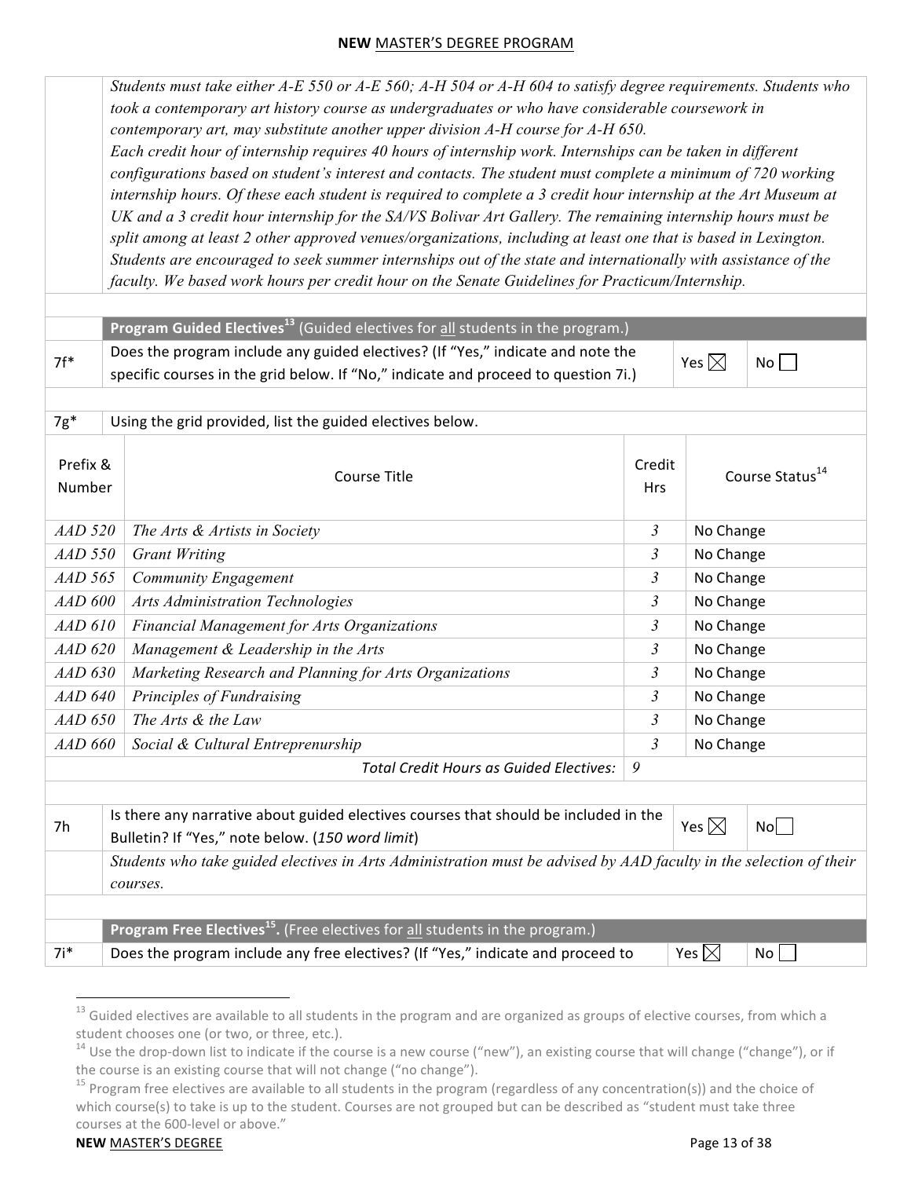*Students must take either A-E 550 or A-E 560; A-H 504 or A-H 604 to satisfy degree requirements. Students who took a contemporary art history course as undergraduates or who have considerable coursework in contemporary art, may substitute another upper division A-H course for A-H 650.*
*Each credit hour of internship requires 40 hours of internship work. Internships can be taken in different configurations based on student's interest and contacts. The student must complete a minimum of 720 working internship hours. Of these each student is required to complete a 3 credit hour internship at the Art Museum at UK and a 3 credit hour internship for the SA/VS Bolivar Art Gallery. The remaining internship hours must be split among at least 2 other approved venues/organizations, including at least one that is based in Lexington. Students are encouraged to seek summer internships out of the state and internationally with assistance of the faculty. We based work hours per credit hour on the Senate Guidelines for Practicum/Internship.*

**Program Guided Electives[13]** (Guided electives for all students in the program.)

| | | | |
|---|---|---|---|
| 7f* | Does the program include any guided electives? (If "Yes," indicate and note the specific courses in the grid below. If "No," indicate and proceed to question 7i.) | Yes ☒ | No ☐ |

7g* Using the grid provided, list the guided electives below.

| Prefix & Number | Course Title | Credit Hrs | Course Status[14] |
|---|---|---|---|
| *AAD 520* | *The Arts & Artists in Society* | *3* | No Change |
| *AAD 550* | *Grant Writing* | *3* | No Change |
| *AAD 565* | *Community Engagement* | *3* | No Change |
| *AAD 600* | *Arts Administration Technologies* | *3* | No Change |
| *AAD 610* | *Financial Management for Arts Organizations* | *3* | No Change |
| *AAD 620* | *Management & Leadership in the Arts* | *3* | No Change |
| *AAD 630* | *Marketing Research and Planning for Arts Organizations* | *3* | No Change |
| *AAD 640* | *Principles of Fundraising* | *3* | No Change |
| *AAD 650* | *The Arts & the Law* | *3* | No Change |
| *AAD 660* | *Social & Cultural Entreprenurship* | *3* | No Change |
| | *Total Credit Hours as Guided Electives:* | *9* | |

| | | | |
|---|---|---|---|
| 7h | Is there any narrative about guided electives courses that should be included in the Bulletin? If "Yes," note below. (*150 word limit*) | Yes ☒ | No ☐ |

*Students who take guided electives in Arts Administration must be advised by AAD faculty in the selection of their courses.*

**Program Free Electives[15].** (Free electives for all students in the program.)

| | | | |
|---|---|---|---|
| 7i* | Does the program include any free electives? (If "Yes," indicate and proceed to | Yes ☒ | No ☐ |

[13] Guided electives are available to all students in the program and are organized as groups of elective courses, from which a student chooses one (or two, or three, etc.).
[14] Use the drop-down list to indicate if the course is a new course ("new"), an existing course that will change ("change"), or if the course is an existing course that will not change ("no change").
[15] Program free electives are available to all students in the program (regardless of any concentration(s)) and the choice of which course(s) to take is up to the student. Courses are not grouped but can be described as "student must take three courses at the 600-level or above."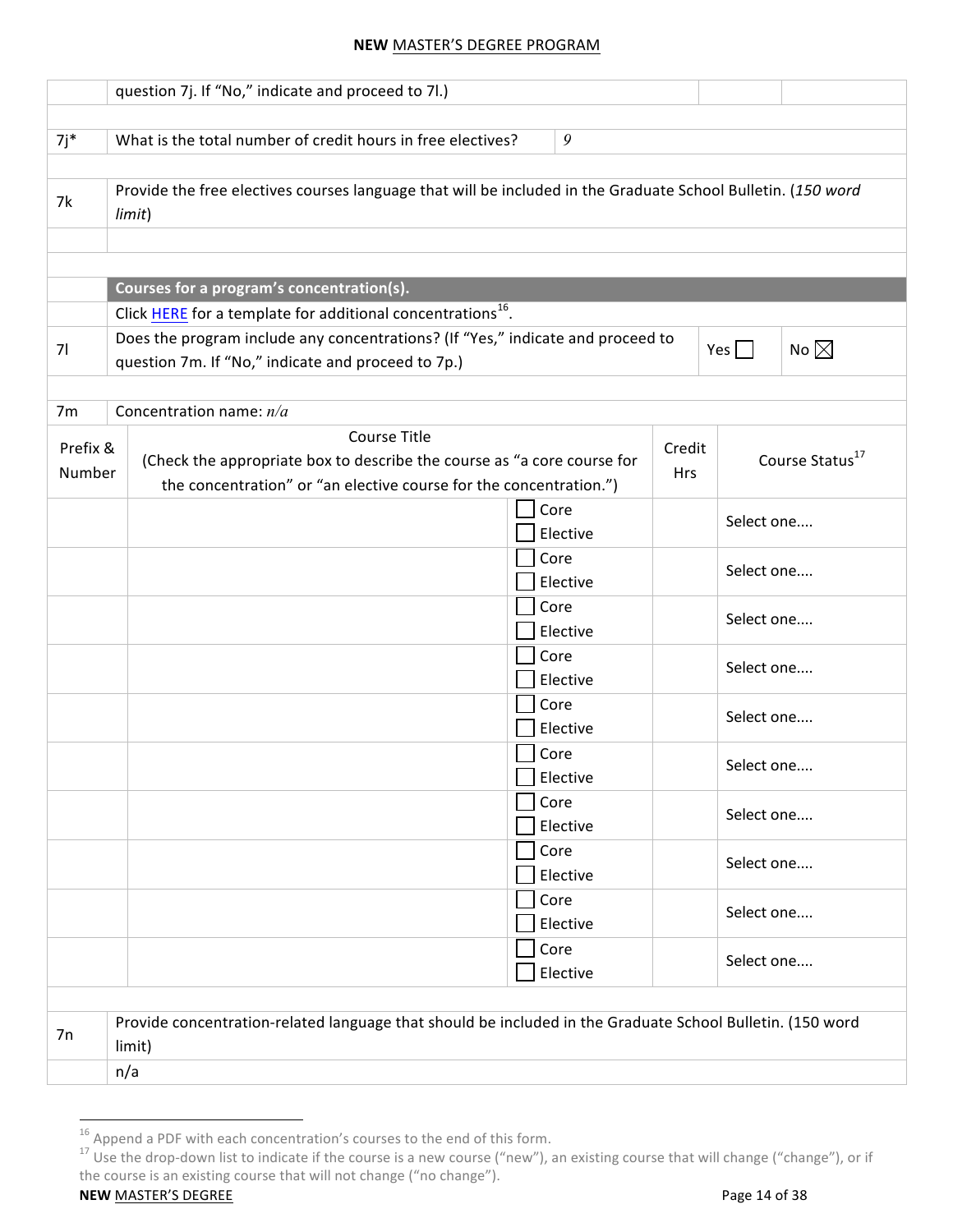| | question 7j. If "No," indicate and proceed to 7l.) | | |
|---|---|---|---|
| 7j* | What is the total number of credit hours in free electives? | *9* | |
| 7k | Provide the free electives courses language that will be included in the Graduate School Bulletin. (*150 word limit*) | | |
| | | | |

**Courses for a program's concentration(s).**

Click HERE for a template for additional concentrations[16].

| | | | |
|---|---|---|---|
| 7l | Does the program include any concentrations? (If "Yes," indicate and proceed to question 7m. If "No," indicate and proceed to 7p.) | Yes ☐ | No ☒ |

7m Concentration name: *n/a*

| Prefix & Number | Course Title (Check the appropriate box to describe the course as "a core course for the concentration" or "an elective course for the concentration.") | | Credit Hrs | Course Status[17] |
|---|---|---|---|---|
| | | ☐ Core ☐ Elective | | Select one.... |
| | | ☐ Core ☐ Elective | | Select one.... |
| | | ☐ Core ☐ Elective | | Select one.... |
| | | ☐ Core ☐ Elective | | Select one.... |
| | | ☐ Core ☐ Elective | | Select one.... |
| | | ☐ Core ☐ Elective | | Select one.... |
| | | ☐ Core ☐ Elective | | Select one.... |
| | | ☐ Core ☐ Elective | | Select one.... |
| | | ☐ Core ☐ Elective | | Select one.... |
| | | ☐ Core ☐ Elective | | Select one.... |

| | |
|---|---|
| 7n | Provide concentration-related language that should be included in the Graduate School Bulletin. (150 word limit) |
| | n/a |

[16] Append a PDF with each concentration's courses to the end of this form.

[17] Use the drop-down list to indicate if the course is a new course ("new"), an existing course that will change ("change"), or if the course is an existing course that will not change ("no change").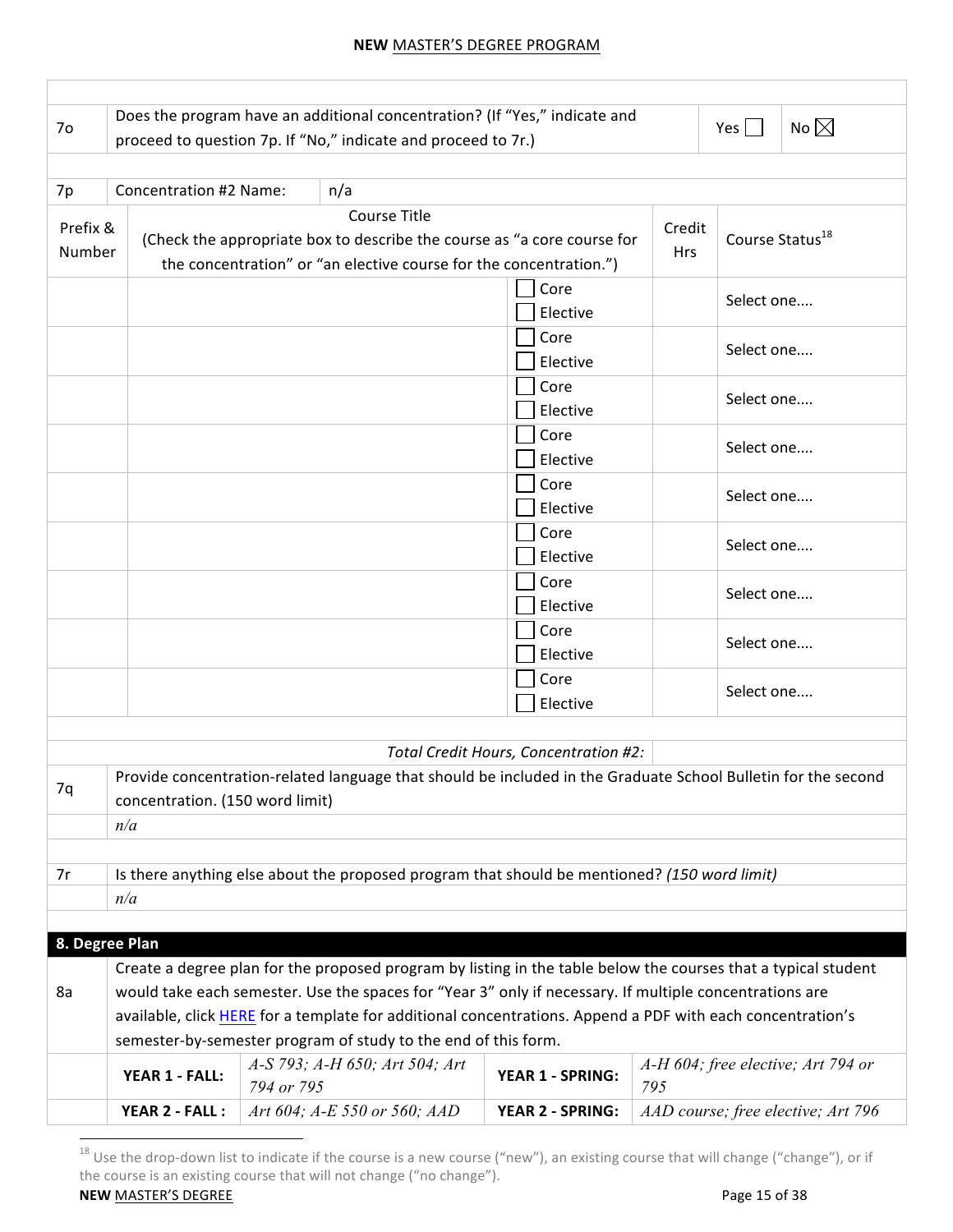| | | | |
|---|---|---|---|
| 7o | Does the program have an additional concentration? (If "Yes," indicate and proceed to question 7p. If "No," indicate and proceed to 7r.) | Yes ☐ | No ☒ |

| 7p | Concentration #2 Name: | n/a |
|---|---|---|

| Prefix & Number | Course Title (Check the appropriate box to describe the course as "a core course for the concentration" or "an elective course for the concentration.") | | Credit Hrs | Course Status[18] |
|---|---|---|---|---|
| | | ☐ Core ☐ Elective | | Select one.... |
| | | ☐ Core ☐ Elective | | Select one.... |
| | | ☐ Core ☐ Elective | | Select one.... |
| | | ☐ Core ☐ Elective | | Select one.... |
| | | ☐ Core ☐ Elective | | Select one.... |
| | | ☐ Core ☐ Elective | | Select one.... |
| | | ☐ Core ☐ Elective | | Select one.... |
| | | ☐ Core ☐ Elective | | Select one.... |
| | | ☐ Core ☐ Elective | | Select one.... |
| | | *Total Credit Hours, Concentration #2:* | | |

| | |
|---|---|
| 7q | Provide concentration-related language that should be included in the Graduate School Bulletin for the second concentration. (150 word limit) |
| | *n/a* |
| 7r | Is there anything else about the proposed program that should be mentioned? *(150 word limit)* |
| | *n/a* |

## 8. Degree Plan

| | | | | |
|---|---|---|---|---|
| 8a | Create a degree plan for the proposed program by listing in the table below the courses that a typical student would take each semester. Use the spaces for "Year 3" only if necessary. If multiple concentrations are available, click HERE for a template for additional concentrations. Append a PDF with each concentration's semester-by-semester program of study to the end of this form. | | | |
| | **YEAR 1 - FALL:** | *A-S 793; A-H 650; Art 504; Art 794 or 795* | **YEAR 1 - SPRING:** | *A-H 604; free elective; Art 794 or 795* |
| | **YEAR 2 - FALL :** | *Art 604; A-E 550 or 560; AAD* | **YEAR 2 - SPRING:** | *AAD course; free elective; Art 796* |

[18] Use the drop-down list to indicate if the course is a new course ("new"), an existing course that will change ("change"), or if the course is an existing course that will not change ("no change").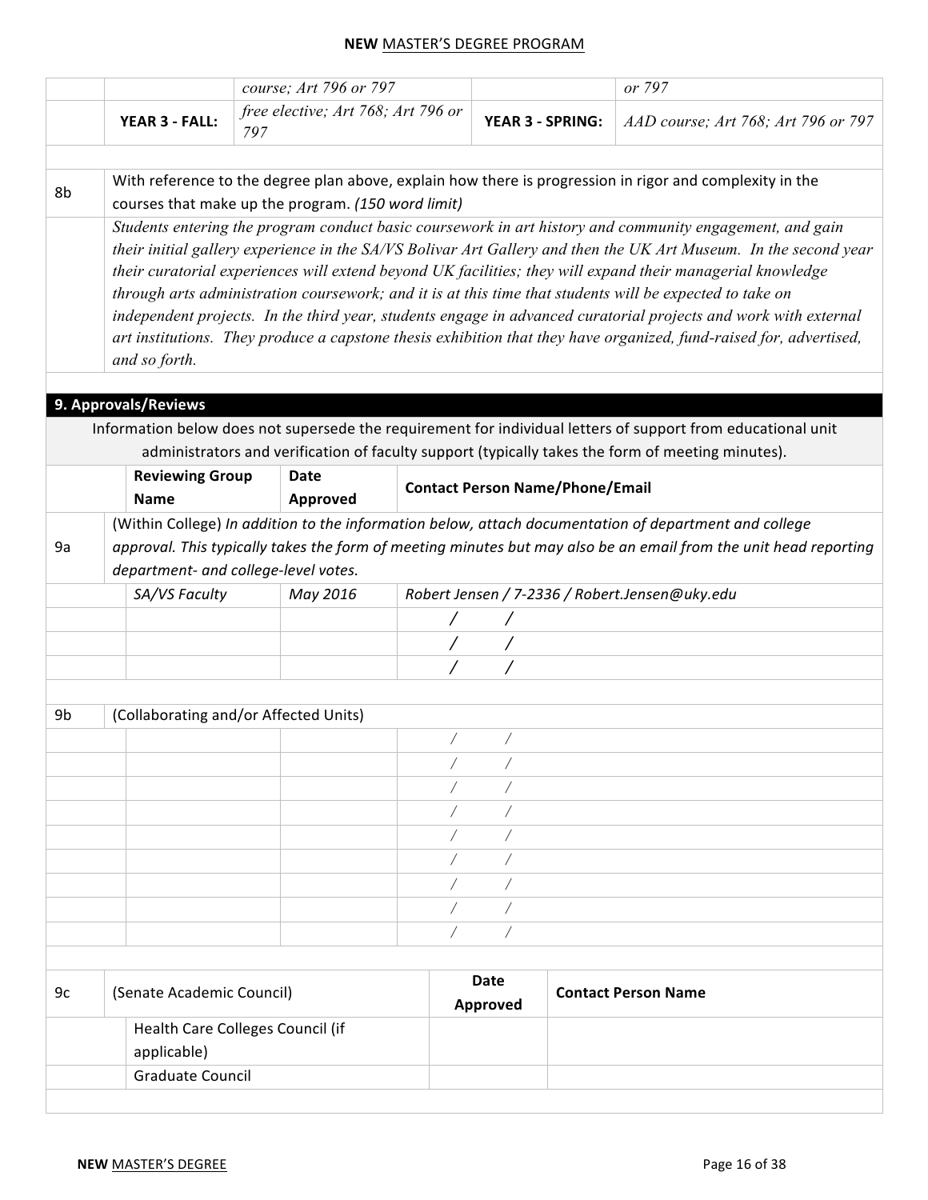| | | | | |
|---|---|---|---|---|
| | | *course; Art 796 or 797* | | *or 797* |
| | **YEAR 3 - FALL:** | *free elective; Art 768; Art 796 or 797* | **YEAR 3 - SPRING:** | *AAD course; Art 768; Art 796 or 797* |

| | |
|---|---|
| 8b | With reference to the degree plan above, explain how there is progression in rigor and complexity in the courses that make up the program. *(150 word limit)* |
| | *Students entering the program conduct basic coursework in art history and community engagement, and gain their initial gallery experience in the SA/VS Bolivar Art Gallery and then the UK Art Museum. In the second year their curatorial experiences will extend beyond UK facilities; they will expand their managerial knowledge through arts administration coursework; and it is at this time that students will be expected to take on independent projects. In the third year, students engage in advanced curatorial projects and work with external art institutions. They produce a capstone thesis exhibition that they have organized, fund-raised for, advertised, and so forth.* |

## 9. Approvals/Reviews

Information below does not supersede the requirement for individual letters of support from educational unit administrators and verification of faculty support (typically takes the form of meeting minutes).

| | Reviewing Group Name | Date Approved | Contact Person Name/Phone/Email |
|---|---|---|---|
| 9a | (Within College) *In addition to the information below, attach documentation of department and college approval. This typically takes the form of meeting minutes but may also be an email from the unit head reporting department- and college-level votes.* | | |
| | *SA/VS Faculty* | *May 2016* | *Robert Jensen / 7-2336 / Robert.Jensen@uky.edu* |
| | | | / / |
| | | | / / |
| | | | / / |
| 9b | (Collaborating and/or Affected Units) | | |
| | | | / / |
| | | | / / |
| | | | / / |
| | | | / / |
| | | | / / |
| | | | / / |
| | | | / / |
| | | | / / |
| | | | / / |

| | | Date Approved | Contact Person Name |
|---|---|---|---|
| 9c | (Senate Academic Council) | | |
| | Health Care Colleges Council (if applicable) | | |
| | Graduate Council | | |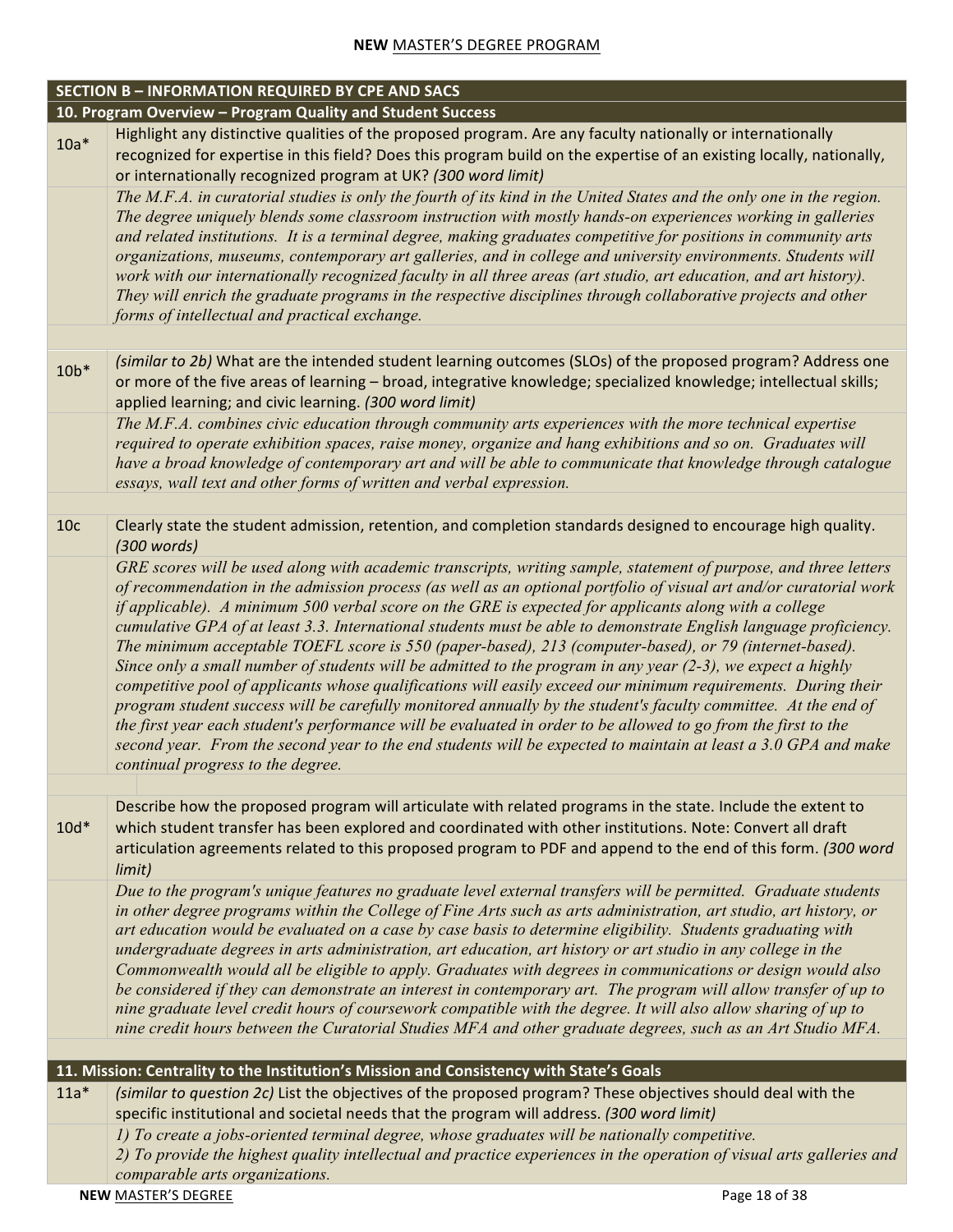| SECTION B – INFORMATION REQUIRED BY CPE AND SACS | |
|---|---|
| **10. Program Overview – Program Quality and Student Success** | |
| 10a* | Highlight any distinctive qualities of the proposed program. Are any faculty nationally or internationally recognized for expertise in this field? Does this program build on the expertise of an existing locally, nationally, or internationally recognized program at UK? *(300 word limit)* |
| | *The M.F.A. in curatorial studies is only the fourth of its kind in the United States and the only one in the region. The degree uniquely blends some classroom instruction with mostly hands-on experiences working in galleries and related institutions. It is a terminal degree, making graduates competitive for positions in community arts organizations, museums, contemporary art galleries, and in college and university environments. Students will work with our internationally recognized faculty in all three areas (art studio, art education, and art history). They will enrich the graduate programs in the respective disciplines through collaborative projects and other forms of intellectual and practical exchange.* |
| | |
| 10b* | *(similar to 2b)* What are the intended student learning outcomes (SLOs) of the proposed program? Address one or more of the five areas of learning – broad, integrative knowledge; specialized knowledge; intellectual skills; applied learning; and civic learning. *(300 word limit)* |
| | *The M.F.A. combines civic education through community arts experiences with the more technical expertise required to operate exhibition spaces, raise money, organize and hang exhibitions and so on. Graduates will have a broad knowledge of contemporary art and will be able to communicate that knowledge through catalogue essays, wall text and other forms of written and verbal expression.* |
| | |
| 10c | Clearly state the student admission, retention, and completion standards designed to encourage high quality. *(300 words)* |
| | *GRE scores will be used along with academic transcripts, writing sample, statement of purpose, and three letters of recommendation in the admission process (as well as an optional portfolio of visual art and/or curatorial work if applicable). A minimum 500 verbal score on the GRE is expected for applicants along with a college cumulative GPA of at least 3.3. International students must be able to demonstrate English language proficiency. The minimum acceptable TOEFL score is 550 (paper-based), 213 (computer-based), or 79 (internet-based). Since only a small number of students will be admitted to the program in any year (2-3), we expect a highly competitive pool of applicants whose qualifications will easily exceed our minimum requirements. During their program student success will be carefully monitored annually by the student's faculty committee. At the end of the first year each student's performance will be evaluated in order to be allowed to go from the first to the second year. From the second year to the end students will be expected to maintain at least a 3.0 GPA and make continual progress to the degree.* |
| | |
| 10d* | Describe how the proposed program will articulate with related programs in the state. Include the extent to which student transfer has been explored and coordinated with other institutions. Note: Convert all draft articulation agreements related to this proposed program to PDF and append to the end of this form. *(300 word limit)* |
| | *Due to the program's unique features no graduate level external transfers will be permitted. Graduate students in other degree programs within the College of Fine Arts such as arts administration, art studio, art history, or art education would be evaluated on a case by case basis to determine eligibility. Students graduating with undergraduate degrees in arts administration, art education, art history or art studio in any college in the Commonwealth would all be eligible to apply. Graduates with degrees in communications or design would also be considered if they can demonstrate an interest in contemporary art. The program will allow transfer of up to nine graduate level credit hours of coursework compatible with the degree. It will also allow sharing of up to nine credit hours between the Curatorial Studies MFA and other graduate degrees, such as an Art Studio MFA.* |
| | |
| **11. Mission: Centrality to the Institution's Mission and Consistency with State's Goals** | |
| 11a* | *(similar to question 2c)* List the objectives of the proposed program? These objectives should deal with the specific institutional and societal needs that the program will address. *(300 word limit)* |
| | *1) To create a jobs-oriented terminal degree, whose graduates will be nationally competitive.*<br>*2) To provide the highest quality intellectual and practice experiences in the operation of visual arts galleries and comparable arts organizations.* |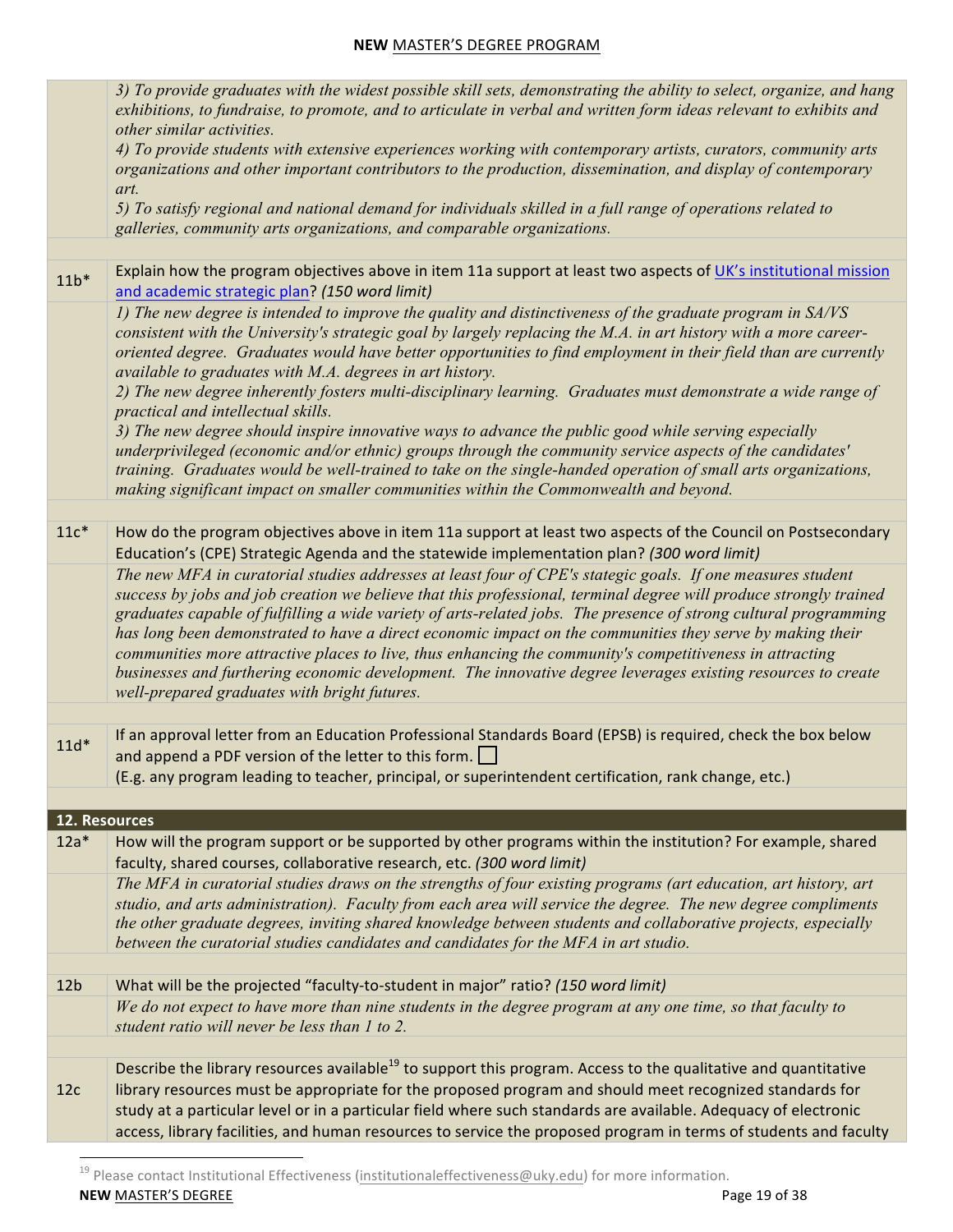| | |
|---|---|
| | *3) To provide graduates with the widest possible skill sets, demonstrating the ability to select, organize, and hang exhibitions, to fundraise, to promote, and to articulate in verbal and written form ideas relevant to exhibits and other similar activities.*<br>*4) To provide students with extensive experiences working with contemporary artists, curators, community arts organizations and other important contributors to the production, dissemination, and display of contemporary art.*<br>*5) To satisfy regional and national demand for individuals skilled in a full range of operations related to galleries, community arts organizations, and comparable organizations.* |
| | |
| 11b* | Explain how the program objectives above in item 11a support at least two aspects of UK's institutional mission and academic strategic plan? *(150 word limit)* |
| | *1) The new degree is intended to improve the quality and distinctiveness of the graduate program in SA/VS consistent with the University's strategic goal by largely replacing the M.A. in art history with a more career-oriented degree. Graduates would have better opportunities to find employment in their field than are currently available to graduates with M.A. degrees in art history.*<br>*2) The new degree inherently fosters multi-disciplinary learning. Graduates must demonstrate a wide range of practical and intellectual skills.*<br>*3) The new degree should inspire innovative ways to advance the public good while serving especially underprivileged (economic and/or ethnic) groups through the community service aspects of the candidates' training. Graduates would be well-trained to take on the single-handed operation of small arts organizations, making significant impact on smaller communities within the Commonwealth and beyond.* |
| | |
| 11c* | How do the program objectives above in item 11a support at least two aspects of the Council on Postsecondary Education's (CPE) Strategic Agenda and the statewide implementation plan? *(300 word limit)* |
| | *The new MFA in curatorial studies addresses at least four of CPE's stategic goals. If one measures student success by jobs and job creation we believe that this professional, terminal degree will produce strongly trained graduates capable of fulfilling a wide variety of arts-related jobs. The presence of strong cultural programming has long been demonstrated to have a direct economic impact on the communities they serve by making their communities more attractive places to live, thus enhancing the community's competitiveness in attracting businesses and furthering economic development. The innovative degree leverages existing resources to create well-prepared graduates with bright futures.* |
| | |
| 11d* | If an approval letter from an Education Professional Standards Board (EPSB) is required, check the box below and append a PDF version of the letter to this form. ☐<br>(E.g. any program leading to teacher, principal, or superintendent certification, rank change, etc.) |
| | |
| **12. Resources** | |
| 12a* | How will the program support or be supported by other programs within the institution? For example, shared faculty, shared courses, collaborative research, etc. *(300 word limit)* |
| | *The MFA in curatorial studies draws on the strengths of four existing programs (art education, art history, art studio, and arts administration). Faculty from each area will service the degree. The new degree compliments the other graduate degrees, inviting shared knowledge between students and collaborative projects, especially between the curatorial studies candidates and candidates for the MFA in art studio.* |
| | |
| 12b | What will be the projected "faculty-to-student in major" ratio? *(150 word limit)* |
| | *We do not expect to have more than nine students in the degree program at any one time, so that faculty to student ratio will never be less than 1 to 2.* |
| | |
| 12c | Describe the library resources available[19] to support this program. Access to the qualitative and quantitative library resources must be appropriate for the proposed program and should meet recognized standards for study at a particular level or in a particular field where such standards are available. Adequacy of electronic access, library facilities, and human resources to service the proposed program in terms of students and faculty |

[19] Please contact Institutional Effectiveness (institutionaleffectiveness@uky.edu) for more information.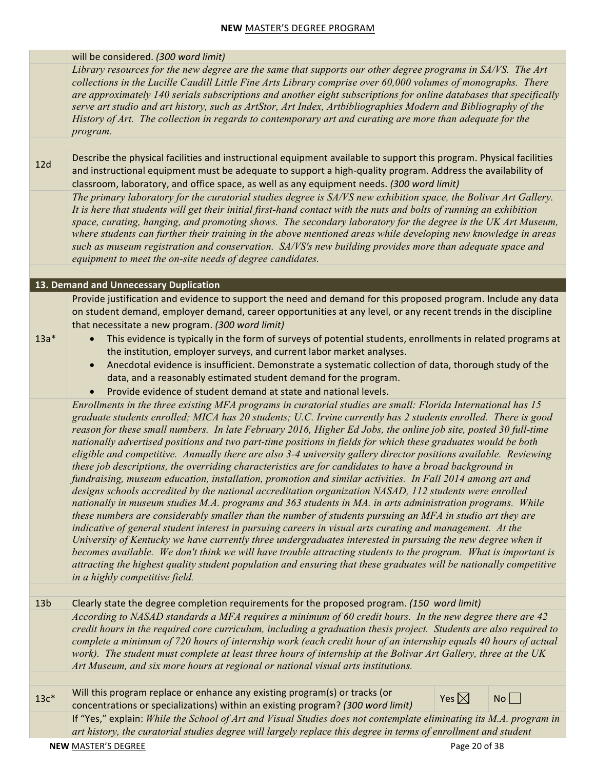| | will be considered. *(300 word limit)* |
|---|---|
| | *Library resources for the new degree are the same that supports our other degree programs in SA/VS. The Art collections in the Lucille Caudill Little Fine Arts Library comprise over 60,000 volumes of monographs. There are approximately 140 serials subscriptions and another eight subscriptions for online databases that specifically serve art studio and art history, such as ArtStor, Art Index, Artbibliographies Modern and Bibliography of the History of Art. The collection in regards to contemporary art and curating are more than adequate for the program.* |
| | |
| 12d | Describe the physical facilities and instructional equipment available to support this program. Physical facilities and instructional equipment must be adequate to support a high-quality program. Address the availability of classroom, laboratory, and office space, as well as any equipment needs. *(300 word limit)* |
| | *The primary laboratory for the curatorial studies degree is SA/VS new exhibition space, the Bolivar Art Gallery. It is here that students will get their initial first-hand contact with the nuts and bolts of running an exhibition space, curating, hanging, and promoting shows. The secondary laboratory for the degree is the UK Art Museum, where students can further their training in the above mentioned areas while developing new knowledge in areas such as museum registration and conservation. SA/VS's new building provides more than adequate space and equipment to meet the on-site needs of degree candidates.* |

## 13. Demand and Unnecessary Duplication

| | |
|---|---|
| 13a* | Provide justification and evidence to support the need and demand for this proposed program. Include any data on student demand, employer demand, career opportunities at any level, or any recent trends in the discipline that necessitate a new program. *(300 word limit)*<br>• This evidence is typically in the form of surveys of potential students, enrollments in related programs at the institution, employer surveys, and current labor market analyses.<br>• Anecdotal evidence is insufficient. Demonstrate a systematic collection of data, thorough study of the data, and a reasonably estimated student demand for the program.<br>• Provide evidence of student demand at state and national levels. |
| | *Enrollments in the three existing MFA programs in curatorial studies are small: Florida International has 15 graduate students enrolled; MICA has 20 students; U.C. Irvine currently has 2 students enrolled. There is good reason for these small numbers. In late February 2016, Higher Ed Jobs, the online job site, posted 30 full-time nationally advertised positions and two part-time positions in fields for which these graduates would be both eligible and competitive. Annually there are also 3-4 university gallery director positions available. Reviewing these job descriptions, the overriding characteristics are for candidates to have a broad background in fundraising, museum education, installation, promotion and similar activities. In Fall 2014 among art and designs schools accredited by the national accreditation organization NASAD, 112 students were enrolled nationally in museum studies M.A. programs and 363 students in MA. in arts administration programs. While these numbers are considerably smaller than the number of students pursuing an MFA in studio art they are indicative of general student interest in pursuing careers in visual arts curating and management. At the University of Kentucky we have currently three undergraduates interested in pursuing the new degree when it becomes available. We don't think we will have trouble attracting students to the program. What is important is attracting the highest quality student population and ensuring that these graduates will be nationally competitive in a highly competitive field.* |
| | |
| 13b | Clearly state the degree completion requirements for the proposed program. *(150 word limit)* |
| | *According to NASAD standards a MFA requires a minimum of 60 credit hours. In the new degree there are 42 credit hours in the required core curriculum, including a graduation thesis project. Students are also required to complete a minimum of 720 hours of internship work (each credit hour of an internship equals 40 hours of actual work). The student must complete at least three hours of internship at the Bolivar Art Gallery, three at the UK Art Museum, and six more hours at regional or national visual arts institutions.* |
| | |
| 13c* | Will this program replace or enhance any existing program(s) or tracks (or concentrations or specializations) within an existing program? *(300 word limit)* Yes ☒ No ☐ |
| | If "Yes," explain: *While the School of Art and Visual Studies does not contemplate eliminating its M.A. program in art history, the curatorial studies degree will largely replace this degree in terms of enrollment and student* |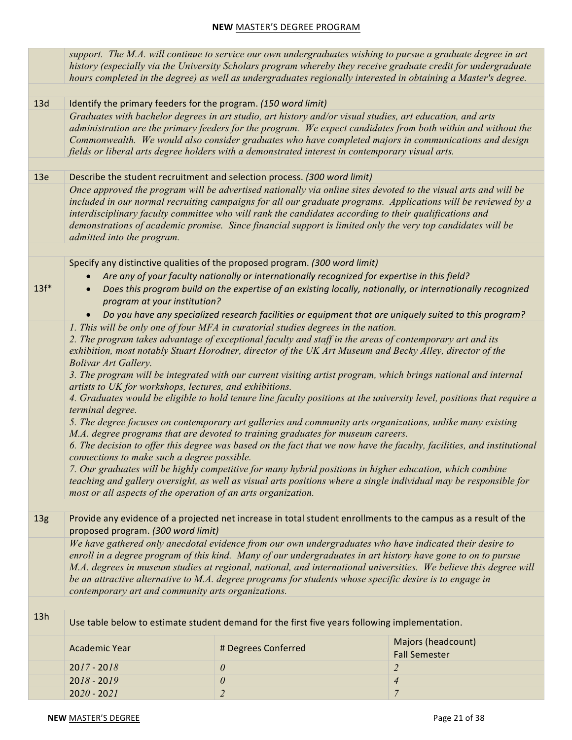*support. The M.A. will continue to service our own undergraduates wishing to pursue a graduate degree in art history (especially via the University Scholars program whereby they receive graduate credit for undergraduate hours completed in the degree) as well as undergraduates regionally interested in obtaining a Master's degree.*

**13d** Identify the primary feeders for the program. *(150 word limit)*

*Graduates with bachelor degrees in art studio, art history and/or visual studies, art education, and arts administration are the primary feeders for the program. We expect candidates from both within and without the Commonwealth. We would also consider graduates who have completed majors in communications and design fields or liberal arts degree holders with a demonstrated interest in contemporary visual arts.*

**13e** Describe the student recruitment and selection process. *(300 word limit)*

*Once approved the program will be advertised nationally via online sites devoted to the visual arts and will be included in our normal recruiting campaigns for all our graduate programs. Applications will be reviewed by a interdisciplinary faculty committee who will rank the candidates according to their qualifications and demonstrations of academic promise. Since financial support is limited only the very top candidates will be admitted into the program.*

**13f*** Specify any distinctive qualities of the proposed program. *(300 word limit)*

- *Are any of your faculty nationally or internationally recognized for expertise in this field?*
- *Does this program build on the expertise of an existing locally, nationally, or internationally recognized program at your institution?*
- *Do you have any specialized research facilities or equipment that are uniquely suited to this program?*

*1. This will be only one of four MFA in curatorial studies degrees in the nation.*
*2. The program takes advantage of exceptional faculty and staff in the areas of contemporary art and its exhibition, most notably Stuart Horodner, director of the UK Art Museum and Becky Alley, director of the Bolivar Art Gallery.*
*3. The program will be integrated with our current visiting artist program, which brings national and internal artists to UK for workshops, lectures, and exhibitions.*
*4. Graduates would be eligible to hold tenure line faculty positions at the university level, positions that require a terminal degree.*
*5. The degree focuses on contemporary art galleries and community arts organizations, unlike many existing M.A. degree programs that are devoted to training graduates for museum careers.*
*6. The decision to offer this degree was based on the fact that we now have the faculty, facilities, and institutional connections to make such a degree possible.*
*7. Our graduates will be highly competitive for many hybrid positions in higher education, which combine teaching and gallery oversight, as well as visual arts positions where a single individual may be responsible for most or all aspects of the operation of an arts organization.*

**13g** Provide any evidence of a projected net increase in total student enrollments to the campus as a result of the proposed program. *(300 word limit)*

*We have gathered only anecdotal evidence from our own undergraduates who have indicated their desire to enroll in a degree program of this kind. Many of our undergraduates in art history have gone to on to pursue M.A. degrees in museum studies at regional, national, and international universities. We believe this degree will be an attractive alternative to M.A. degree programs for students whose specific desire is to engage in contemporary art and community arts organizations.*

**13h** Use table below to estimate student demand for the first five years following implementation.

| Academic Year | # Degrees Conferred | Majors (headcount) Fall Semester |
|---|---|---|
| 2017 - 2018 | *0* | *2* |
| 2018 - 2019 | *0* | *4* |
| 2020 - 2021 | *2* | *7* |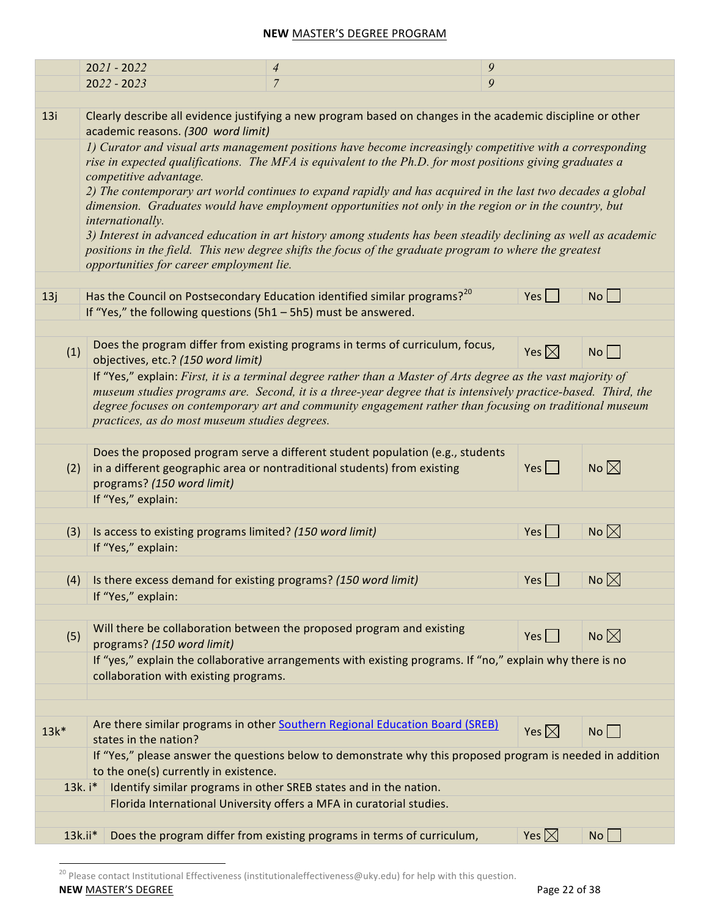| | | | |
|---|---|---|---|
| | *2021 - 2022* | *4* | *9* |
| | *2022 - 2023* | *7* | *9* |

| | | | |
|---|---|---|---|
| 13i | Clearly describe all evidence justifying a new program based on changes in the academic discipline or other academic reasons. *(300 word limit)* | | |
| | *1) Curator and visual arts management positions have become increasingly competitive with a corresponding rise in expected qualifications. The MFA is equivalent to the Ph.D. for most positions giving graduates a competitive advantage.*<br>*2) The contemporary art world continues to expand rapidly and has acquired in the last two decades a global dimension. Graduates would have employment opportunities not only in the region or in the country, but internationally.*<br>*3) Interest in advanced education in art history among students has been steadily declining as well as academic positions in the field. This new degree shifts the focus of the graduate program to where the greatest opportunities for career employment lie.* | | |
| 13j | Has the Council on Postsecondary Education identified similar programs?[20] | Yes ☐ | No ☐ |
| | If "Yes," the following questions (5h1 – 5h5) must be answered. | | |
| (1) | Does the program differ from existing programs in terms of curriculum, focus, objectives, etc.? *(150 word limit)* | Yes ☒ | No ☐ |
| | If "Yes," explain: *First, it is a terminal degree rather than a Master of Arts degree as the vast majority of museum studies programs are. Second, it is a three-year degree that is intensively practice-based. Third, the degree focuses on contemporary art and community engagement rather than focusing on traditional museum practices, as do most museum studies degrees.* | | |
| (2) | Does the proposed program serve a different student population (e.g., students in a different geographic area or nontraditional students) from existing programs? *(150 word limit)* | Yes ☐ | No ☒ |
| | If "Yes," explain: | | |
| (3) | Is access to existing programs limited? *(150 word limit)* | Yes ☐ | No ☒ |
| | If "Yes," explain: | | |
| (4) | Is there excess demand for existing programs? *(150 word limit)* | Yes ☐ | No ☒ |
| | If "Yes," explain: | | |
| (5) | Will there be collaboration between the proposed program and existing programs? *(150 word limit)* | Yes ☐ | No ☒ |
| | If "yes," explain the collaborative arrangements with existing programs. If "no," explain why there is no collaboration with existing programs. | | |
| 13k* | Are there similar programs in other Southern Regional Education Board (SREB) states in the nation? | Yes ☒ | No ☐ |
| | If "Yes," please answer the questions below to demonstrate why this proposed program is needed in addition to the one(s) currently in existence. | | |
| 13k. i* | Identify similar programs in other SREB states and in the nation.<br>Florida International University offers a MFA in curatorial studies. | | |
| 13k.ii* | Does the program differ from existing programs in terms of curriculum, | Yes ☒ | No ☐ |

[20] Please contact Institutional Effectiveness (institutionaleffectiveness@uky.edu) for help with this question.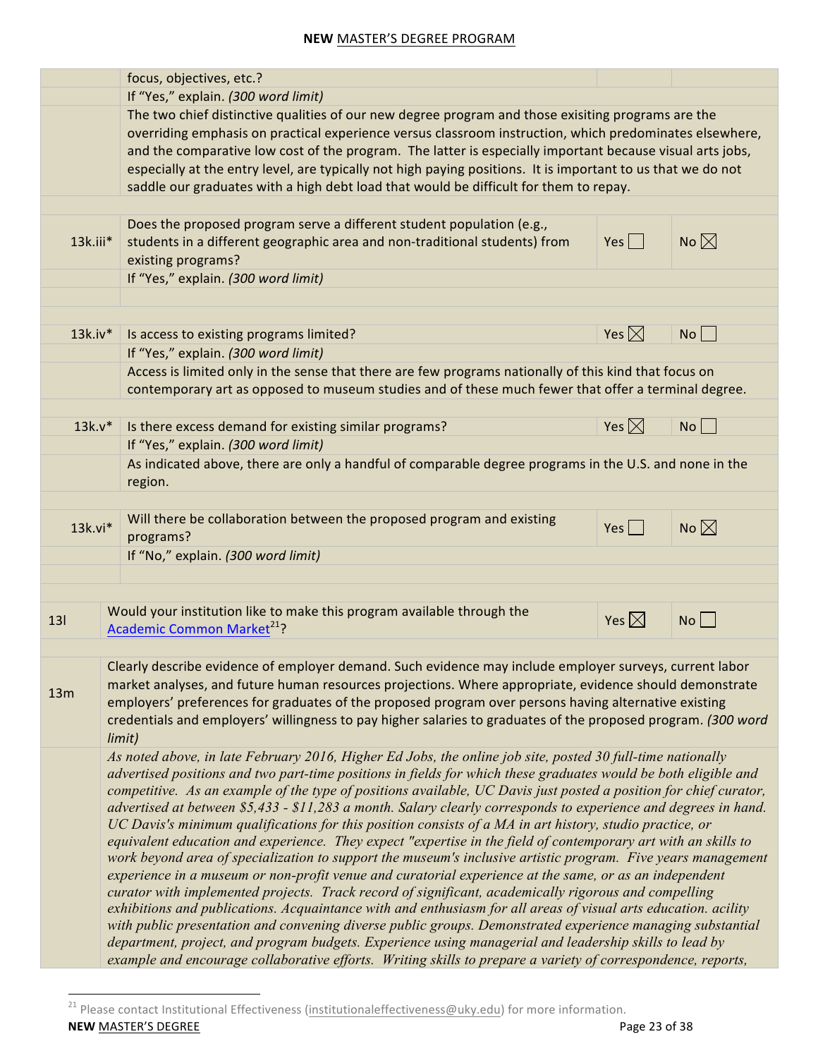| | | | |
|---|---|---|---|
| | focus, objectives, etc.? | | |
| | If "Yes," explain. *(300 word limit)* | | |
| | The two chief distinctive qualities of our new degree program and those exisiting programs are the overriding emphasis on practical experience versus classroom instruction, which predominates elsewhere, and the comparative low cost of the program. The latter is especially important because visual arts jobs, especially at the entry level, are typically not high paying positions. It is important to us that we do not saddle our graduates with a high debt load that would be difficult for them to repay. | | |
| 13k.iii* | Does the proposed program serve a different student population (e.g., students in a different geographic area and non-traditional students) from existing programs? | Yes ☐ | No ☒ |
| | If "Yes," explain. *(300 word limit)* | | |
| 13k.iv* | Is access to existing programs limited? | Yes ☒ | No ☐ |
| | If "Yes," explain. *(300 word limit)* | | |
| | Access is limited only in the sense that there are few programs nationally of this kind that focus on contemporary art as opposed to museum studies and of these much fewer that offer a terminal degree. | | |
| 13k.v* | Is there excess demand for existing similar programs? | Yes ☒ | No ☐ |
| | If "Yes," explain. *(300 word limit)* | | |
| | As indicated above, there are only a handful of comparable degree programs in the U.S. and none in the region. | | |
| 13k.vi* | Will there be collaboration between the proposed program and existing programs? | Yes ☐ | No ☒ |
| | If "No," explain. *(300 word limit)* | | |
| 13l | Would your institution like to make this program available through the Academic Common Market[21]? | Yes ☒ | No ☐ |
| 13m | Clearly describe evidence of employer demand. Such evidence may include employer surveys, current labor market analyses, and future human resources projections. Where appropriate, evidence should demonstrate employers' preferences for graduates of the proposed program over persons having alternative existing credentials and employers' willingness to pay higher salaries to graduates of the proposed program. *(300 word limit)* | | |
| | *As noted above, in late February 2016, Higher Ed Jobs, the online job site, posted 30 full-time nationally advertised positions and two part-time positions in fields for which these graduates would be both eligible and competitive. As an example of the type of positions available, UC Davis just posted a position for chief curator, advertised at between $5,433 - $11,283 a month. Salary clearly corresponds to experience and degrees in hand. UC Davis's minimum qualifications for this position consists of a MA in art history, studio practice, or equivalent education and experience. They expect "expertise in the field of contemporary art with an skills to work beyond area of specialization to support the museum's inclusive artistic program. Five years management experience in a museum or non-profit venue and curatorial experience at the same, or as an independent curator with implemented projects. Track record of significant, academically rigorous and compelling exhibitions and publications. Acquaintance with and enthusiasm for all areas of visual arts education. acility with public presentation and convening diverse public groups. Demonstrated experience managing substantial department, project, and program budgets. Experience using managerial and leadership skills to lead by example and encourage collaborative efforts. Writing skills to prepare a variety of correspondence, reports,* | | |

[21] Please contact Institutional Effectiveness (institutionaleffectiveness@uky.edu) for more information.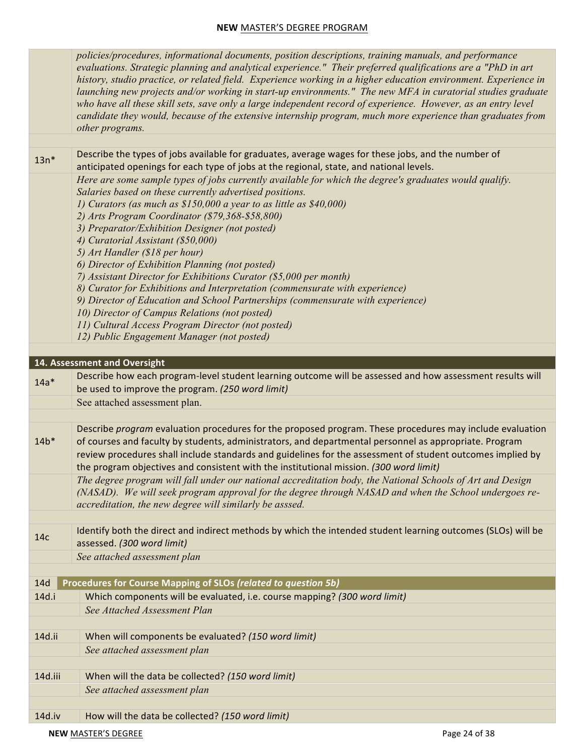*policies/procedures, informational documents, position descriptions, training manuals, and performance evaluations. Strategic planning and analytical experience." Their preferred qualifications are a "PhD in art history, studio practice, or related field. Experience working in a higher education environment. Experience in launching new projects and/or working in start-up environments." The new MFA in curatorial studies graduate who have all these skill sets, save only a large independent record of experience. However, as an entry level candidate they would, because of the extensive internship program, much more experience than graduates from other programs.*

| | |
|---|---|
| 13n* | Describe the types of jobs available for graduates, average wages for these jobs, and the number of anticipated openings for each type of jobs at the regional, state, and national levels. |
| | *Here are some sample types of jobs currently available for which the degree's graduates would qualify. Salaries based on these currently advertised positions.*<br>*1) Curators (as much as $150,000 a year to as little as $40,000)*<br>*2) Arts Program Coordinator ($79,368-$58,800)*<br>*3) Preparator/Exhibition Designer (not posted)*<br>*4) Curatorial Assistant ($50,000)*<br>*5) Art Handler ($18 per hour)*<br>*6) Director of Exhibition Planning (not posted)*<br>*7) Assistant Director for Exhibitions Curator ($5,000 per month)*<br>*8) Curator for Exhibitions and Interpretation (commensurate with experience)*<br>*9) Director of Education and School Partnerships (commensurate with experience)*<br>*10) Director of Campus Relations (not posted)*<br>*11) Cultural Access Program Director (not posted)*<br>*12) Public Engagement Manager (not posted)* |

## 14. Assessment and Oversight

| | |
|---|---|
| 14a* | Describe how each program-level student learning outcome will be assessed and how assessment results will be used to improve the program. *(250 word limit)* |
| | See attached assessment plan. |
| 14b* | Describe *program* evaluation procedures for the proposed program. These procedures may include evaluation of courses and faculty by students, administrators, and departmental personnel as appropriate. Program review procedures shall include standards and guidelines for the assessment of student outcomes implied by the program objectives and consistent with the institutional mission. *(300 word limit)* |
| | *The degree program will fall under our national accreditation body, the National Schools of Art and Design (NASAD). We will seek program approval for the degree through NASAD and when the School undergoes re-accreditation, the new degree will similarly be asssed.* |
| 14c | Identify both the direct and indirect methods by which the intended student learning outcomes (SLOs) will be assessed. *(300 word limit)* |
| | *See attached assessment plan* |
| **14d** | **Procedures for Course Mapping of SLOs *(related to question 5b)*** |
| 14d.i | Which components will be evaluated, i.e. course mapping? *(300 word limit)* |
| | *See Attached Assessment Plan* |
| 14d.ii | When will components be evaluated? *(150 word limit)* |
| | *See attached assessment plan* |
| 14d.iii | When will the data be collected? *(150 word limit)* |
| | *See attached assessment plan* |
| 14d.iv | How will the data be collected? *(150 word limit)* |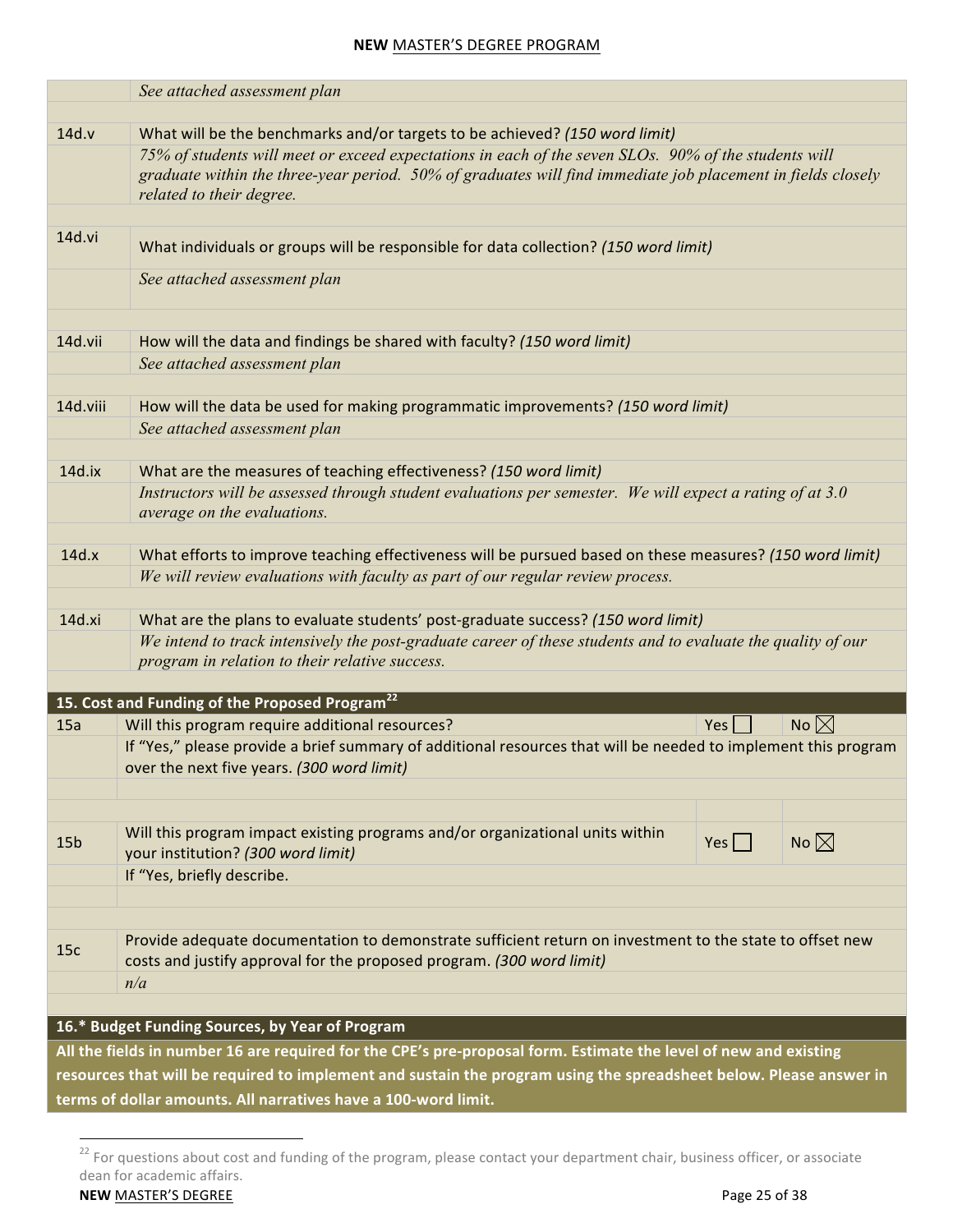| | |
|---|---|
| | *See attached assessment plan* |
| 14d.v | What will be the benchmarks and/or targets to be achieved? *(150 word limit)* |
| | *75% of students will meet or exceed expectations in each of the seven SLOs. 90% of the students will graduate within the three-year period. 50% of graduates will find immediate job placement in fields closely related to their degree.* |
| 14d.vi | What individuals or groups will be responsible for data collection? *(150 word limit)* |
| | *See attached assessment plan* |
| 14d.vii | How will the data and findings be shared with faculty? *(150 word limit)* |
| | *See attached assessment plan* |
| 14d.viii | How will the data be used for making programmatic improvements? *(150 word limit)* |
| | *See attached assessment plan* |
| 14d.ix | What are the measures of teaching effectiveness? *(150 word limit)* |
| | *Instructors will be assessed through student evaluations per semester. We will expect a rating of at 3.0 average on the evaluations.* |
| 14d.x | What efforts to improve teaching effectiveness will be pursued based on these measures? *(150 word limit)* |
| | *We will review evaluations with faculty as part of our regular review process.* |
| 14d.xi | What are the plans to evaluate students' post-graduate success? *(150 word limit)* |
| | *We intend to track intensively the post-graduate career of these students and to evaluate the quality of our program in relation to their relative success.* |

## 15. Cost and Funding of the Proposed Program[22]

| | | | |
|---|---|---|---|
| 15a | Will this program require additional resources? | Yes ☐ | No ☒ |
| | If "Yes," please provide a brief summary of additional resources that will be needed to implement this program over the next five years. *(300 word limit)* | | |
| | | | |
| 15b | Will this program impact existing programs and/or organizational units within your institution? *(300 word limit)* | Yes ☐ | No ☒ |
| | If "Yes, briefly describe. | | |
| | | | |
| 15c | Provide adequate documentation to demonstrate sufficient return on investment to the state to offset new costs and justify approval for the proposed program. *(300 word limit)* | | |
| | *n/a* | | |

## 16.* Budget Funding Sources, by Year of Program

**All the fields in number 16 are required for the CPE's pre-proposal form. Estimate the level of new and existing resources that will be required to implement and sustain the program using the spreadsheet below. Please answer in terms of dollar amounts. All narratives have a 100-word limit.**

[22] For questions about cost and funding of the program, please contact your department chair, business officer, or associate dean for academic affairs.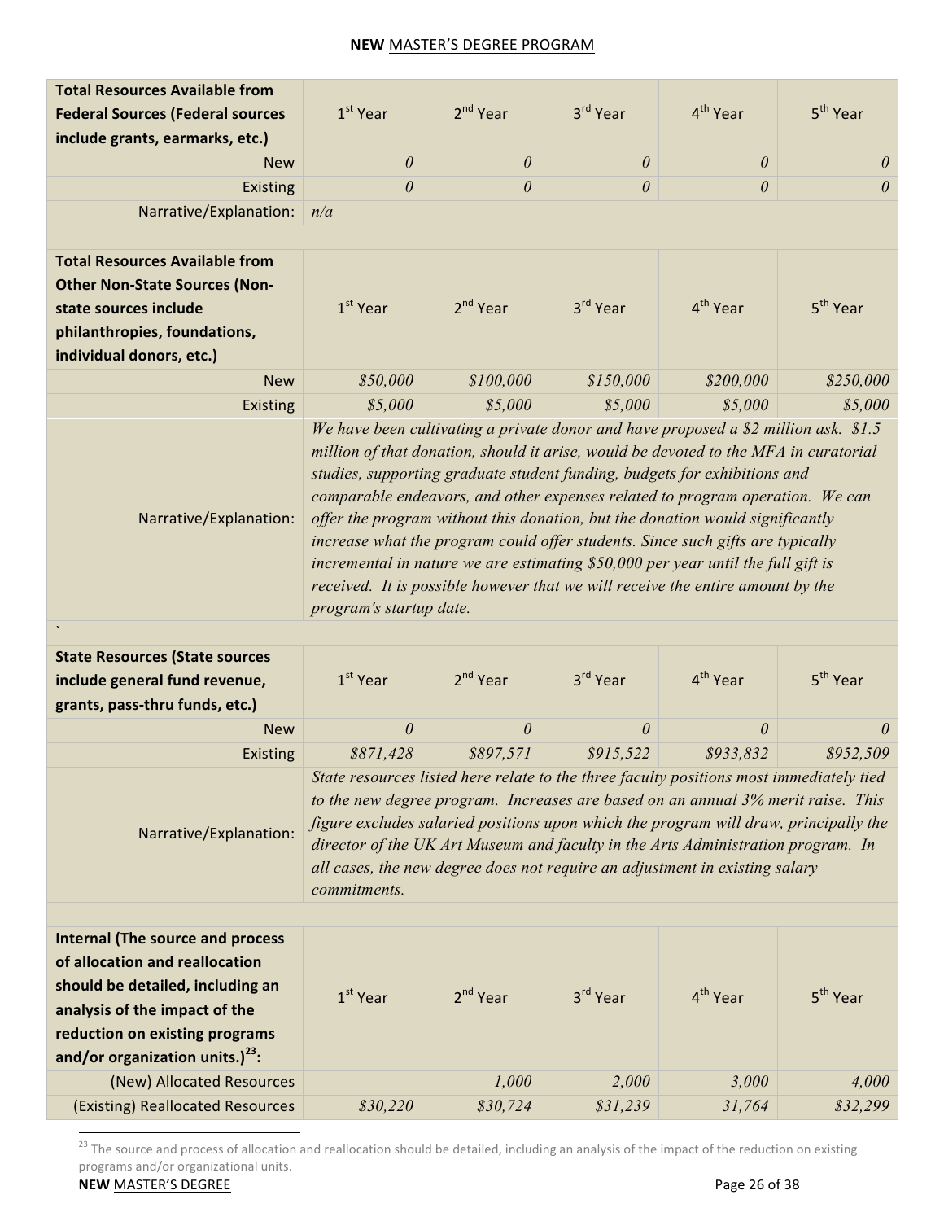| **Total Resources Available from Federal Sources (Federal sources include grants, earmarks, etc.)** | 1st Year | 2nd Year | 3rd Year | 4th Year | 5th Year |
|---|---|---|---|---|---|
| New | *0* | *0* | *0* | *0* | *0* |
| Existing | *0* | *0* | *0* | *0* | *0* |
| Narrative/Explanation: | *n/a* | | | | |

| **Total Resources Available from Other Non-State Sources (Non-state sources include philanthropies, foundations, individual donors, etc.)** | 1st Year | 2nd Year | 3rd Year | 4th Year | 5th Year |
|---|---|---|---|---|---|
| New | *$50,000* | *$100,000* | *$150,000* | *$200,000* | *$250,000* |
| Existing | *$5,000* | *$5,000* | *$5,000* | *$5,000* | *$5,000* |
| Narrative/Explanation: | *We have been cultivating a private donor and have proposed a $2 million ask. $1.5 million of that donation, should it arise, would be devoted to the MFA in curatorial studies, supporting graduate student funding, budgets for exhibitions and comparable endeavors, and other expenses related to program operation. We can offer the program without this donation, but the donation would significantly increase what the program could offer students. Since such gifts are typically incremental in nature we are estimating $50,000 per year until the full gift is received. It is possible however that we will receive the entire amount by the program's startup date.* | | | | |

`

| **State Resources (State sources include general fund revenue, grants, pass-thru funds, etc.)** | 1st Year | 2nd Year | 3rd Year | 4th Year | 5th Year |
|---|---|---|---|---|---|
| New | *0* | *0* | *0* | *0* | *0* |
| Existing | *$871,428* | *$897,571* | *$915,522* | *$933,832* | *$952,509* |
| Narrative/Explanation: | *State resources listed here relate to the three faculty positions most immediately tied to the new degree program. Increases are based on an annual 3% merit raise. This figure excludes salaried positions upon which the program will draw, principally the director of the UK Art Museum and faculty in the Arts Administration program. In all cases, the new degree does not require an adjustment in existing salary commitments.* | | | | |

| **Internal (The source and process of allocation and reallocation should be detailed, including an analysis of the impact of the reduction on existing programs and/or organization units.)[23]:** | 1st Year | 2nd Year | 3rd Year | 4th Year | 5th Year |
|---|---|---|---|---|---|
| (New) Allocated Resources | | *1,000* | *2,000* | *3,000* | *4,000* |
| (Existing) Reallocated Resources | *$30,220* | *$30,724* | *$31,239* | *31,764* | *$32,299* |

[23] The source and process of allocation and reallocation should be detailed, including an analysis of the impact of the reduction on existing programs and/or organizational units.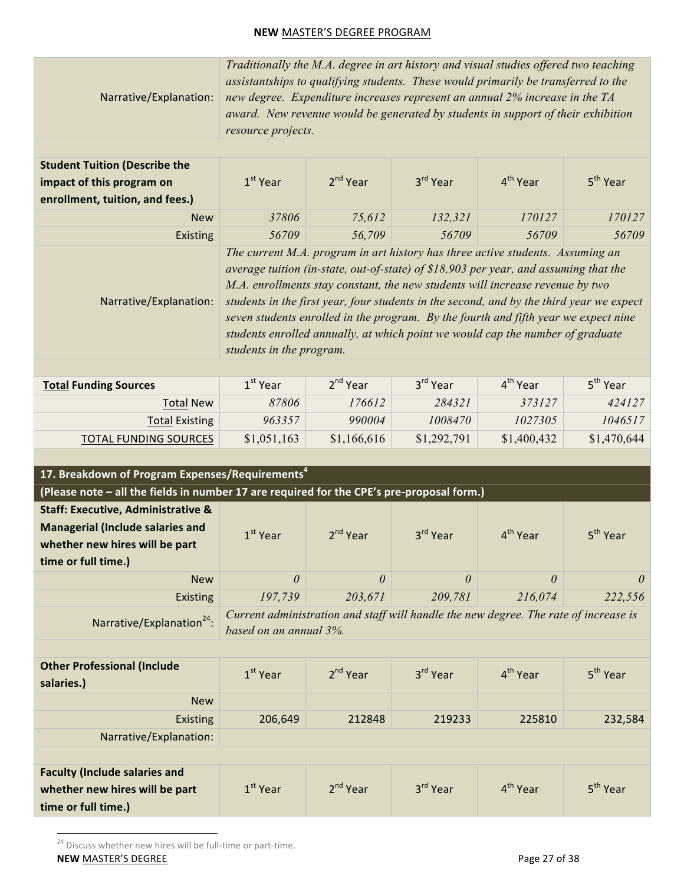| | | | | | |
|---|---|---|---|---|---|
| Narrative/Explanation: | *Traditionally the M.A. degree in art history and visual studies offered two teaching assistantships to qualifying students. These would primarily be transferred to the new degree. Expenditure increases represent an annual 2% increase in the TA award. New revenue would be generated by students in support of their exhibition resource projects.* | | | | |

| **Student Tuition (Describe the impact of this program on enrollment, tuition, and fees.)** | 1st Year | 2nd Year | 3rd Year | 4th Year | 5th Year |
|---|---|---|---|---|---|
| New | *37806* | *75,612* | *132,321* | *170127* | *170127* |
| Existing | *56709* | *56,709* | *56709* | *56709* | *56709* |
| Narrative/Explanation: | *The current M.A. program in art history has three active students. Assuming an average tuition (in-state, out-of-state) of $18,903 per year, and assuming that the M.A. enrollments stay constant, the new students will increase revenue by two students in the first year, four students in the second, and by the third year we expect seven students enrolled in the program. By the fourth and fifth year we expect nine students enrolled annually, at which point we would cap the number of graduate students in the program.* | | | | |

| **Total Funding Sources** | 1st Year | 2nd Year | 3rd Year | 4th Year | 5th Year |
|---|---|---|---|---|---|
| Total New | *87806* | *176612* | *284321* | *373127* | *424127* |
| Total Existing | *963357* | *990004* | *1008470* | *1027305* | *1046517* |
| TOTAL FUNDING SOURCES | $1,051,163 | $1,166,616 | $1,292,791 | $1,400,432 | $1,470,644 |

**17. Breakdown of Program Expenses/Requirements[4]**

**(Please note – all the fields in number 17 are required for the CPE's pre-proposal form.)**

| **Staff: Executive, Administrative & Managerial (Include salaries and whether new hires will be part time or full time.)** | 1st Year | 2nd Year | 3rd Year | 4th Year | 5th Year |
|---|---|---|---|---|---|
| New | *0* | *0* | *0* | *0* | *0* |
| Existing | *197,739* | *203,671* | *209,781* | *216,074* | *222,556* |
| Narrative/Explanation[24]: | *Current administration and staff will handle the new degree. The rate of increase is based on an annual 3%.* | | | | |

| **Other Professional (Include salaries.)** | 1st Year | 2nd Year | 3rd Year | 4th Year | 5th Year |
|---|---|---|---|---|---|
| New | | | | | |
| Existing | 206,649 | 212848 | 219233 | 225810 | 232,584 |
| Narrative/Explanation: | | | | | |

| **Faculty (Include salaries and whether new hires will be part time or full time.)** | 1st Year | 2nd Year | 3rd Year | 4th Year | 5th Year |
|---|---|---|---|---|---|

[24] Discuss whether new hires will be full-time or part-time.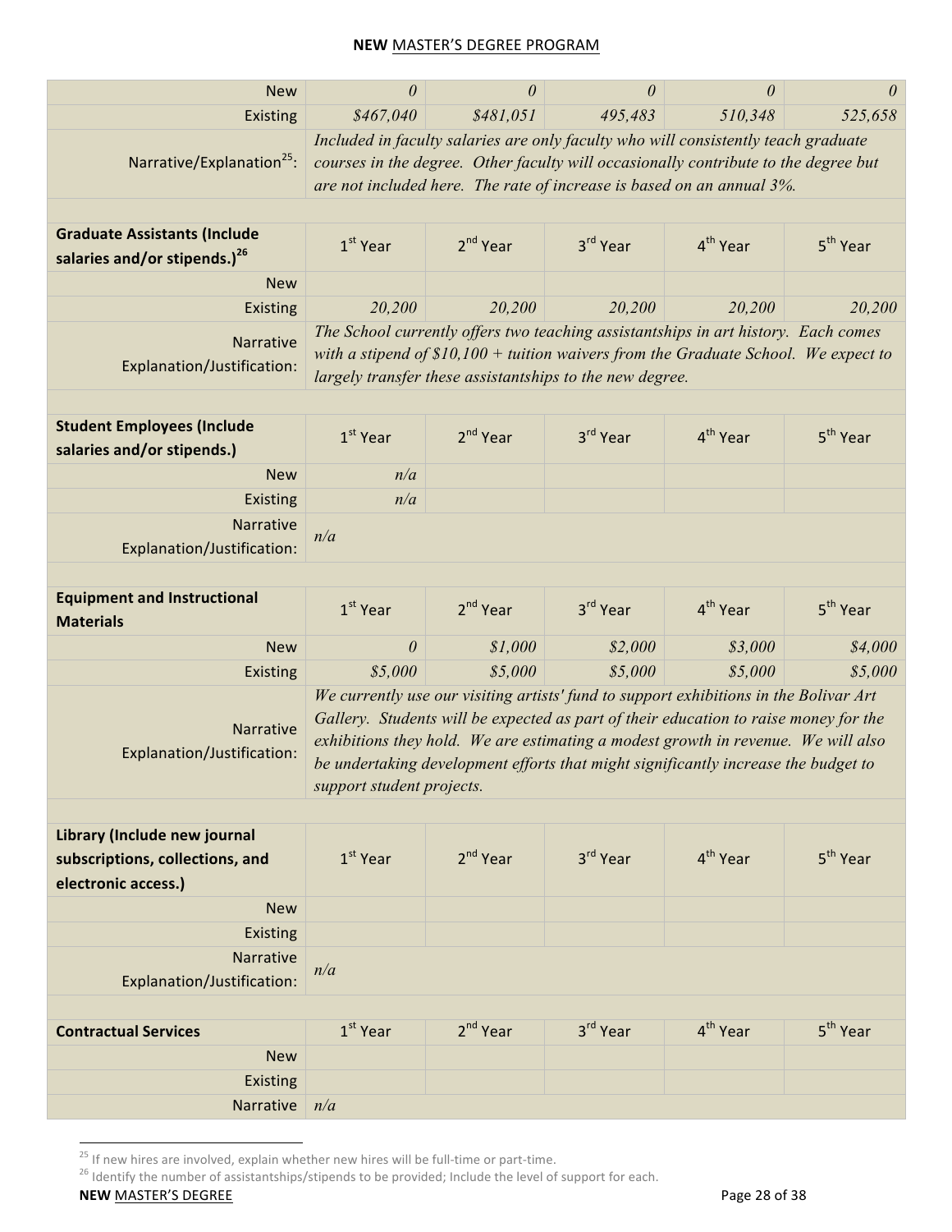| | | | | | |
|---|---|---|---|---|---|
| New | *0* | *0* | *0* | *0* | *0* |
| Existing | *$467,040* | *$481,051* | *495,483* | *510,348* | *525,658* |
| Narrative/Explanation[25]: | *Included in faculty salaries are only faculty who will consistently teach graduate courses in the degree. Other faculty will occasionally contribute to the degree but are not included here. The rate of increase is based on an annual 3%.* | | | | |

| **Graduate Assistants (Include salaries and/or stipends.)[26]** | 1st Year | 2nd Year | 3rd Year | 4th Year | 5th Year |
|---|---|---|---|---|---|
| New | | | | | |
| Existing | *20,200* | *20,200* | *20,200* | *20,200* | *20,200* |
| Narrative Explanation/Justification: | *The School currently offers two teaching assistantships in art history. Each comes with a stipend of $10,100 + tuition waivers from the Graduate School. We expect to largely transfer these assistantships to the new degree.* | | | | |

| **Student Employees (Include salaries and/or stipends.)** | 1st Year | 2nd Year | 3rd Year | 4th Year | 5th Year |
|---|---|---|---|---|---|
| New | *n/a* | | | | |
| Existing | *n/a* | | | | |
| Narrative Explanation/Justification: | *n/a* | | | | |

| **Equipment and Instructional Materials** | 1st Year | 2nd Year | 3rd Year | 4th Year | 5th Year |
|---|---|---|---|---|---|
| New | *0* | *$1,000* | *$2,000* | *$3,000* | *$4,000* |
| Existing | *$5,000* | *$5,000* | *$5,000* | *$5,000* | *$5,000* |
| Narrative Explanation/Justification: | *We currently use our visiting artists' fund to support exhibitions in the Bolivar Art Gallery. Students will be expected as part of their education to raise money for the exhibitions they hold. We are estimating a modest growth in revenue. We will also be undertaking development efforts that might significantly increase the budget to support student projects.* | | | | |

| **Library (Include new journal subscriptions, collections, and electronic access.)** | 1st Year | 2nd Year | 3rd Year | 4th Year | 5th Year |
|---|---|---|---|---|---|
| New | | | | | |
| Existing | | | | | |
| Narrative Explanation/Justification: | *n/a* | | | | |

| **Contractual Services** | 1st Year | 2nd Year | 3rd Year | 4th Year | 5th Year |
|---|---|---|---|---|---|
| New | | | | | |
| Existing | | | | | |
| Narrative | *n/a* | | | | |

[25] If new hires are involved, explain whether new hires will be full-time or part-time.

[26] Identify the number of assistantships/stipends to be provided; Include the level of support for each.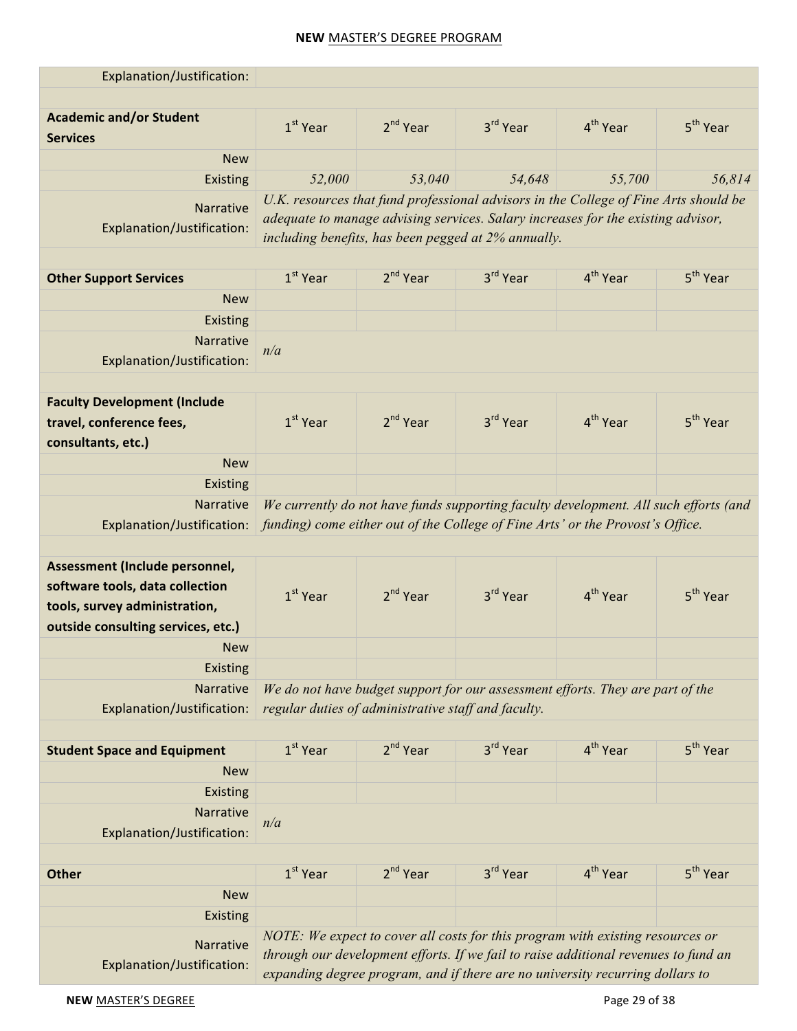| Explanation/Justification: | | | | | |
|---|---|---|---|---|---|
| | | | | | |
| **Academic and/or Student Services** | 1st Year | 2nd Year | 3rd Year | 4th Year | 5th Year |
| New | | | | | |
| Existing | *52,000* | *53,040* | *54,648* | *55,700* | *56,814* |
| Narrative Explanation/Justification: | *U.K. resources that fund professional advisors in the College of Fine Arts should be adequate to manage advising services. Salary increases for the existing advisor, including benefits, has been pegged at 2% annually.* | | | | |
| | | | | | |
| **Other Support Services** | 1st Year | 2nd Year | 3rd Year | 4th Year | 5th Year |
| New | | | | | |
| Existing | | | | | |
| Narrative Explanation/Justification: | *n/a* | | | | |
| | | | | | |
| **Faculty Development (Include travel, conference fees, consultants, etc.)** | 1st Year | 2nd Year | 3rd Year | 4th Year | 5th Year |
| New | | | | | |
| Existing | | | | | |
| Narrative Explanation/Justification: | *We currently do not have funds supporting faculty development. All such efforts (and funding) come either out of the College of Fine Arts' or the Provost's Office.* | | | | |
| | | | | | |
| **Assessment (Include personnel, software tools, data collection tools, survey administration, outside consulting services, etc.)** | 1st Year | 2nd Year | 3rd Year | 4th Year | 5th Year |
| New | | | | | |
| Existing | | | | | |
| Narrative Explanation/Justification: | *We do not have budget support for our assessment efforts. They are part of the regular duties of administrative staff and faculty.* | | | | |
| | | | | | |
| **Student Space and Equipment** | 1st Year | 2nd Year | 3rd Year | 4th Year | 5th Year |
| New | | | | | |
| Existing | | | | | |
| Narrative Explanation/Justification: | *n/a* | | | | |
| | | | | | |
| **Other** | 1st Year | 2nd Year | 3rd Year | 4th Year | 5th Year |
| New | | | | | |
| Existing | | | | | |
| Narrative Explanation/Justification: | *NOTE: We expect to cover all costs for this program with existing resources or through our development efforts. If we fail to raise additional revenues to fund an expanding degree program, and if there are no university recurring dollars to* | | | | |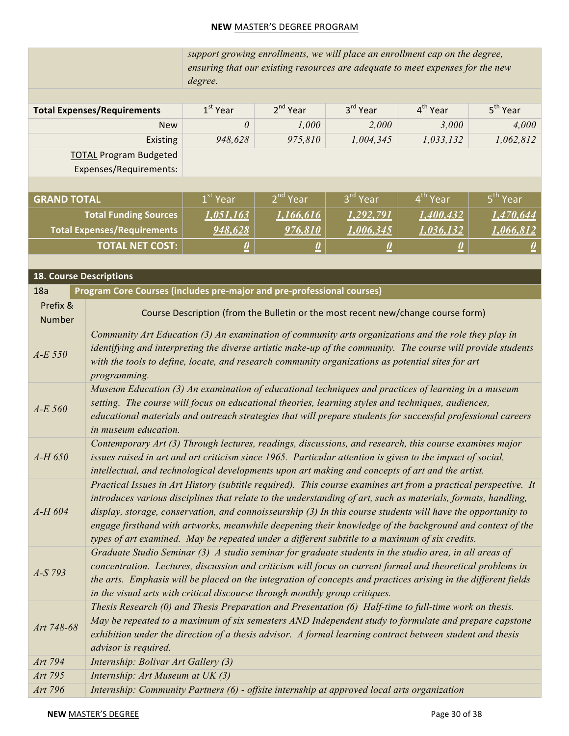| | *support growing enrollments, we will place an enrollment cap on the degree, ensuring that our existing resources are adequate to meet expenses for the new degree.* | | | | |
|---|---|---|---|---|---|

| **Total Expenses/Requirements** | 1st Year | 2nd Year | 3rd Year | 4th Year | 5th Year |
|---|---|---|---|---|---|
| New | *0* | *1,000* | *2,000* | *3,000* | *4,000* |
| Existing | *948,628* | *975,810* | *1,004,345* | *1,033,132* | *1,062,812* |
| TOTAL Program Budgeted Expenses/Requirements: | | | | | |

| **GRAND TOTAL** | 1st Year | 2nd Year | 3rd Year | 4th Year | 5th Year |
|---|---|---|---|---|---|
| **Total Funding Sources** | ***1,051,163*** | ***1,166,616*** | ***1,292,791*** | ***1,400,432*** | ***1,470,644*** |
| **Total Expenses/Requirements** | ***948,628*** | ***976,810*** | ***1,006,345*** | ***1,036,132*** | ***1,066,812*** |
| **TOTAL NET COST:** | ***0*** | ***0*** | ***0*** | ***0*** | ***0*** |

## 18. Course Descriptions

### 18a Program Core Courses (includes pre-major and pre-professional courses)

| Prefix & Number | Course Description (from the Bulletin or the most recent new/change course form) |
|---|---|
| *A-E 550* | *Community Art Education (3) An examination of community arts organizations and the role they play in identifying and interpreting the diverse artistic make-up of the community. The course will provide students with the tools to define, locate, and research community organizations as potential sites for art programming.* |
| *A-E 560* | *Museum Education (3) An examination of educational techniques and practices of learning in a museum setting. The course will focus on educational theories, learning styles and techniques, audiences, educational materials and outreach strategies that will prepare students for successful professional careers in museum education.* |
| *A-H 650* | *Contemporary Art (3) Through lectures, readings, discussions, and research, this course examines major issues raised in art and art criticism since 1965. Particular attention is given to the impact of social, intellectual, and technological developments upon art making and concepts of art and the artist.* |
| *A-H 604* | *Practical Issues in Art History (subtitle required). This course examines art from a practical perspective. It introduces various disciplines that relate to the understanding of art, such as materials, formats, handling, display, storage, conservation, and connoisseurship (3) In this course students will have the opportunity to engage firsthand with artworks, meanwhile deepening their knowledge of the background and context of the types of art examined. May be repeated under a different subtitle to a maximum of six credits.* |
| *A-S 793* | *Graduate Studio Seminar (3) A studio seminar for graduate students in the studio area, in all areas of concentration. Lectures, discussion and criticism will focus on current formal and theoretical problems in the arts. Emphasis will be placed on the integration of concepts and practices arising in the different fields in the visual arts with critical discourse through monthly group critiques.* |
| *Art 748-68* | *Thesis Research (0) and Thesis Preparation and Presentation (6) Half-time to full-time work on thesis. May be repeated to a maximum of six semesters AND Independent study to formulate and prepare capstone exhibition under the direction of a thesis advisor. A formal learning contract between student and thesis advisor is required.* |
| *Art 794* | *Internship: Bolivar Art Gallery (3)* |
| *Art 795* | *Internship: Art Museum at UK (3)* |
| *Art 796* | *Internship: Community Partners (6) - offsite internship at approved local arts organization* |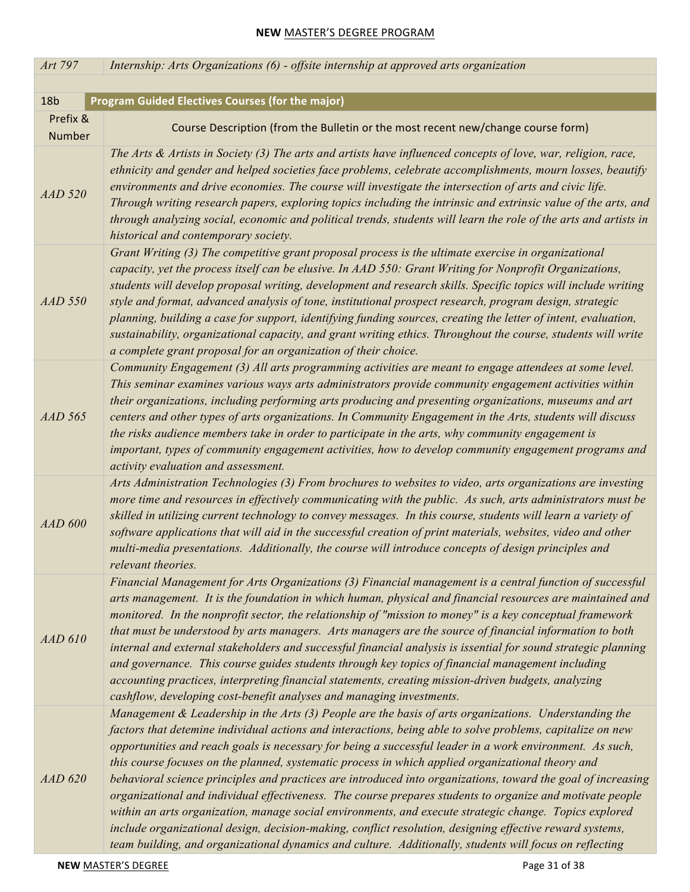| Art 797 | *Internship: Arts Organizations (6) - offsite internship at approved arts organization* |
|---|---|
| | |
| **18b** | **Program Guided Electives Courses (for the major)** |
| Prefix & Number | Course Description (from the Bulletin or the most recent new/change course form) |
| *AAD 520* | *The Arts & Artists in Society (3) The arts and artists have influenced concepts of love, war, religion, race, ethnicity and gender and helped societies face problems, celebrate accomplishments, mourn losses, beautify environments and drive economies. The course will investigate the intersection of arts and civic life. Through writing research papers, exploring topics including the intrinsic and extrinsic value of the arts, and through analyzing social, economic and political trends, students will learn the role of the arts and artists in historical and contemporary society.* |
| *AAD 550* | *Grant Writing (3) The competitive grant proposal process is the ultimate exercise in organizational capacity, yet the process itself can be elusive. In AAD 550: Grant Writing for Nonprofit Organizations, students will develop proposal writing, development and research skills. Specific topics will include writing style and format, advanced analysis of tone, institutional prospect research, program design, strategic planning, building a case for support, identifying funding sources, creating the letter of intent, evaluation, sustainability, organizational capacity, and grant writing ethics. Throughout the course, students will write a complete grant proposal for an organization of their choice.* |
| *AAD 565* | *Community Engagement (3) All arts programming activities are meant to engage attendees at some level. This seminar examines various ways arts administrators provide community engagement activities within their organizations, including performing arts producing and presenting organizations, museums and art centers and other types of arts organizations. In Community Engagement in the Arts, students will discuss the risks audience members take in order to participate in the arts, why community engagement is important, types of community engagement activities, how to develop community engagement programs and activity evaluation and assessment.* |
| *AAD 600* | *Arts Administration Technologies (3) From brochures to websites to video, arts organizations are investing more time and resources in effectively communicating with the public. As such, arts administrators must be skilled in utilizing current technology to convey messages. In this course, students will learn a variety of software applications that will aid in the successful creation of print materials, websites, video and other multi-media presentations. Additionally, the course will introduce concepts of design principles and relevant theories.* |
| *AAD 610* | *Financial Management for Arts Organizations (3) Financial management is a central function of successful arts management. It is the foundation in which human, physical and financial resources are maintained and monitored. In the nonprofit sector, the relationship of "mission to money" is a key conceptual framework that must be understood by arts managers. Arts managers are the source of financial information to both internal and external stakeholders and successful financial analysis is issential for sound strategic planning and governance. This course guides students through key topics of financial management including accounting practices, interpreting financial statements, creating mission-driven budgets, analyzing cashflow, developing cost-benefit analyses and managing investments.* |
| *AAD 620* | *Management & Leadership in the Arts (3) People are the basis of arts organizations. Understanding the factors that detemine individual actions and interactions, being able to solve problems, capitalize on new opportunities and reach goals is necessary for being a successful leader in a work environment. As such, this course focuses on the planned, systematic process in which applied organizational theory and behavioral science principles and practices are introduced into organizations, toward the goal of increasing organizational and individual effectiveness. The course prepares students to organize and motivate people within an arts organization, manage social environments, and execute strategic change. Topics explored include organizational design, decision-making, conflict resolution, designing effective reward systems, team building, and organizational dynamics and culture. Additionally, students will focus on reflecting* |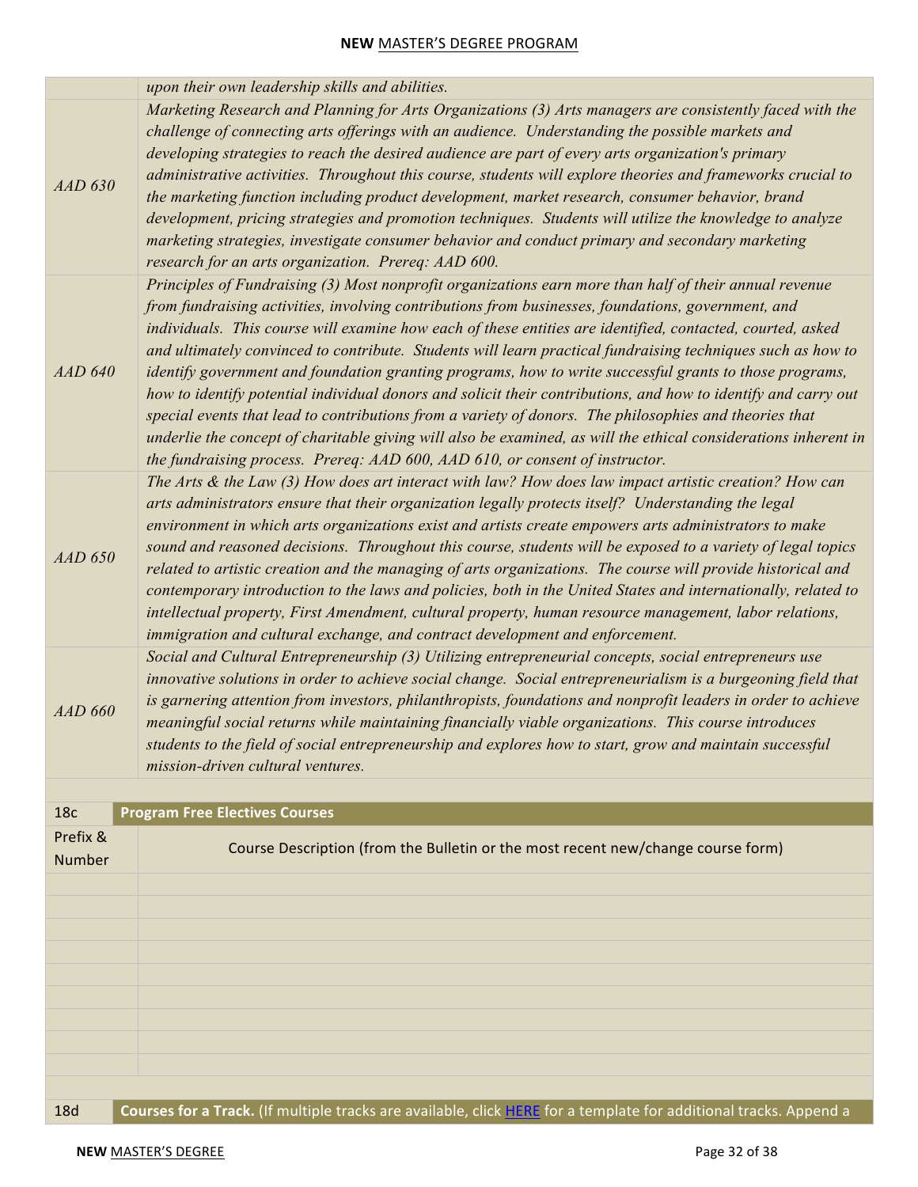| | |
|---|---|
| | *upon their own leadership skills and abilities.* |
| *AAD 630* | *Marketing Research and Planning for Arts Organizations (3) Arts managers are consistently faced with the challenge of connecting arts offerings with an audience. Understanding the possible markets and developing strategies to reach the desired audience are part of every arts organization's primary administrative activities. Throughout this course, students will explore theories and frameworks crucial to the marketing function including product development, market research, consumer behavior, brand development, pricing strategies and promotion techniques. Students will utilize the knowledge to analyze marketing strategies, investigate consumer behavior and conduct primary and secondary marketing research for an arts organization. Prereq: AAD 600.* |
| *AAD 640* | *Principles of Fundraising (3) Most nonprofit organizations earn more than half of their annual revenue from fundraising activities, involving contributions from businesses, foundations, government, and individuals. This course will examine how each of these entities are identified, contacted, courted, asked and ultimately convinced to contribute. Students will learn practical fundraising techniques such as how to identify government and foundation granting programs, how to write successful grants to those programs, how to identify potential individual donors and solicit their contributions, and how to identify and carry out special events that lead to contributions from a variety of donors. The philosophies and theories that underlie the concept of charitable giving will also be examined, as will the ethical considerations inherent in the fundraising process. Prereq: AAD 600, AAD 610, or consent of instructor.* |
| *AAD 650* | *The Arts & the Law (3) How does art interact with law? How does law impact artistic creation? How can arts administrators ensure that their organization legally protects itself? Understanding the legal environment in which arts organizations exist and artists create empowers arts administrators to make sound and reasoned decisions. Throughout this course, students will be exposed to a variety of legal topics related to artistic creation and the managing of arts organizations. The course will provide historical and contemporary introduction to the laws and policies, both in the United States and internationally, related to intellectual property, First Amendment, cultural property, human resource management, labor relations, immigration and cultural exchange, and contract development and enforcement.* |
| *AAD 660* | *Social and Cultural Entrepreneurship (3) Utilizing entrepreneurial concepts, social entrepreneurs use innovative solutions in order to achieve social change. Social entrepreneurialism is a burgeoning field that is garnering attention from investors, philanthropists, foundations and nonprofit leaders in order to achieve meaningful social returns while maintaining financially viable organizations. This course introduces students to the field of social entrepreneurship and explores how to start, grow and maintain successful mission-driven cultural ventures.* |

| 18c | **Program Free Electives Courses** |
|---|---|
| Prefix & Number | Course Description (from the Bulletin or the most recent new/change course form) |
| | |
| | |
| | |
| | |
| | |
| | |
| | |
| | |
| | |

| 18d | **Courses for a Track.** (If multiple tracks are available, click HERE for a template for additional tracks. Append a |
|---|---|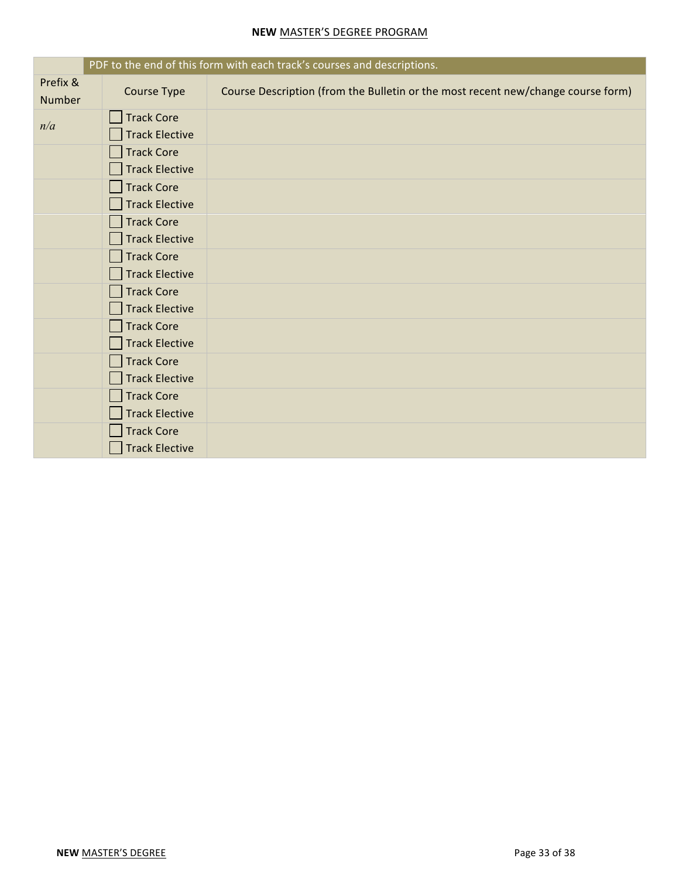| | PDF to the end of this form with each track's courses and descriptions. | |
|---|---|---|
| Prefix & Number | Course Type | Course Description (from the Bulletin or the most recent new/change course form) |
| *n/a* | ☐ Track Core<br>☐ Track Elective | |
| | ☐ Track Core<br>☐ Track Elective | |
| | ☐ Track Core<br>☐ Track Elective | |
| | ☐ Track Core<br>☐ Track Elective | |
| | ☐ Track Core<br>☐ Track Elective | |
| | ☐ Track Core<br>☐ Track Elective | |
| | ☐ Track Core<br>☐ Track Elective | |
| | ☐ Track Core<br>☐ Track Elective | |
| | ☐ Track Core<br>☐ Track Elective | |
| | ☐ Track Core<br>☐ Track Elective | |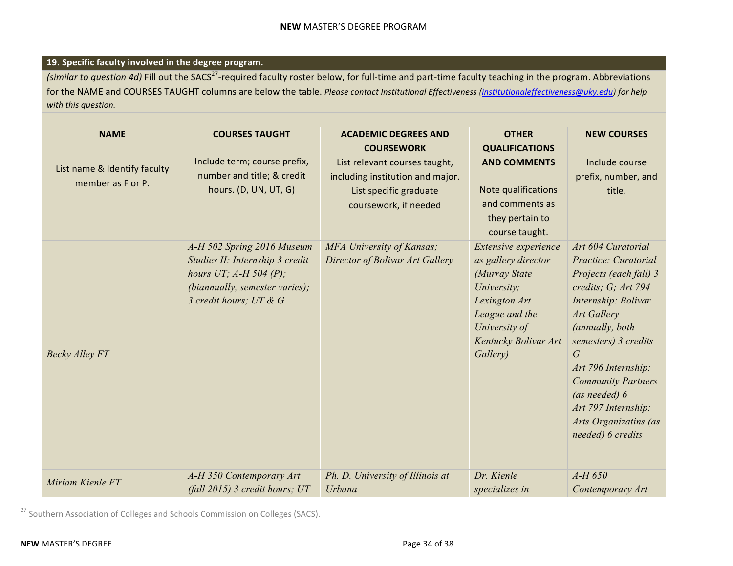| **19. Specific faculty involved in the degree program.** | | | | |
|---|---|---|---|---|
| *(similar to question 4d)* Fill out the SACS[27]-required faculty roster below, for full-time and part-time faculty teaching in the program. Abbreviations for the NAME and COURSES TAUGHT columns are below the table. *Please contact Institutional Effectiveness (institutionaleffectiveness@uky.edu) for help with this question.* | | | | |
| **NAME**<br><br>List name & Identify faculty member as F or P. | **COURSES TAUGHT**<br><br>Include term; course prefix, number and title; & credit hours. (D, UN, UT, G) | **ACADEMIC DEGREES AND COURSEWORK**<br>List relevant courses taught, including institution and major. List specific graduate coursework, if needed | **OTHER QUALIFICATIONS AND COMMENTS**<br><br>Note qualifications and comments as they pertain to course taught. | **NEW COURSES**<br><br>Include course prefix, number, and title. |
| *Becky Alley FT* | *A-H 502 Spring 2016 Museum Studies II: Internship 3 credit hours UT; A-H 504 (P); (biannually, semester varies); 3 credit hours; UT & G* | *MFA University of Kansas; Director of Bolivar Art Gallery* | *Extensive experience as gallery director (Murray State University; Lexington Art League and the University of Kentucky Bolivar Art Gallery)* | *Art 604 Curatorial Practice: Curatorial Projects (each fall) 3 credits; G; Art 794 Internship: Bolivar Art Gallery (annually, both semesters) 3 credits G*<br>*Art 796 Internship: Community Partners (as needed) 6*<br>*Art 797 Internship: Arts Organizatins (as needed) 6 credits* |
| *Miriam Kienle FT* | *A-H 350 Contemporary Art (fall 2015) 3 credit hours; UT* | *Ph. D. University of Illinois at Urbana* | *Dr. Kienle specializes in* | *A-H 650 Contemporary Art* |

[27] Southern Association of Colleges and Schools Commission on Colleges (SACS).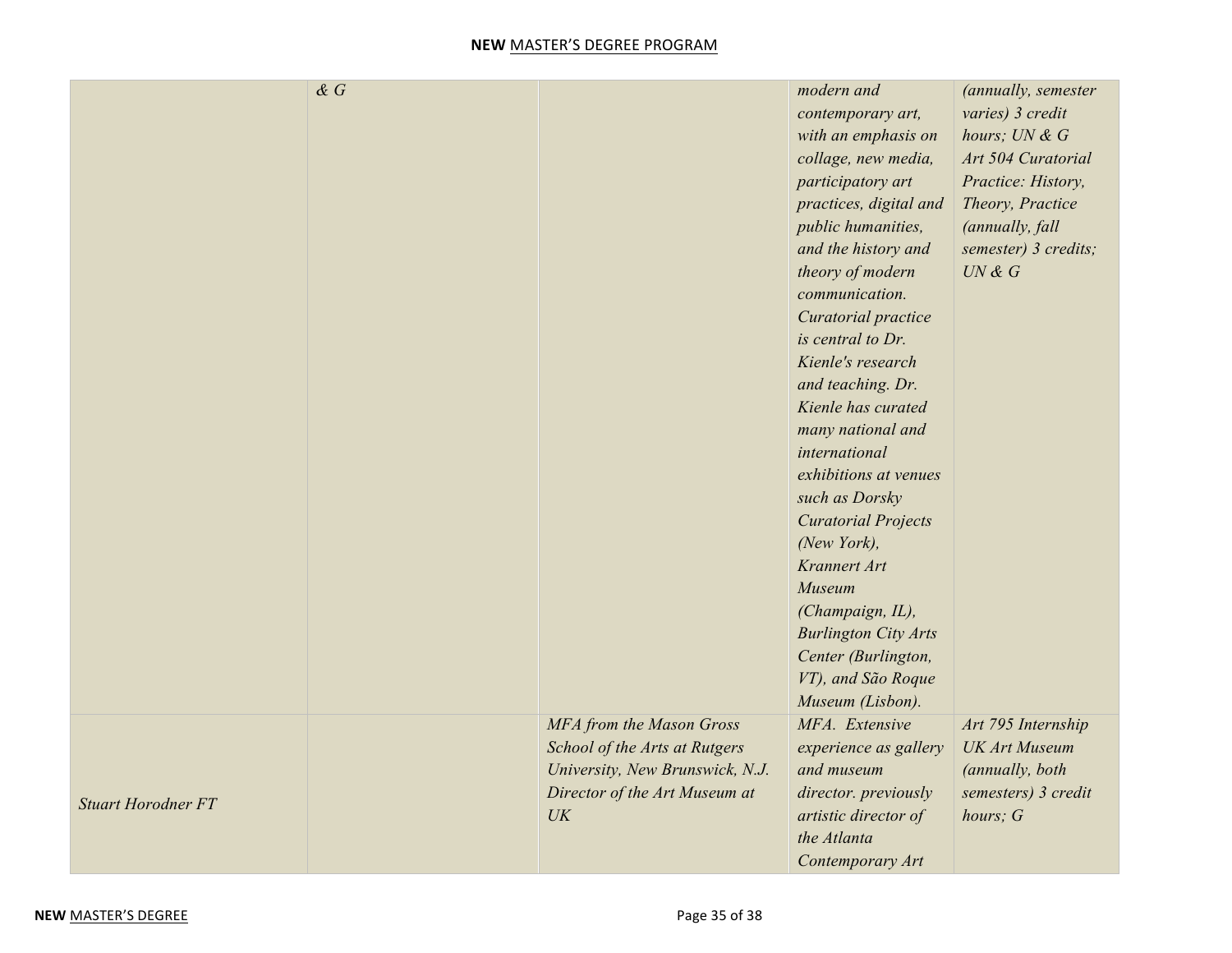| | | | | |
|---|---|---|---|---|
| | *& G* | | *modern and contemporary art, with an emphasis on collage, new media, participatory art practices, digital and public humanities, and the history and theory of modern communication. Curatorial practice is central to Dr. Kienle's research and teaching. Dr. Kienle has curated many national and international exhibitions at venues such as Dorsky Curatorial Projects (New York), Krannert Art Museum (Champaign, IL), Burlington City Arts Center (Burlington, VT), and São Roque Museum (Lisbon).* | *(annually, semester varies) 3 credit hours; UN & G Art 504 Curatorial Practice: History, Theory, Practice (annually, fall semester) 3 credits; UN & G* |
| *Stuart Horodner FT* | | *MFA from the Mason Gross School of the Arts at Rutgers University, New Brunswick, N.J. Director of the Art Museum at UK* | *MFA. Extensive experience as gallery and museum director. previously artistic director of the Atlanta Contemporary Art* | *Art 795 Internship UK Art Museum (annually, both semesters) 3 credit hours; G* |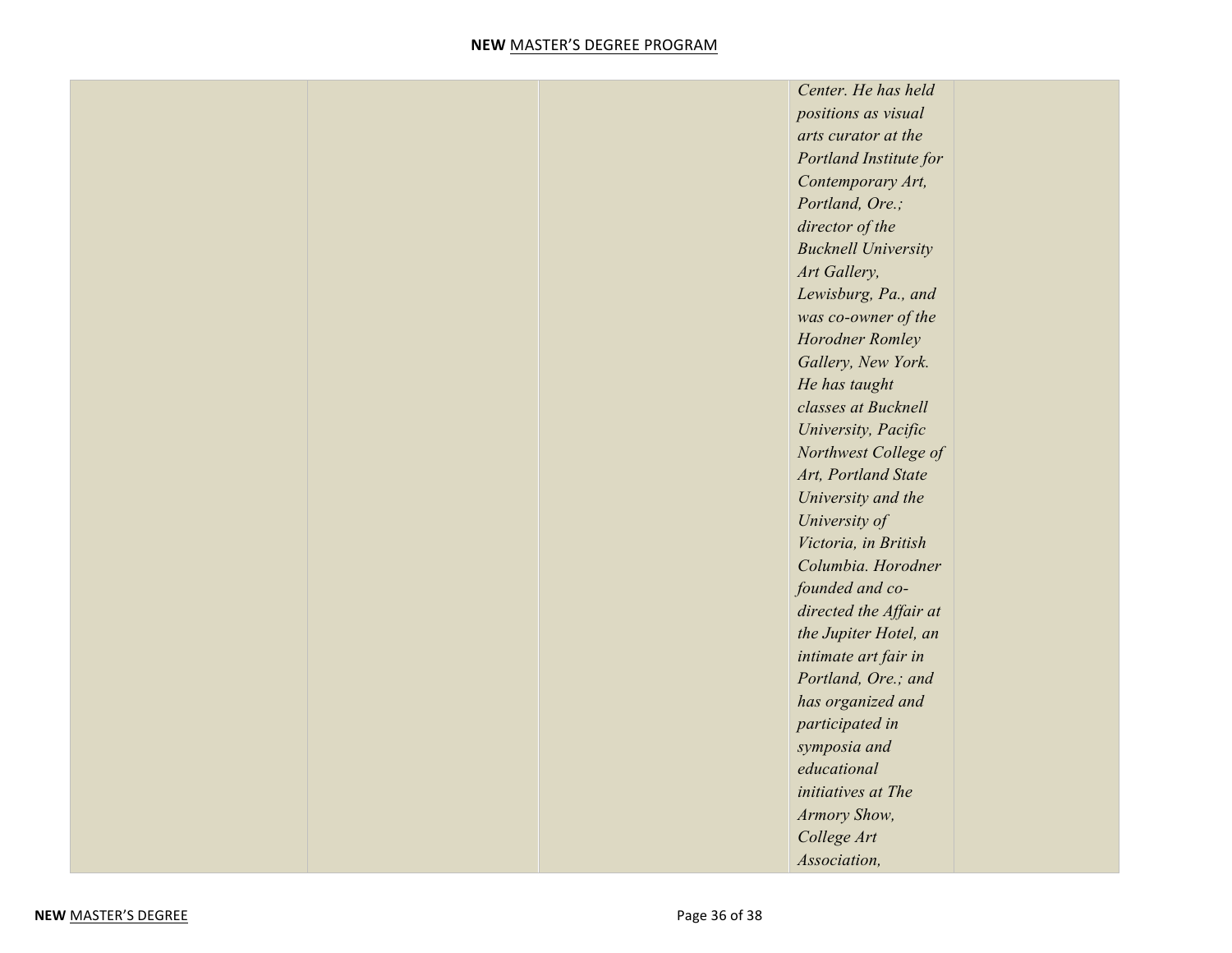| | | | | |
|---|---|---|---|---|
| | | | *Center. He has held positions as visual arts curator at the Portland Institute for Contemporary Art, Portland, Ore.; director of the Bucknell University Art Gallery, Lewisburg, Pa., and was co-owner of the Horodner Romley Gallery, New York. He has taught classes at Bucknell University, Pacific Northwest College of Art, Portland State University and the University of Victoria, in British Columbia. Horodner founded and co-directed the Affair at the Jupiter Hotel, an intimate art fair in Portland, Ore.; and has organized and participated in symposia and educational initiatives at The Armory Show, College Art Association,* | |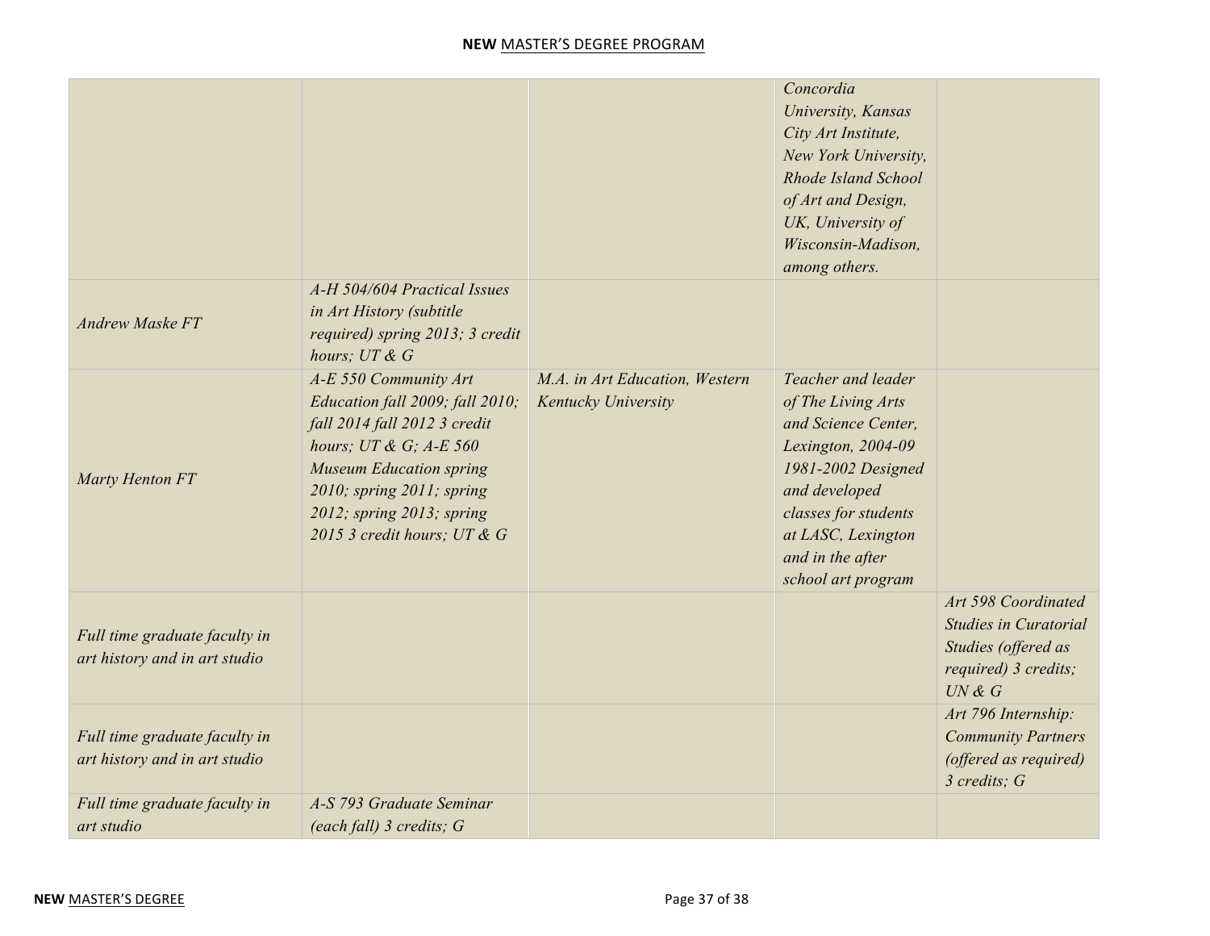| | | | | |
|---|---|---|---|---|
| | | | *Concordia University, Kansas City Art Institute, New York University, Rhode Island School of Art and Design, UK, University of Wisconsin-Madison, among others.* | |
| *Andrew Maske FT* | *A-H 504/604 Practical Issues in Art History (subtitle required) spring 2013; 3 credit hours; UT & G* | | | |
| *Marty Henton FT* | *A-E 550 Community Art Education fall 2009; fall 2010; fall 2014 fall 2012 3 credit hours; UT & G; A-E 560 Museum Education spring 2010; spring 2011; spring 2012; spring 2013; spring 2015 3 credit hours; UT & G* | *M.A. in Art Education, Western Kentucky University* | *Teacher and leader of The Living Arts and Science Center, Lexington, 2004-09 1981-2002 Designed and developed classes for students at LASC, Lexington and in the after school art program* | |
| *Full time graduate faculty in art history and in art studio* | | | | *Art 598 Coordinated Studies in Curatorial Studies (offered as required) 3 credits; UN & G* |
| *Full time graduate faculty in art history and in art studio* | | | | *Art 796 Internship: Community Partners (offered as required) 3 credits; G* |
| *Full time graduate faculty in art studio* | *A-S 793 Graduate Seminar (each fall) 3 credits; G* | | | |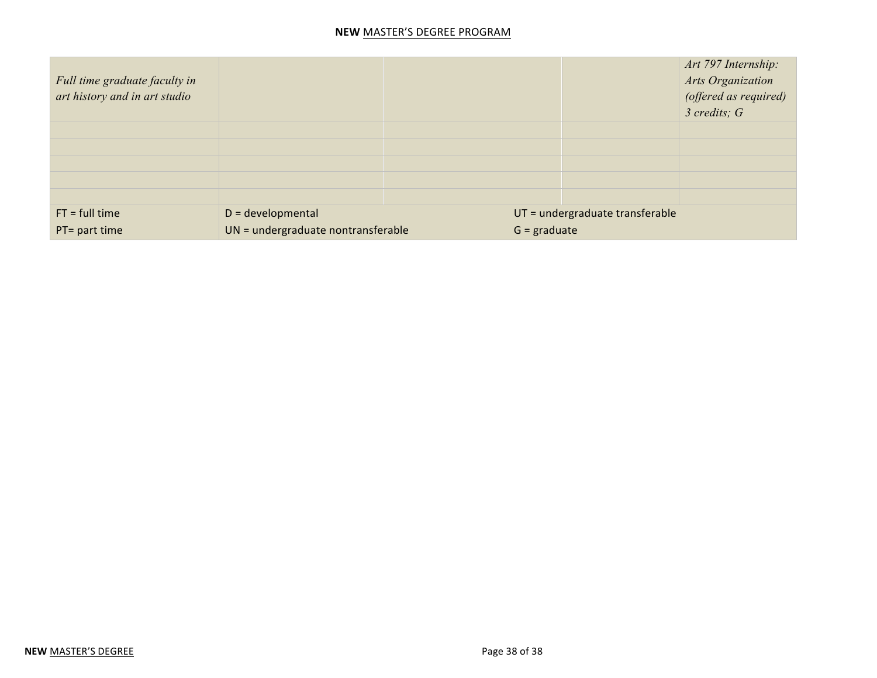| | | | | |
|---|---|---|---|---|
| *Full time graduate faculty in art history and in art studio* | | | | *Art 797 Internship: Arts Organization (offered as required) 3 credits; G* |
| | | | | |
| | | | | |
| | | | | |
| | | | | |
| | | | | |
| FT = full time<br>PT= part time | D = developmental<br>UN = undergraduate nontransferable | | UT = undergraduate transferable<br>G = graduate | |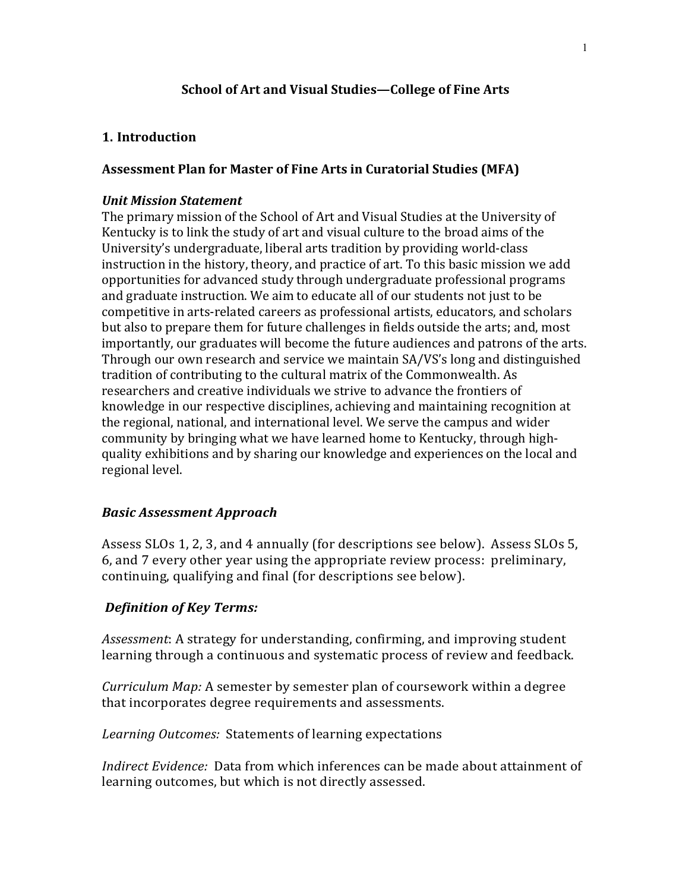## School of Art and Visual Studies—College of Fine Arts

### 1. Introduction

### Assessment Plan for Master of Fine Arts in Curatorial Studies (MFA)

***Unit Mission Statement***

The primary mission of the School of Art and Visual Studies at the University of Kentucky is to link the study of art and visual culture to the broad aims of the University's undergraduate, liberal arts tradition by providing world-class instruction in the history, theory, and practice of art. To this basic mission we add opportunities for advanced study through undergraduate professional programs and graduate instruction. We aim to educate all of our students not just to be competitive in arts-related careers as professional artists, educators, and scholars but also to prepare them for future challenges in fields outside the arts; and, most importantly, our graduates will become the future audiences and patrons of the arts. Through our own research and service we maintain SA/VS's long and distinguished tradition of contributing to the cultural matrix of the Commonwealth. As researchers and creative individuals we strive to advance the frontiers of knowledge in our respective disciplines, achieving and maintaining recognition at the regional, national, and international level. We serve the campus and wider community by bringing what we have learned home to Kentucky, through high-quality exhibitions and by sharing our knowledge and experiences on the local and regional level.

***Basic Assessment Approach***

Assess SLOs 1, 2, 3, and 4 annually (for descriptions see below). Assess SLOs 5, 6, and 7 every other year using the appropriate review process: preliminary, continuing, qualifying and final (for descriptions see below).

***Definition of Key Terms:***

*Assessment*: A strategy for understanding, confirming, and improving student learning through a continuous and systematic process of review and feedback.

*Curriculum Map:* A semester by semester plan of coursework within a degree that incorporates degree requirements and assessments.

*Learning Outcomes:* Statements of learning expectations

*Indirect Evidence:* Data from which inferences can be made about attainment of learning outcomes, but which is not directly assessed.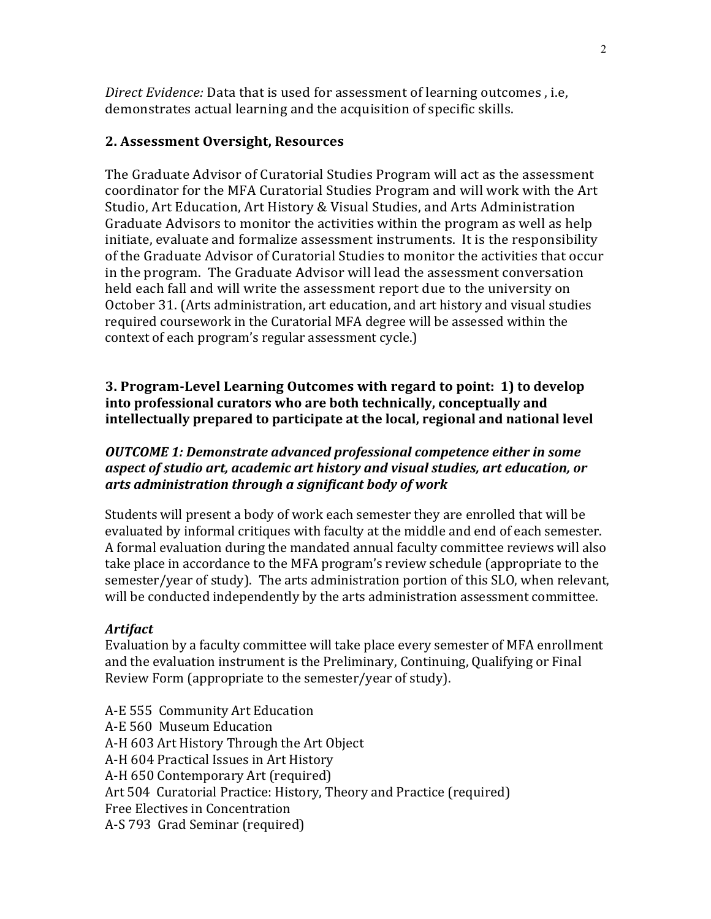*Direct Evidence:* Data that is used for assessment of learning outcomes , i.e, demonstrates actual learning and the acquisition of specific skills.

## 2. Assessment Oversight, Resources

The Graduate Advisor of Curatorial Studies Program will act as the assessment coordinator for the MFA Curatorial Studies Program and will work with the Art Studio, Art Education, Art History & Visual Studies, and Arts Administration Graduate Advisors to monitor the activities within the program as well as help initiate, evaluate and formalize assessment instruments. It is the responsibility of the Graduate Advisor of Curatorial Studies to monitor the activities that occur in the program. The Graduate Advisor will lead the assessment conversation held each fall and will write the assessment report due to the university on October 31. (Arts administration, art education, and art history and visual studies required coursework in the Curatorial MFA degree will be assessed within the context of each program's regular assessment cycle.)

## 3. Program-Level Learning Outcomes with regard to point: 1) to develop into professional curators who are both technically, conceptually and intellectually prepared to participate at the local, regional and national level

### *OUTCOME 1: Demonstrate advanced professional competence either in some aspect of studio art, academic art history and visual studies, art education, or arts administration through a significant body of work*

Students will present a body of work each semester they are enrolled that will be evaluated by informal critiques with faculty at the middle and end of each semester. A formal evaluation during the mandated annual faculty committee reviews will also take place in accordance to the MFA program's review schedule (appropriate to the semester/year of study). The arts administration portion of this SLO, when relevant, will be conducted independently by the arts administration assessment committee.

***Artifact***
Evaluation by a faculty committee will take place every semester of MFA enrollment and the evaluation instrument is the Preliminary, Continuing, Qualifying or Final Review Form (appropriate to the semester/year of study).

A-E 555 Community Art Education
A-E 560 Museum Education
A-H 603 Art History Through the Art Object
A-H 604 Practical Issues in Art History
A-H 650 Contemporary Art (required)
Art 504 Curatorial Practice: History, Theory and Practice (required)
Free Electives in Concentration
A-S 793 Grad Seminar (required)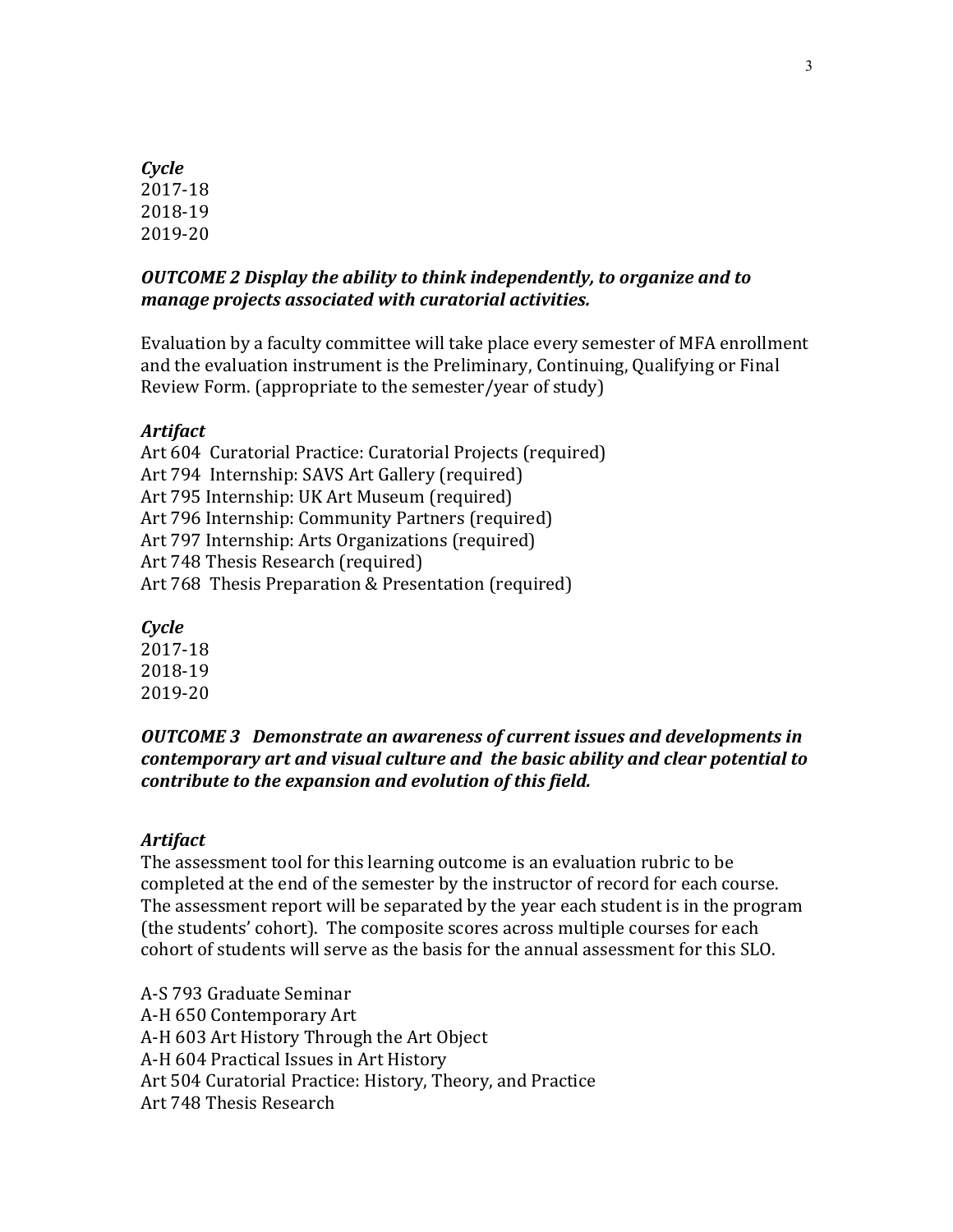***Cycle***
2017-18
2018-19
2019-20

***OUTCOME 2 Display the ability to think independently, to organize and to manage projects associated with curatorial activities.***

Evaluation by a faculty committee will take place every semester of MFA enrollment and the evaluation instrument is the Preliminary, Continuing, Qualifying or Final Review Form. (appropriate to the semester/year of study)

***Artifact***
Art 604 Curatorial Practice: Curatorial Projects (required)
Art 794 Internship: SAVS Art Gallery (required)
Art 795 Internship: UK Art Museum (required)
Art 796 Internship: Community Partners (required)
Art 797 Internship: Arts Organizations (required)
Art 748 Thesis Research (required)
Art 768 Thesis Preparation & Presentation (required)

***Cycle***
2017-18
2018-19
2019-20

***OUTCOME 3 Demonstrate an awareness of current issues and developments in contemporary art and visual culture and the basic ability and clear potential to contribute to the expansion and evolution of this field.***

***Artifact***
The assessment tool for this learning outcome is an evaluation rubric to be completed at the end of the semester by the instructor of record for each course. The assessment report will be separated by the year each student is in the program (the students' cohort). The composite scores across multiple courses for each cohort of students will serve as the basis for the annual assessment for this SLO.

A-S 793 Graduate Seminar
A-H 650 Contemporary Art
A-H 603 Art History Through the Art Object
A-H 604 Practical Issues in Art History
Art 504 Curatorial Practice: History, Theory, and Practice
Art 748 Thesis Research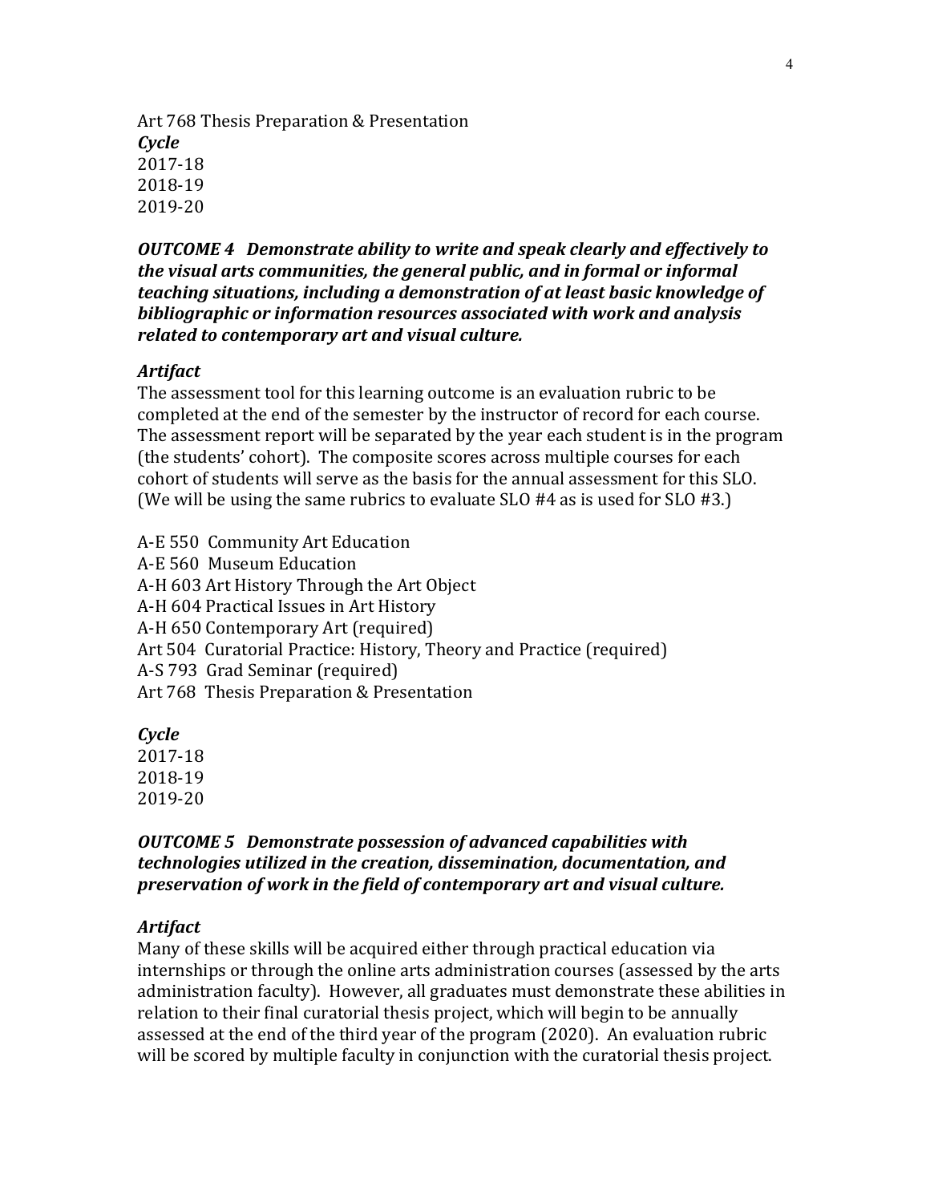Art 768 Thesis Preparation & Presentation

***Cycle***

2017-18
2018-19
2019-20

***OUTCOME 4   Demonstrate ability to write and speak clearly and effectively to the visual arts communities, the general public, and in formal or informal teaching situations, including a demonstration of at least basic knowledge of bibliographic or information resources associated with work and analysis related to contemporary art and visual culture.***

***Artifact***

The assessment tool for this learning outcome is an evaluation rubric to be completed at the end of the semester by the instructor of record for each course. The assessment report will be separated by the year each student is in the program (the students' cohort). The composite scores across multiple courses for each cohort of students will serve as the basis for the annual assessment for this SLO. (We will be using the same rubrics to evaluate SLO #4 as is used for SLO #3.)

A-E 550  Community Art Education
A-E 560  Museum Education
A-H 603 Art History Through the Art Object
A-H 604 Practical Issues in Art History
A-H 650 Contemporary Art (required)
Art 504  Curatorial Practice: History, Theory and Practice (required)
A-S 793  Grad Seminar (required)
Art 768  Thesis Preparation & Presentation

***Cycle***

2017-18
2018-19
2019-20

***OUTCOME 5   Demonstrate possession of advanced capabilities with technologies utilized in the creation, dissemination, documentation, and preservation of work in the field of contemporary art and visual culture.***

***Artifact***

Many of these skills will be acquired either through practical education via internships or through the online arts administration courses (assessed by the arts administration faculty). However, all graduates must demonstrate these abilities in relation to their final curatorial thesis project, which will begin to be annually assessed at the end of the third year of the program (2020). An evaluation rubric will be scored by multiple faculty in conjunction with the curatorial thesis project.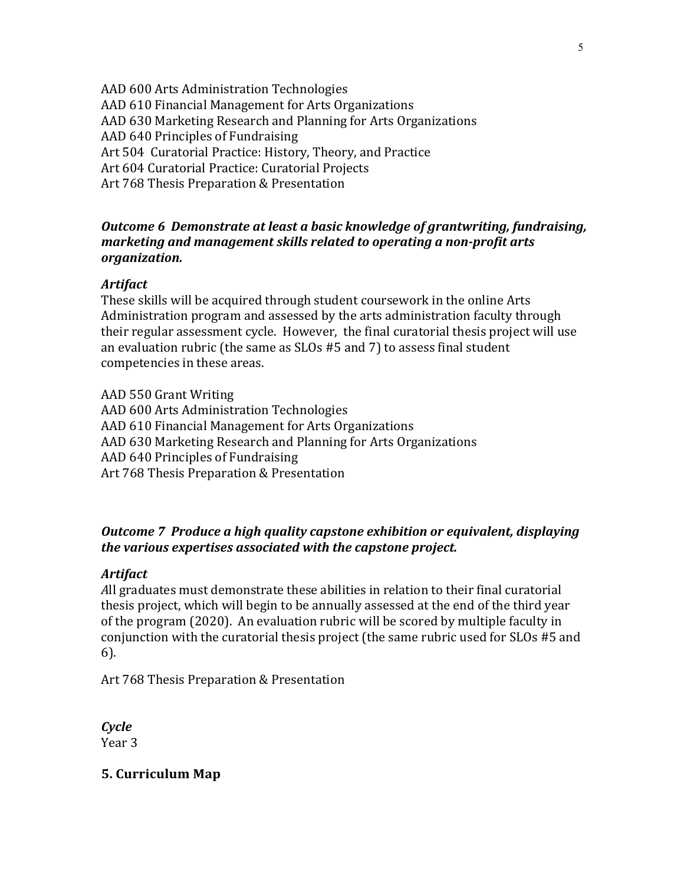AAD 600 Arts Administration Technologies
AAD 610 Financial Management for Arts Organizations
AAD 630 Marketing Research and Planning for Arts Organizations
AAD 640 Principles of Fundraising
Art 504 Curatorial Practice: History, Theory, and Practice
Art 604 Curatorial Practice: Curatorial Projects
Art 768 Thesis Preparation & Presentation

***Outcome 6 Demonstrate at least a basic knowledge of grantwriting, fundraising, marketing and management skills related to operating a non-profit arts organization.***

***Artifact***

These skills will be acquired through student coursework in the online Arts Administration program and assessed by the arts administration faculty through their regular assessment cycle. However, the final curatorial thesis project will use an evaluation rubric (the same as SLOs #5 and 7) to assess final student competencies in these areas.

AAD 550 Grant Writing
AAD 600 Arts Administration Technologies
AAD 610 Financial Management for Arts Organizations
AAD 630 Marketing Research and Planning for Arts Organizations
AAD 640 Principles of Fundraising
Art 768 Thesis Preparation & Presentation

***Outcome 7 Produce a high quality capstone exhibition or equivalent, displaying the various expertises associated with the capstone project.***

***Artifact***

*A*ll graduates must demonstrate these abilities in relation to their final curatorial thesis project, which will begin to be annually assessed at the end of the third year of the program (2020). An evaluation rubric will be scored by multiple faculty in conjunction with the curatorial thesis project (the same rubric used for SLOs #5 and 6).

Art 768 Thesis Preparation & Presentation

***Cycle***

Year 3

**5. Curriculum Map**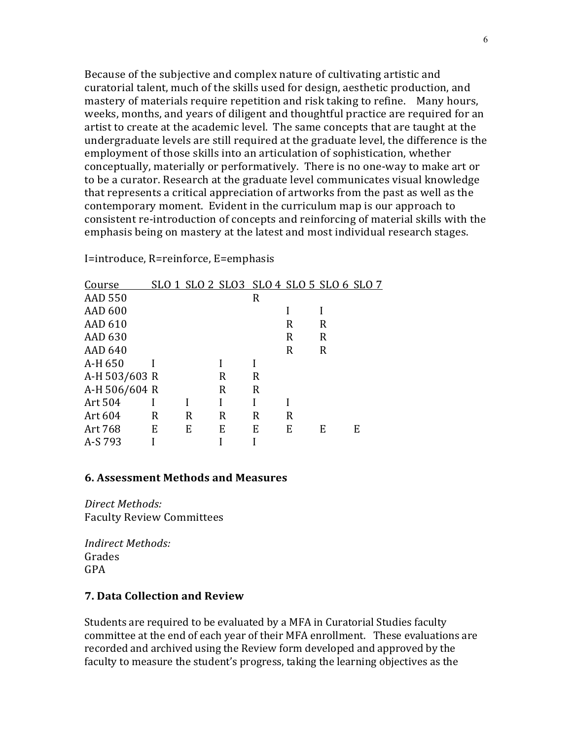Because of the subjective and complex nature of cultivating artistic and curatorial talent, much of the skills used for design, aesthetic production, and mastery of materials require repetition and risk taking to refine. Many hours, weeks, months, and years of diligent and thoughtful practice are required for an artist to create at the academic level. The same concepts that are taught at the undergraduate levels are still required at the graduate level, the difference is the employment of those skills into an articulation of sophistication, whether conceptually, materially or performatively. There is no one-way to make art or to be a curator. Research at the graduate level communicates visual knowledge that represents a critical appreciation of artworks from the past as well as the contemporary moment. Evident in the curriculum map is our approach to consistent re-introduction of concepts and reinforcing of material skills with the emphasis being on mastery at the latest and most individual research stages.

I=introduce, R=reinforce, E=emphasis

| Course | SLO 1 | SLO 2 | SLO3 | SLO 4 | SLO 5 | SLO 6 | SLO 7 |
|---|---|---|---|---|---|---|---|
| AAD 550 | | | | R | | | |
| AAD 600 | | | | | I | I | |
| AAD 610 | | | | | R | R | |
| AAD 630 | | | | | R | R | |
| AAD 640 | | | | | R | R | |
| A-H 650 | I | | I | I | | | |
| A-H 503/603 | R | | R | R | | | |
| A-H 506/604 | R | | R | R | | | |
| Art 504 | I | I | I | I | I | | |
| Art 604 | R | R | R | R | R | | |
| Art 768 | E | E | E | E | E | E | E |
| A-S 793 | I | | I | I | | | |

### 6. Assessment Methods and Measures

*Direct Methods:*
Faculty Review Committees

*Indirect Methods:*
Grades
GPA

### 7. Data Collection and Review

Students are required to be evaluated by a MFA in Curatorial Studies faculty committee at the end of each year of their MFA enrollment. These evaluations are recorded and archived using the Review form developed and approved by the faculty to measure the student's progress, taking the learning objectives as the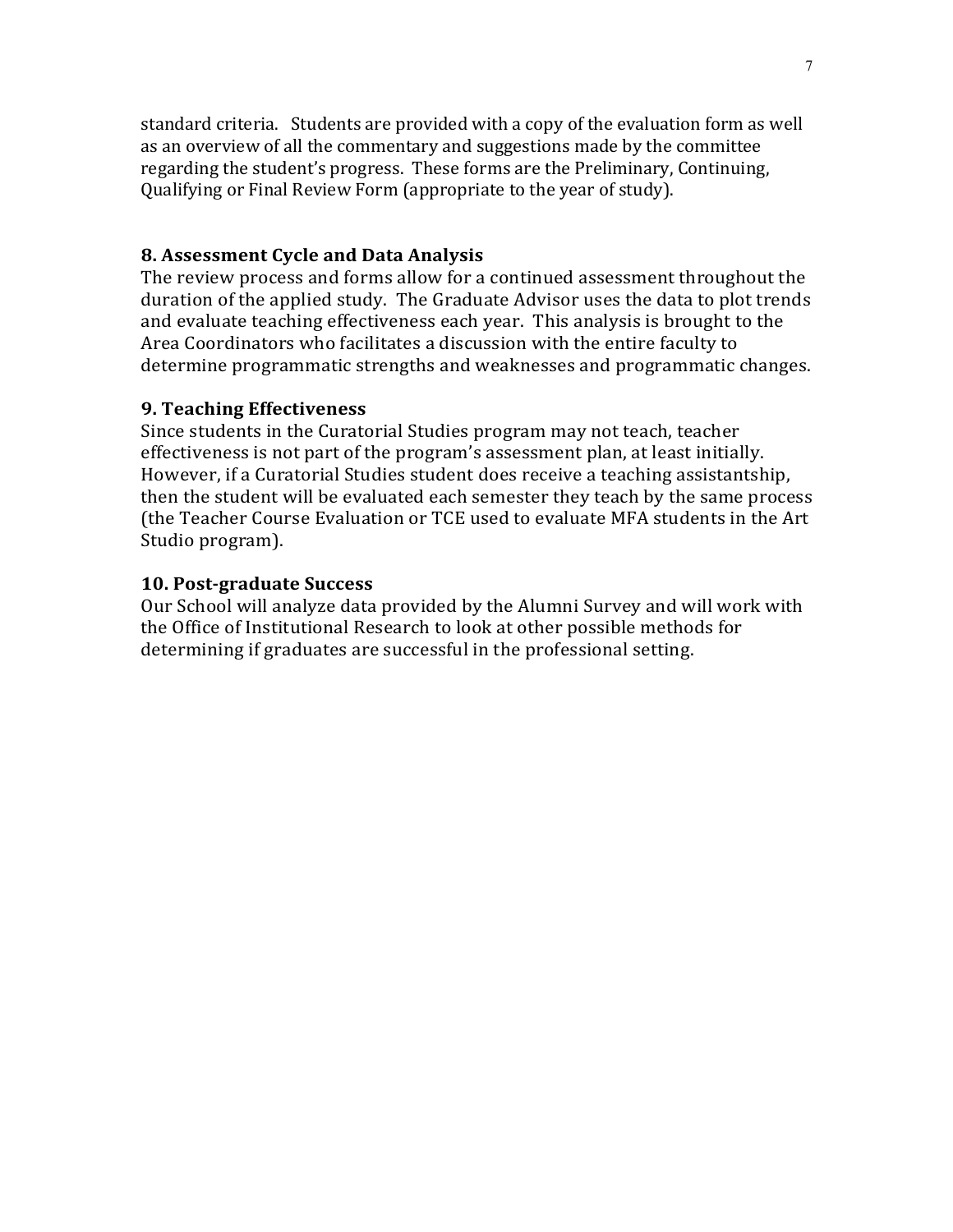standard criteria.  Students are provided with a copy of the evaluation form as well as an overview of all the commentary and suggestions made by the committee regarding the student's progress.  These forms are the Preliminary, Continuing, Qualifying or Final Review Form (appropriate to the year of study).

### 8. Assessment Cycle and Data Analysis

The review process and forms allow for a continued assessment throughout the duration of the applied study.  The Graduate Advisor uses the data to plot trends and evaluate teaching effectiveness each year.  This analysis is brought to the Area Coordinators who facilitates a discussion with the entire faculty to determine programmatic strengths and weaknesses and programmatic changes.

### 9. Teaching Effectiveness

Since students in the Curatorial Studies program may not teach, teacher effectiveness is not part of the program's assessment plan, at least initially. However, if a Curatorial Studies student does receive a teaching assistantship, then the student will be evaluated each semester they teach by the same process (the Teacher Course Evaluation or TCE used to evaluate MFA students in the Art Studio program).

### 10. Post-graduate Success

Our School will analyze data provided by the Alumni Survey and will work with the Office of Institutional Research to look at other possible methods for determining if graduates are successful in the professional setting.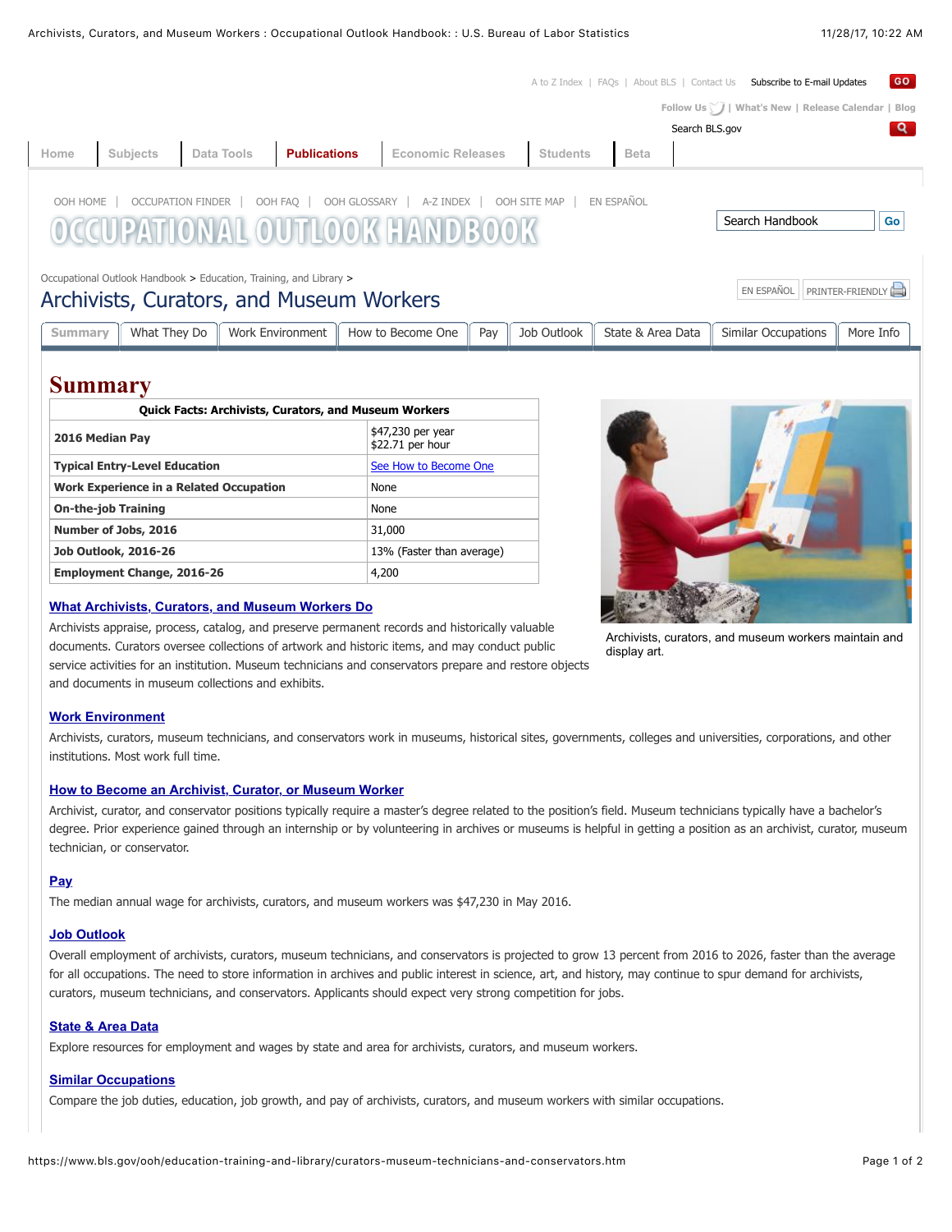Occupational Outlook Handbook > Education, Training, and Library >

# Archivists, Curators, and Museum Workers

Summary | What They Do | Work Environment | How to Become One | Pay | Job Outlook | State & Area Data | Similar Occupations | More Info

## Summary

| Quick Facts: Archivists, Curators, and Museum Workers | |
|---|---|
| **2016 Median Pay** | $47,230 per year<br>$22.71 per hour |
| **Typical Entry-Level Education** | See How to Become One |
| **Work Experience in a Related Occupation** | None |
| **On-the-job Training** | None |
| **Number of Jobs, 2016** | 31,000 |
| **Job Outlook, 2016-26** | 13% (Faster than average) |
| **Employment Change, 2016-26** | 4,200 |

Archivists, curators, and museum workers maintain and display art.

### What Archivists, Curators, and Museum Workers Do

Archivists appraise, process, catalog, and preserve permanent records and historically valuable documents. Curators oversee collections of artwork and historic items, and may conduct public service activities for an institution. Museum technicians and conservators prepare and restore objects and documents in museum collections and exhibits.

### Work Environment

Archivists, curators, museum technicians, and conservators work in museums, historical sites, governments, colleges and universities, corporations, and other institutions. Most work full time.

### How to Become an Archivist, Curator, or Museum Worker

Archivist, curator, and conservator positions typically require a master's degree related to the position's field. Museum technicians typically have a bachelor's degree. Prior experience gained through an internship or by volunteering in archives or museums is helpful in getting a position as an archivist, curator, museum technician, or conservator.

### Pay

The median annual wage for archivists, curators, and museum workers was $47,230 in May 2016.

### Job Outlook

Overall employment of archivists, curators, museum technicians, and conservators is projected to grow 13 percent from 2016 to 2026, faster than the average for all occupations. The need to store information in archives and public interest in science, art, and history, may continue to spur demand for archivists, curators, museum technicians, and conservators. Applicants should expect very strong competition for jobs.

### State & Area Data

Explore resources for employment and wages by state and area for archivists, curators, and museum workers.

### Similar Occupations

Compare the job duties, education, job growth, and pay of archivists, curators, and museum workers with similar occupations.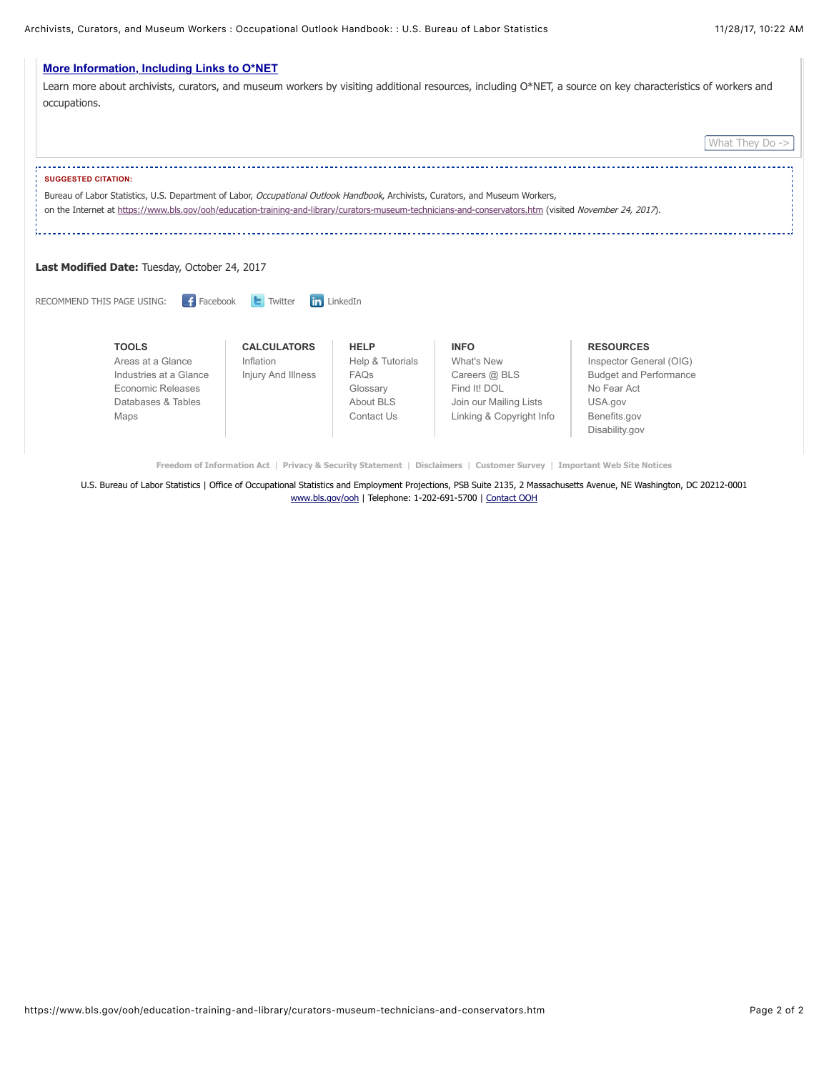**More Information, Including Links to O*NET**

Learn more about archivists, curators, and museum workers by visiting additional resources, including O*NET, a source on key characteristics of workers and occupations.

What They Do ->

**SUGGESTED CITATION:**

Bureau of Labor Statistics, U.S. Department of Labor, *Occupational Outlook Handbook*, Archivists, Curators, and Museum Workers, on the Internet at https://www.bls.gov/ooh/education-training-and-library/curators-museum-technicians-and-conservators.htm (visited *November 24, 2017*).

**Last Modified Date:** Tuesday, October 24, 2017

RECOMMEND THIS PAGE USING: Facebook Twitter LinkedIn

**TOOLS**
- Areas at a Glance
- Industries at a Glance
- Economic Releases
- Databases & Tables
- Maps

**CALCULATORS**
- Inflation
- Injury And Illness

**HELP**
- Help & Tutorials
- FAQs
- Glossary
- About BLS
- Contact Us

**INFO**
- What's New
- Careers @ BLS
- Find It! DOL
- Join our Mailing Lists
- Linking & Copyright Info

**RESOURCES**
- Inspector General (OIG)
- Budget and Performance
- No Fear Act
- USA.gov
- Benefits.gov
- Disability.gov

Freedom of Information Act | Privacy & Security Statement | Disclaimers | Customer Survey | Important Web Site Notices

U.S. Bureau of Labor Statistics | Office of Occupational Statistics and Employment Projections, PSB Suite 2135, 2 Massachusetts Avenue, NE Washington, DC 20212-0001
www.bls.gov/ooh | Telephone: 1-202-691-5700 | Contact OOH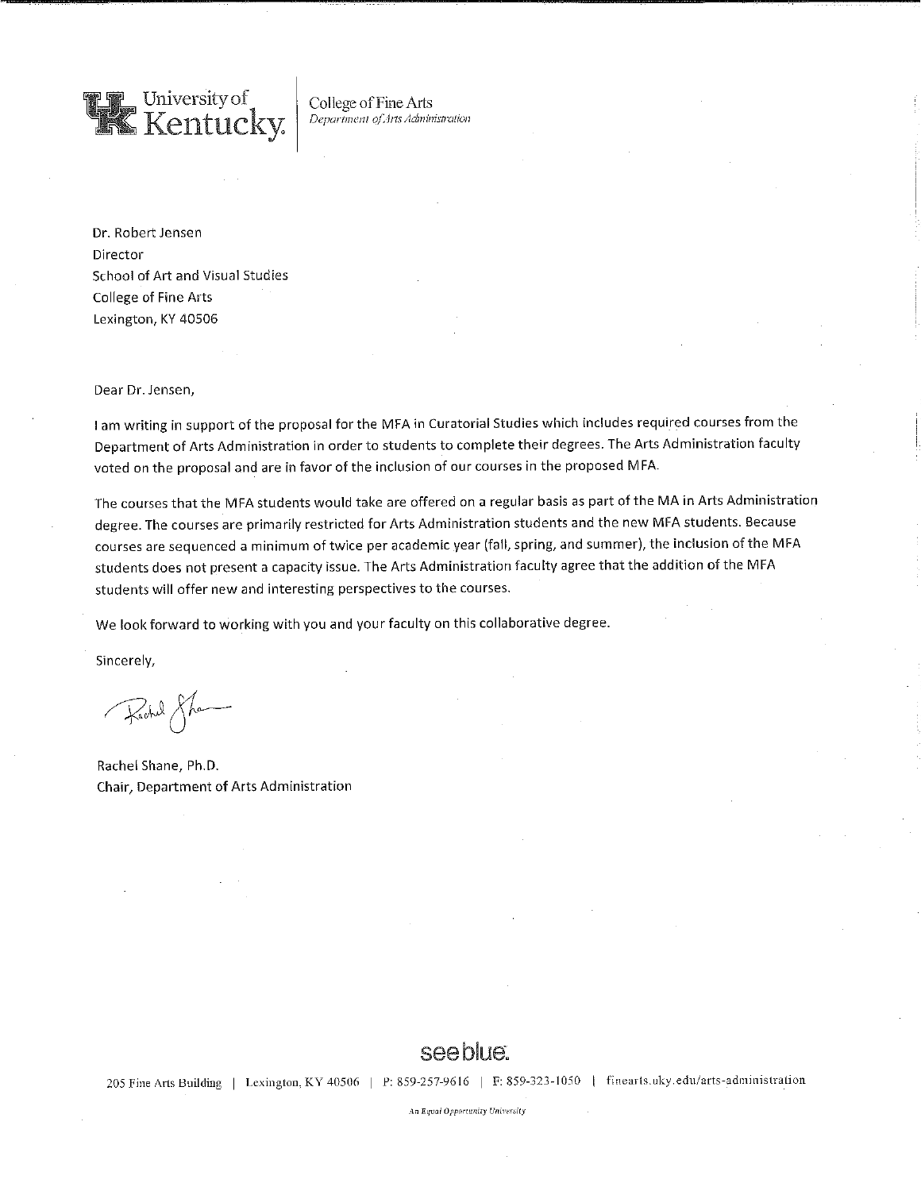University of Kentucky

College of Fine Arts
*Department of Arts Administration*

Dr. Robert Jensen
Director
School of Art and Visual Studies
College of Fine Arts
Lexington, KY 40506

Dear Dr. Jensen,

I am writing in support of the proposal for the MFA in Curatorial Studies which includes required courses from the Department of Arts Administration in order to students to complete their degrees. The Arts Administration faculty voted on the proposal and are in favor of the inclusion of our courses in the proposed MFA.

The courses that the MFA students would take are offered on a regular basis as part of the MA in Arts Administration degree. The courses are primarily restricted for Arts Administration students and the new MFA students. Because courses are sequenced a minimum of twice per academic year (fall, spring, and summer), the inclusion of the MFA students does not present a capacity issue. The Arts Administration faculty agree that the addition of the MFA students will offer new and interesting perspectives to the courses.

We look forward to working with you and your faculty on this collaborative degree.

Sincerely,

Rachel Shane, Ph.D.
Chair, Department of Arts Administration

see blue.

205 Fine Arts Building | Lexington, KY 40506 | P: 859-257-9616 | F: 859-323-1050 | finearts.uky.edu/arts-administration

*An Equal Opportunity University*